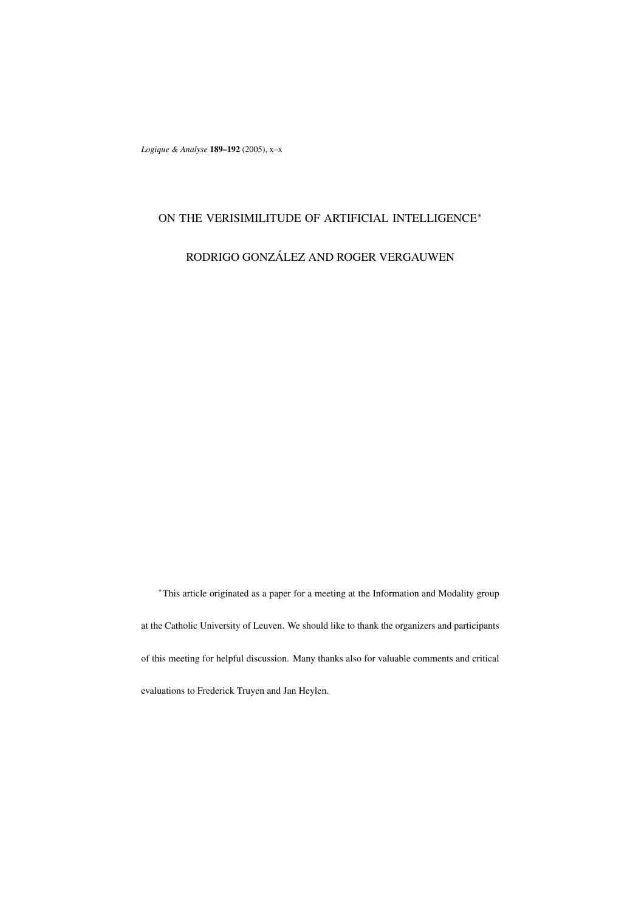# ON THE VERISIMILITUDE OF ARTIFICIAL INTELLIGENCE[*]

RODRIGO GONZÁLEZ AND ROGER VERGAUWEN

[*]This article originated as a paper for a meeting at the Information and Modality group at the Catholic University of Leuven. We should like to thank the organizers and participants of this meeting for helpful discussion. Many thanks also for valuable comments and critical evaluations to Frederick Truyen and Jan Heylen.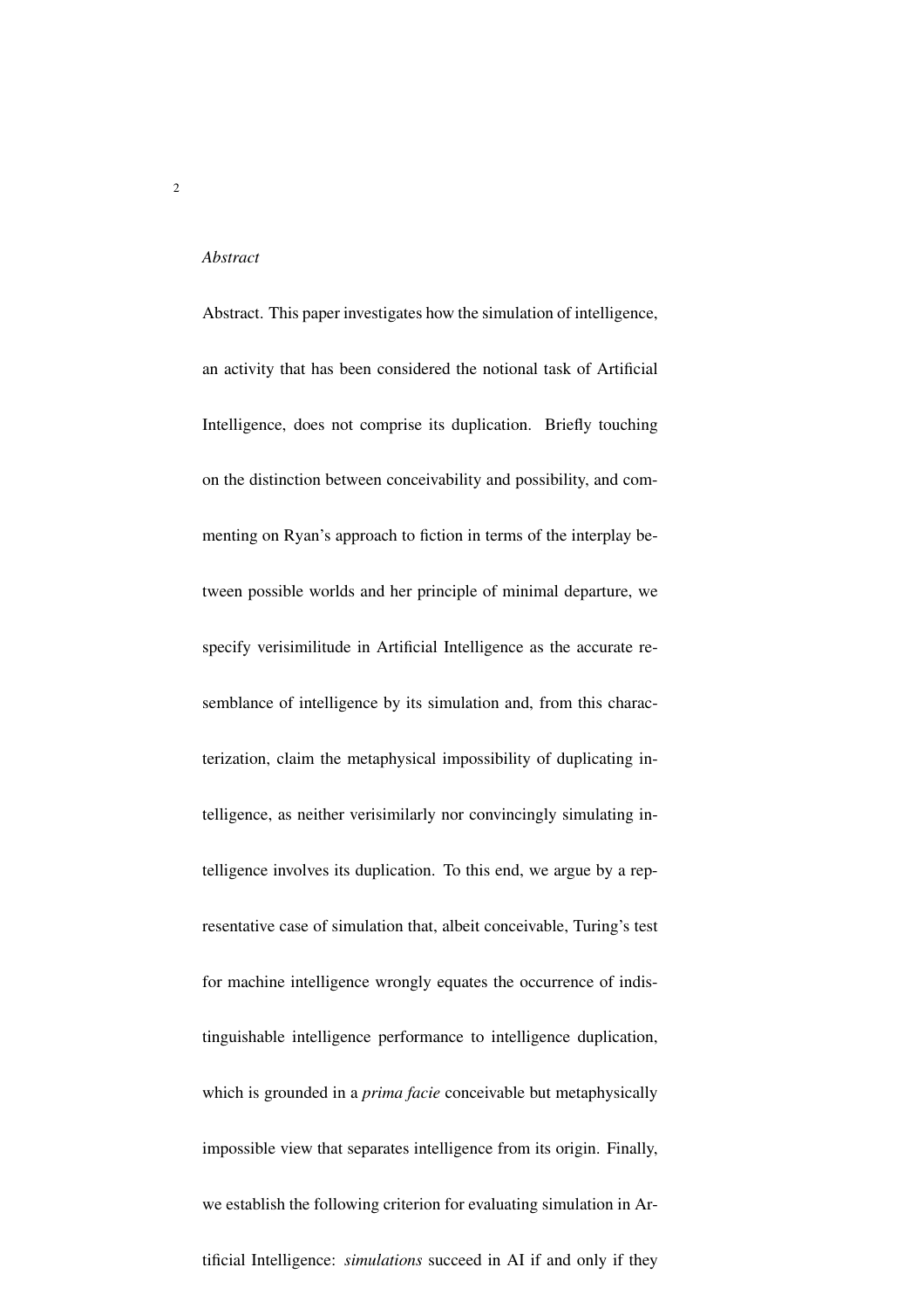*Abstract*

Abstract. This paper investigates how the simulation of intelligence, an activity that has been considered the notional task of Artificial Intelligence, does not comprise its duplication. Briefly touching on the distinction between conceivability and possibility, and commenting on Ryan's approach to fiction in terms of the interplay between possible worlds and her principle of minimal departure, we specify verisimilitude in Artificial Intelligence as the accurate resemblance of intelligence by its simulation and, from this characterization, claim the metaphysical impossibility of duplicating intelligence, as neither verisimilarly nor convincingly simulating intelligence involves its duplication. To this end, we argue by a representative case of simulation that, albeit conceivable, Turing's test for machine intelligence wrongly equates the occurrence of indistinguishable intelligence performance to intelligence duplication, which is grounded in a *prima facie* conceivable but metaphysically impossible view that separates intelligence from its origin. Finally, we establish the following criterion for evaluating simulation in Artificial Intelligence: *simulations* succeed in AI if and only if they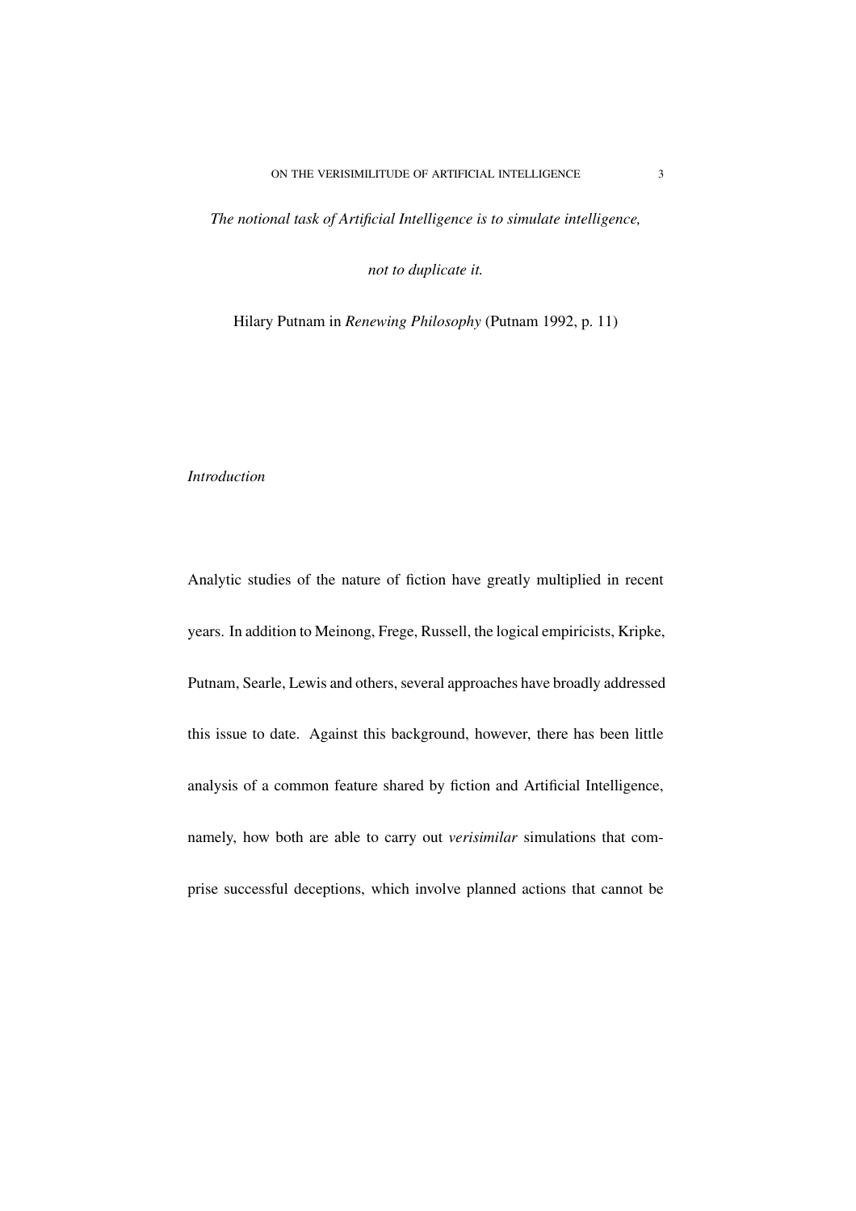*The notional task of Artificial Intelligence is to simulate intelligence,*

*not to duplicate it.*

Hilary Putnam in *Renewing Philosophy* (Putnam 1992, p. 11)

## *Introduction*

Analytic studies of the nature of fiction have greatly multiplied in recent years. In addition to Meinong, Frege, Russell, the logical empiricists, Kripke, Putnam, Searle, Lewis and others, several approaches have broadly addressed this issue to date. Against this background, however, there has been little analysis of a common feature shared by fiction and Artificial Intelligence, namely, how both are able to carry out *verisimilar* simulations that comprise successful deceptions, which involve planned actions that cannot be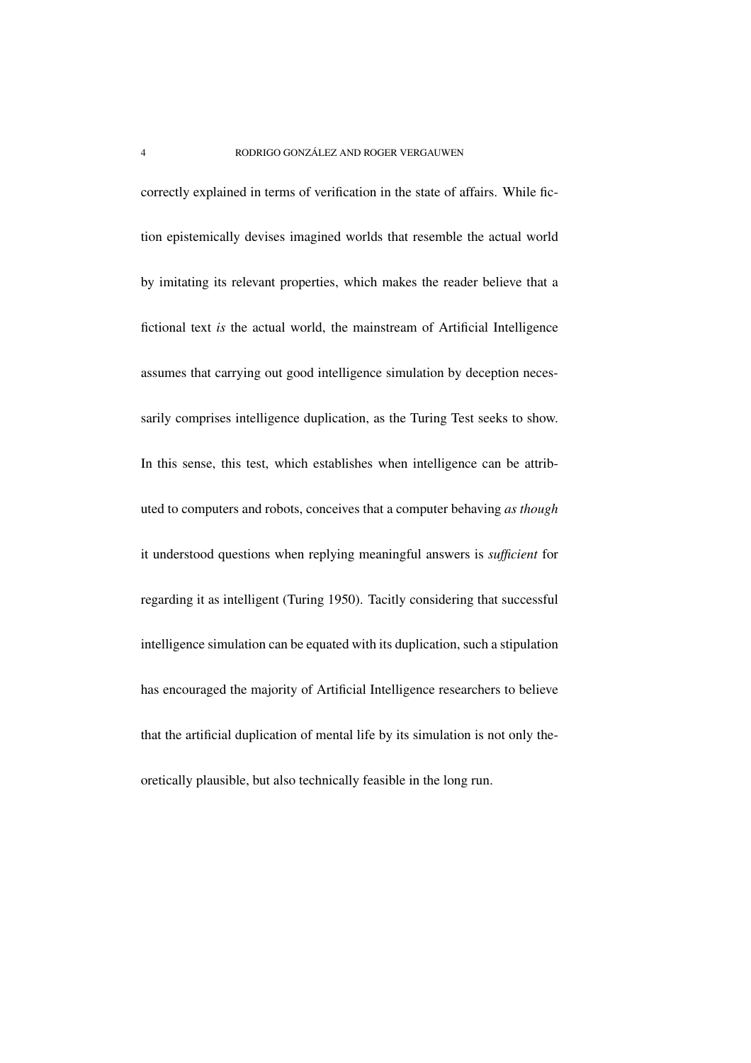correctly explained in terms of verification in the state of affairs. While fiction epistemically devises imagined worlds that resemble the actual world by imitating its relevant properties, which makes the reader believe that a fictional text *is* the actual world, the mainstream of Artificial Intelligence assumes that carrying out good intelligence simulation by deception necessarily comprises intelligence duplication, as the Turing Test seeks to show. In this sense, this test, which establishes when intelligence can be attributed to computers and robots, conceives that a computer behaving *as though* it understood questions when replying meaningful answers is *sufficient* for regarding it as intelligent (Turing 1950). Tacitly considering that successful intelligence simulation can be equated with its duplication, such a stipulation has encouraged the majority of Artificial Intelligence researchers to believe that the artificial duplication of mental life by its simulation is not only theoretically plausible, but also technically feasible in the long run.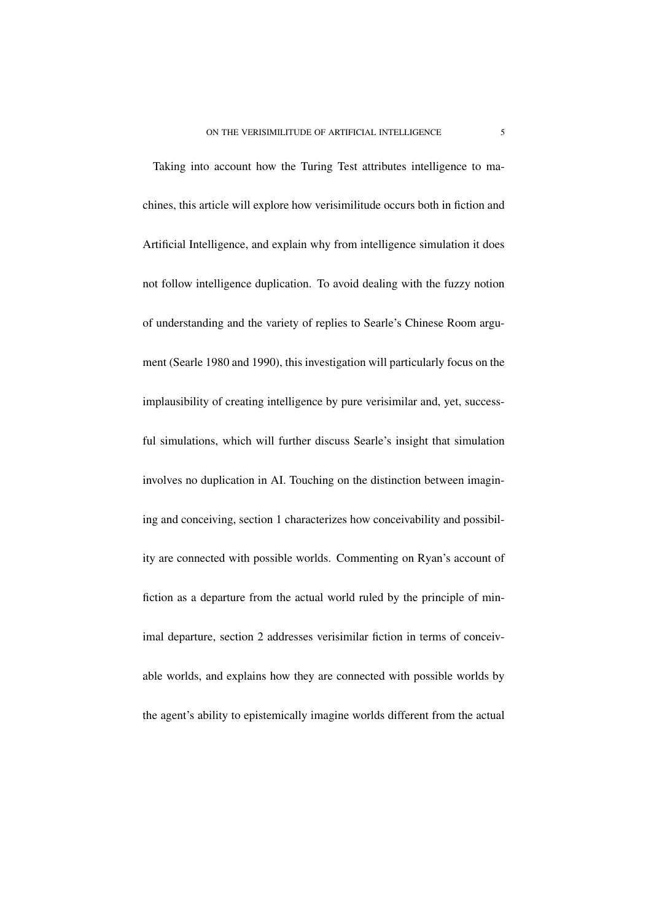Taking into account how the Turing Test attributes intelligence to machines, this article will explore how verisimilitude occurs both in fiction and Artificial Intelligence, and explain why from intelligence simulation it does not follow intelligence duplication. To avoid dealing with the fuzzy notion of understanding and the variety of replies to Searle's Chinese Room argument (Searle 1980 and 1990), this investigation will particularly focus on the implausibility of creating intelligence by pure verisimilar and, yet, successful simulations, which will further discuss Searle's insight that simulation involves no duplication in AI. Touching on the distinction between imagining and conceiving, section 1 characterizes how conceivability and possibility are connected with possible worlds. Commenting on Ryan's account of fiction as a departure from the actual world ruled by the principle of minimal departure, section 2 addresses verisimilar fiction in terms of conceivable worlds, and explains how they are connected with possible worlds by the agent's ability to epistemically imagine worlds different from the actual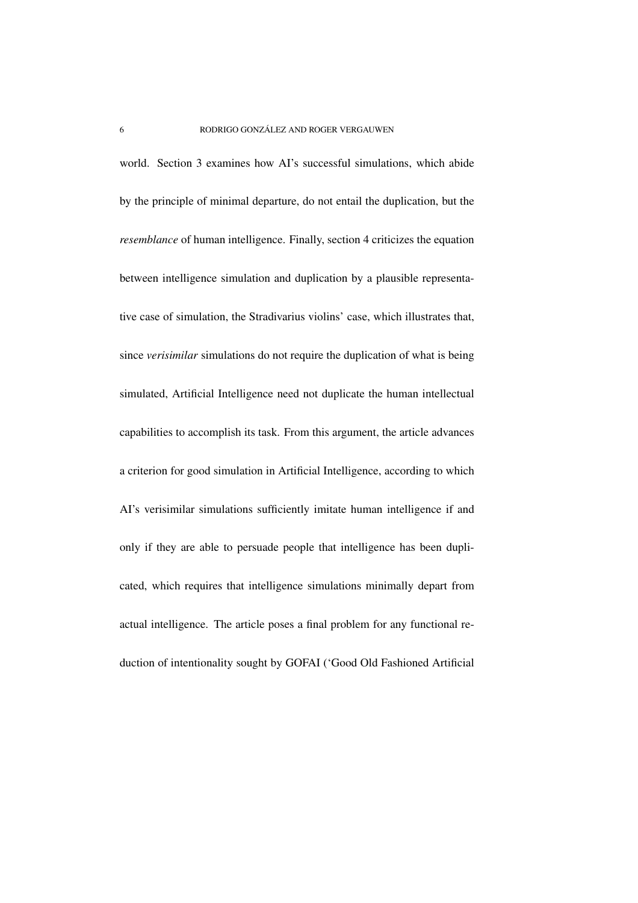world. Section 3 examines how AI's successful simulations, which abide by the principle of minimal departure, do not entail the duplication, but the *resemblance* of human intelligence. Finally, section 4 criticizes the equation between intelligence simulation and duplication by a plausible representative case of simulation, the Stradivarius violins' case, which illustrates that, since *verisimilar* simulations do not require the duplication of what is being simulated, Artificial Intelligence need not duplicate the human intellectual capabilities to accomplish its task. From this argument, the article advances a criterion for good simulation in Artificial Intelligence, according to which AI's verisimilar simulations sufficiently imitate human intelligence if and only if they are able to persuade people that intelligence has been duplicated, which requires that intelligence simulations minimally depart from actual intelligence. The article poses a final problem for any functional reduction of intentionality sought by GOFAI ('Good Old Fashioned Artificial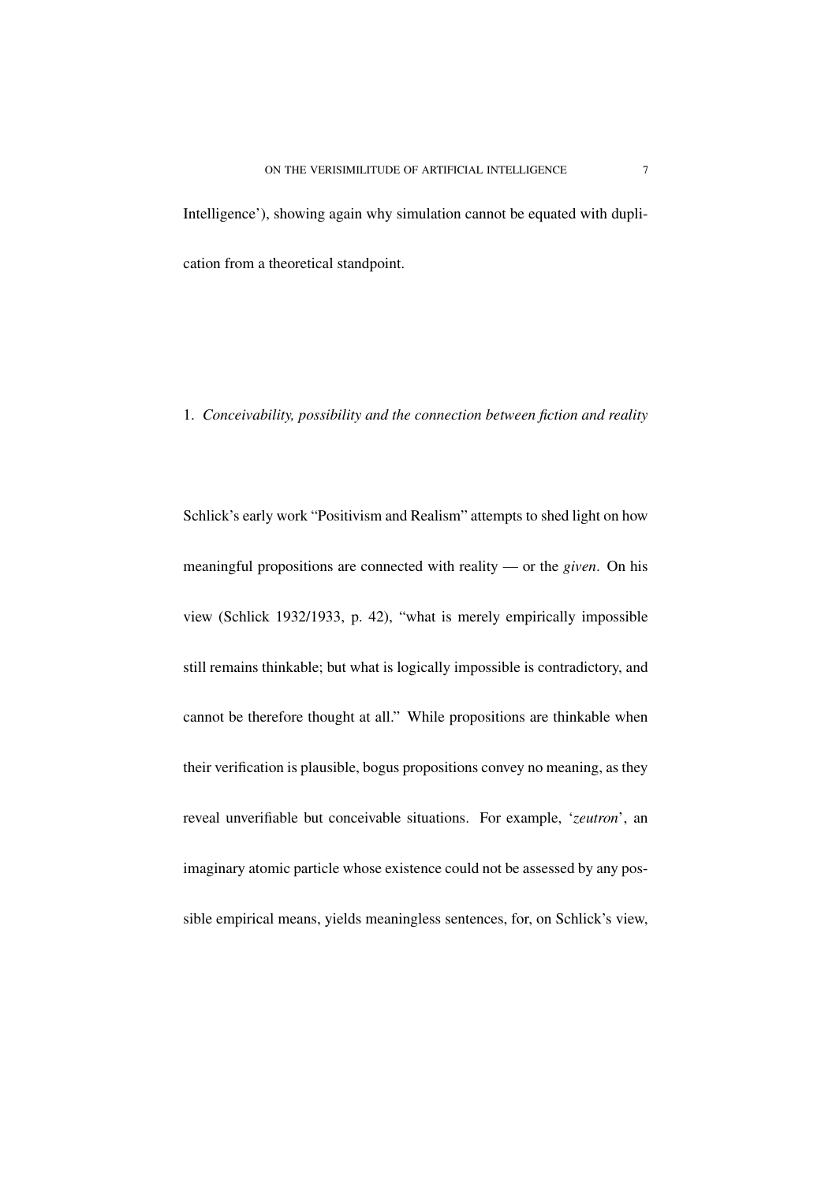Intelligence'), showing again why simulation cannot be equated with duplication from a theoretical standpoint.

## 1. *Conceivability, possibility and the connection between fiction and reality*

Schlick's early work "Positivism and Realism" attempts to shed light on how meaningful propositions are connected with reality — or the *given*. On his view (Schlick 1932/1933, p. 42), "what is merely empirically impossible still remains thinkable; but what is logically impossible is contradictory, and cannot be therefore thought at all." While propositions are thinkable when their verification is plausible, bogus propositions convey no meaning, as they reveal unverifiable but conceivable situations. For example, '*zeutron*', an imaginary atomic particle whose existence could not be assessed by any possible empirical means, yields meaningless sentences, for, on Schlick's view,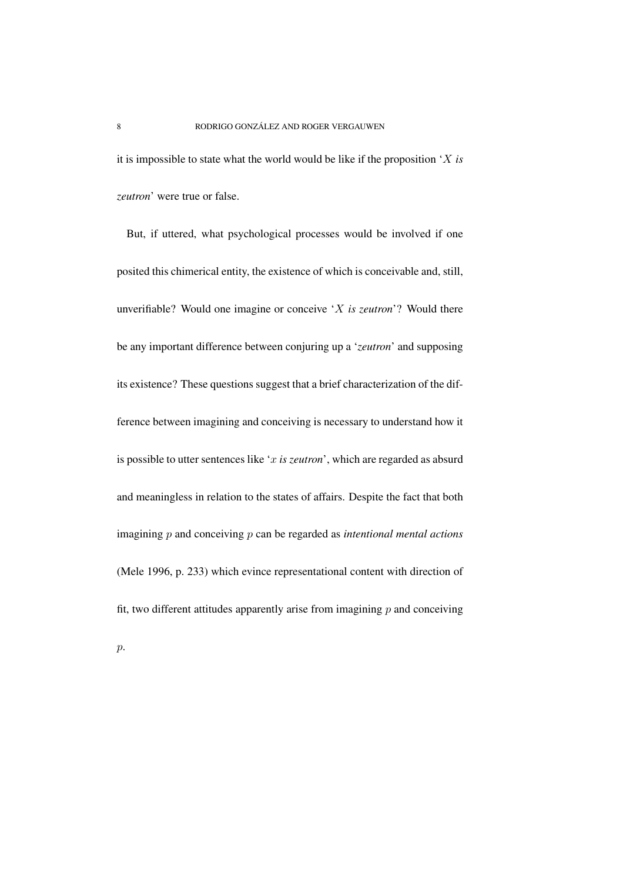it is impossible to state what the world would be like if the proposition '$X$ *is zeutron*' were true or false.

But, if uttered, what psychological processes would be involved if one posited this chimerical entity, the existence of which is conceivable and, still, unverifiable? Would one imagine or conceive '$X$ *is zeutron*'? Would there be any important difference between conjuring up a '*zeutron*' and supposing its existence? These questions suggest that a brief characterization of the difference between imagining and conceiving is necessary to understand how it is possible to utter sentences like '$x$ *is zeutron*', which are regarded as absurd and meaningless in relation to the states of affairs. Despite the fact that both imagining $p$ and conceiving $p$ can be regarded as *intentional mental actions* (Mele 1996, p. 233) which evince representational content with direction of fit, two different attitudes apparently arise from imagining $p$ and conceiving $p$.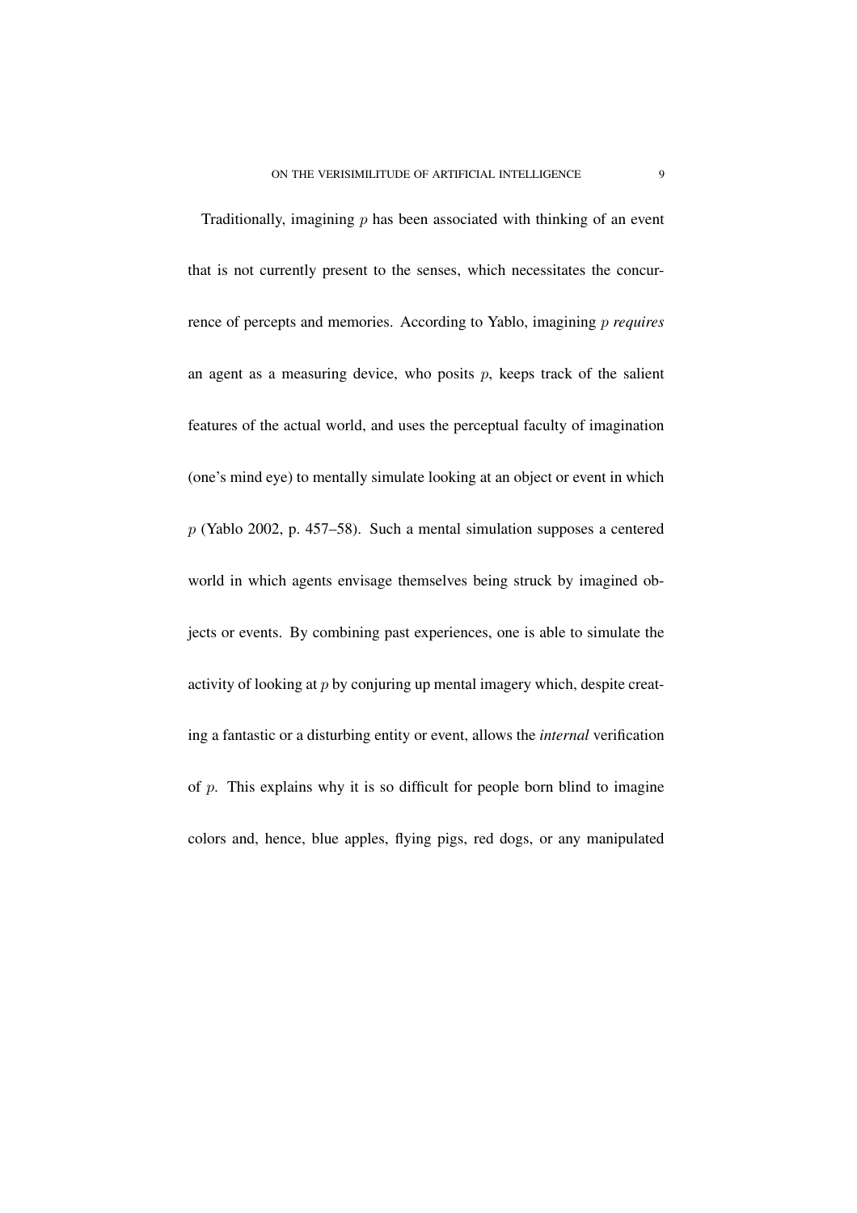Traditionally, imagining $p$ has been associated with thinking of an event that is not currently present to the senses, which necessitates the concurrence of percepts and memories. According to Yablo, imagining $p$ *requires* an agent as a measuring device, who posits $p$, keeps track of the salient features of the actual world, and uses the perceptual faculty of imagination (one's mind eye) to mentally simulate looking at an object or event in which $p$ (Yablo 2002, p. 457–58). Such a mental simulation supposes a centered world in which agents envisage themselves being struck by imagined objects or events. By combining past experiences, one is able to simulate the activity of looking at $p$ by conjuring up mental imagery which, despite creating a fantastic or a disturbing entity or event, allows the *internal* verification of $p$. This explains why it is so difficult for people born blind to imagine colors and, hence, blue apples, flying pigs, red dogs, or any manipulated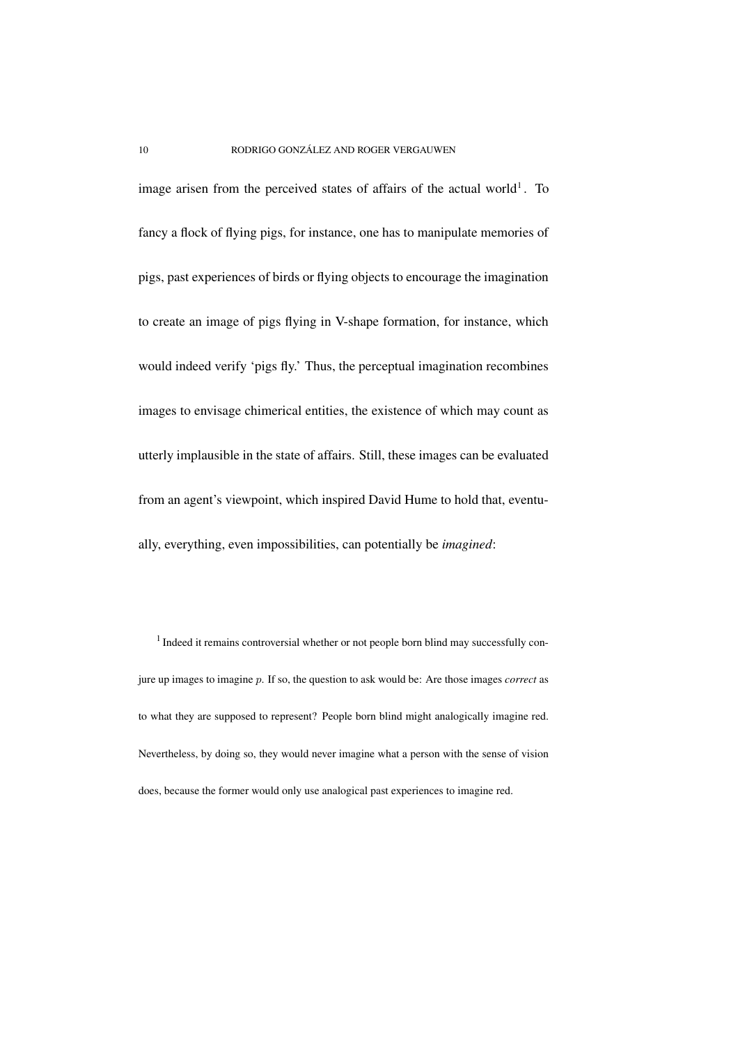image arisen from the perceived states of affairs of the actual world[1]. To fancy a flock of flying pigs, for instance, one has to manipulate memories of pigs, past experiences of birds or flying objects to encourage the imagination to create an image of pigs flying in V-shape formation, for instance, which would indeed verify 'pigs fly.' Thus, the perceptual imagination recombines images to envisage chimerical entities, the existence of which may count as utterly implausible in the state of affairs. Still, these images can be evaluated from an agent's viewpoint, which inspired David Hume to hold that, eventually, everything, even impossibilities, can potentially be *imagined*:

[1] Indeed it remains controversial whether or not people born blind may successfully conjure up images to imagine $p$. If so, the question to ask would be: Are those images *correct* as to what they are supposed to represent? People born blind might analogically imagine red. Nevertheless, by doing so, they would never imagine what a person with the sense of vision does, because the former would only use analogical past experiences to imagine red.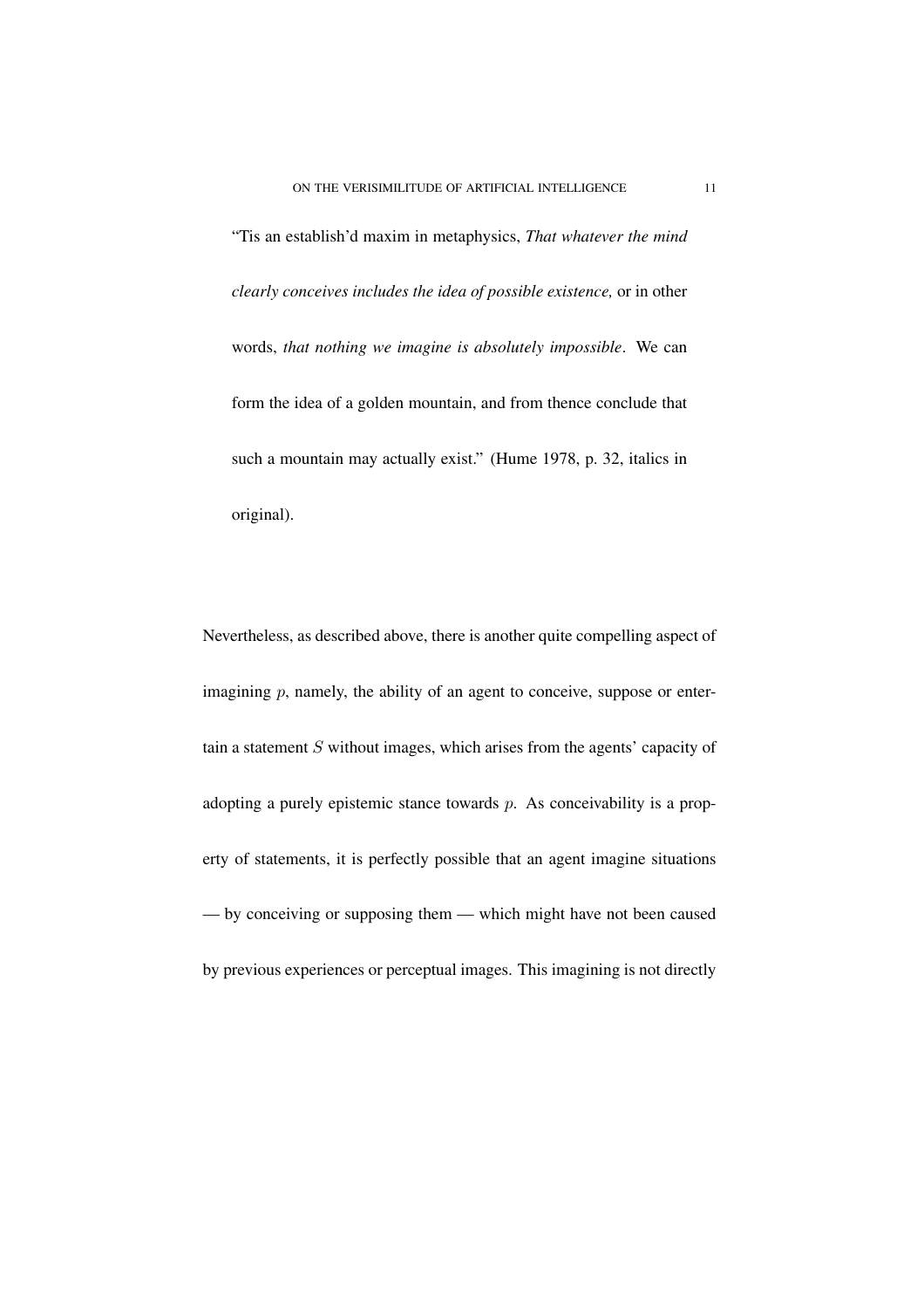> "Tis an establish'd maxim in metaphysics, *That whatever the mind clearly conceives includes the idea of possible existence,* or in other words, *that nothing we imagine is absolutely impossible*. We can form the idea of a golden mountain, and from thence conclude that such a mountain may actually exist." (Hume 1978, p. 32, italics in original).

Nevertheless, as described above, there is another quite compelling aspect of imagining $p$, namely, the ability of an agent to conceive, suppose or entertain a statement $S$ without images, which arises from the agents' capacity of adopting a purely epistemic stance towards $p$. As conceivability is a property of statements, it is perfectly possible that an agent imagine situations — by conceiving or supposing them — which might have not been caused by previous experiences or perceptual images. This imagining is not directly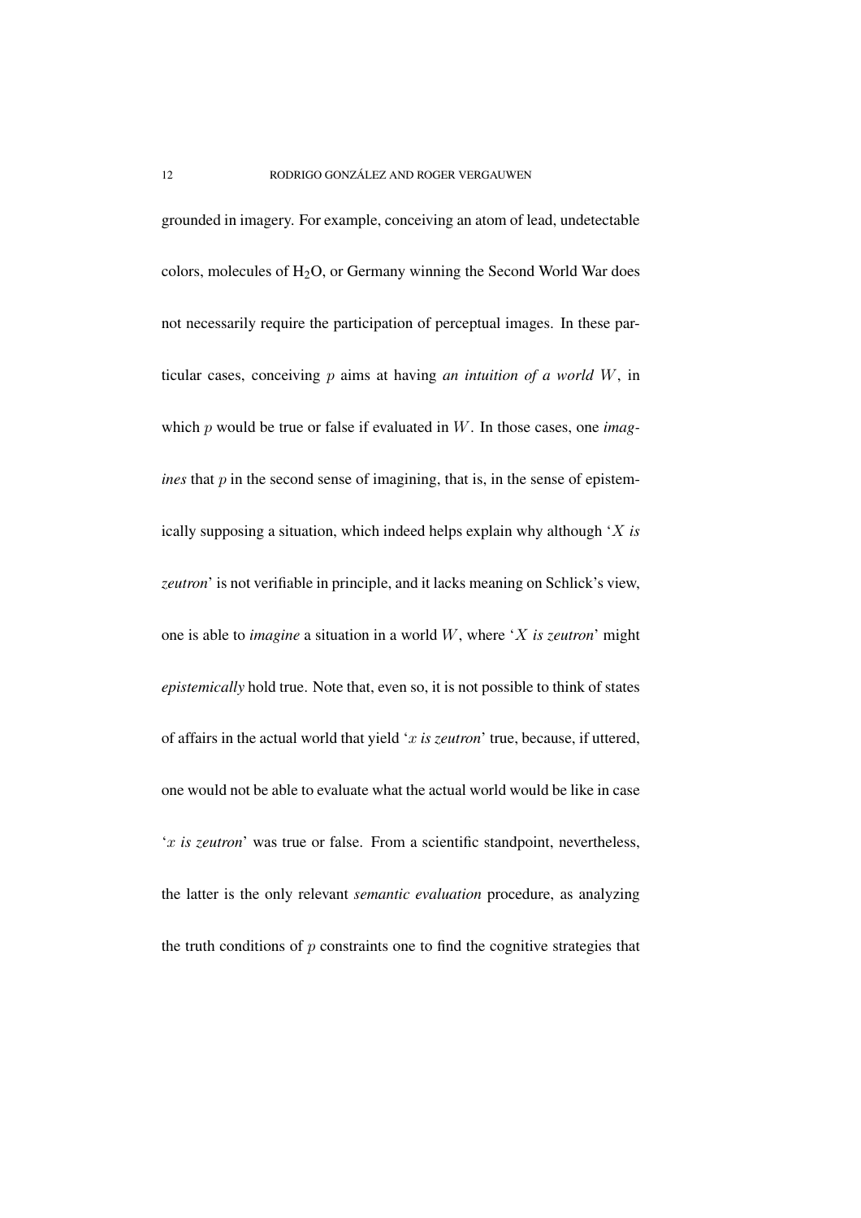grounded in imagery. For example, conceiving an atom of lead, undetectable colors, molecules of $H_2O$, or Germany winning the Second World War does not necessarily require the participation of perceptual images. In these particular cases, conceiving $p$ aims at having *an intuition of a world* $W$, in which $p$ would be true or false if evaluated in $W$. In those cases, one *imagines* that $p$ in the second sense of imagining, that is, in the sense of epistemically supposing a situation, which indeed helps explain why although '$X$ *is zeutron*' is not verifiable in principle, and it lacks meaning on Schlick's view, one is able to *imagine* a situation in a world $W$, where '$X$ *is zeutron*' might *epistemically* hold true. Note that, even so, it is not possible to think of states of affairs in the actual world that yield '$x$ *is zeutron*' true, because, if uttered, one would not be able to evaluate what the actual world would be like in case '$x$ *is zeutron*' was true or false. From a scientific standpoint, nevertheless, the latter is the only relevant *semantic evaluation* procedure, as analyzing the truth conditions of $p$ constraints one to find the cognitive strategies that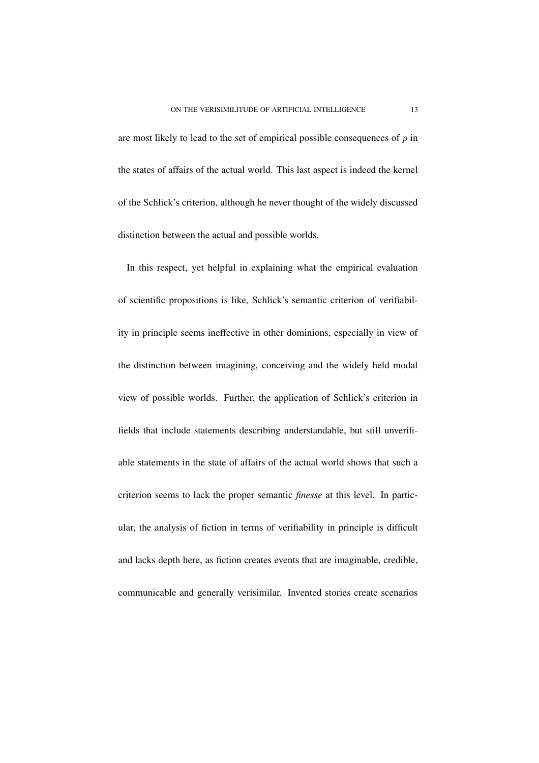are most likely to lead to the set of empirical possible consequences of $p$ in the states of affairs of the actual world. This last aspect is indeed the kernel of the Schlick's criterion, although he never thought of the widely discussed distinction between the actual and possible worlds.

In this respect, yet helpful in explaining what the empirical evaluation of scientific propositions is like, Schlick's semantic criterion of verifiability in principle seems ineffective in other dominions, especially in view of the distinction between imagining, conceiving and the widely held modal view of possible worlds. Further, the application of Schlick's criterion in fields that include statements describing understandable, but still unverifiable statements in the state of affairs of the actual world shows that such a criterion seems to lack the proper semantic *finesse* at this level. In particular, the analysis of fiction in terms of verifiability in principle is difficult and lacks depth here, as fiction creates events that are imaginable, credible, communicable and generally verisimilar. Invented stories create scenarios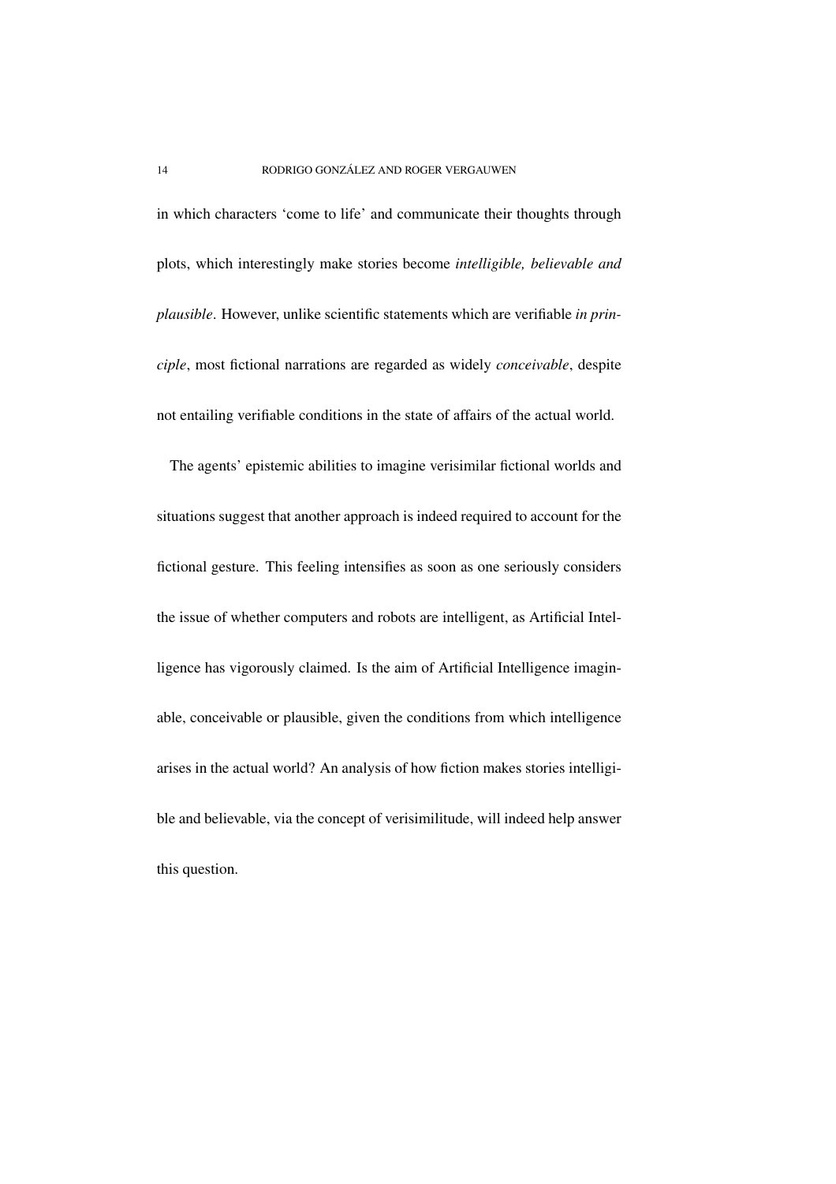in which characters 'come to life' and communicate their thoughts through plots, which interestingly make stories become *intelligible, believable and plausible*. However, unlike scientific statements which are verifiable *in principle*, most fictional narrations are regarded as widely *conceivable*, despite not entailing verifiable conditions in the state of affairs of the actual world.

The agents' epistemic abilities to imagine verisimilar fictional worlds and situations suggest that another approach is indeed required to account for the fictional gesture. This feeling intensifies as soon as one seriously considers the issue of whether computers and robots are intelligent, as Artificial Intelligence has vigorously claimed. Is the aim of Artificial Intelligence imaginable, conceivable or plausible, given the conditions from which intelligence arises in the actual world? An analysis of how fiction makes stories intelligible and believable, via the concept of verisimilitude, will indeed help answer this question.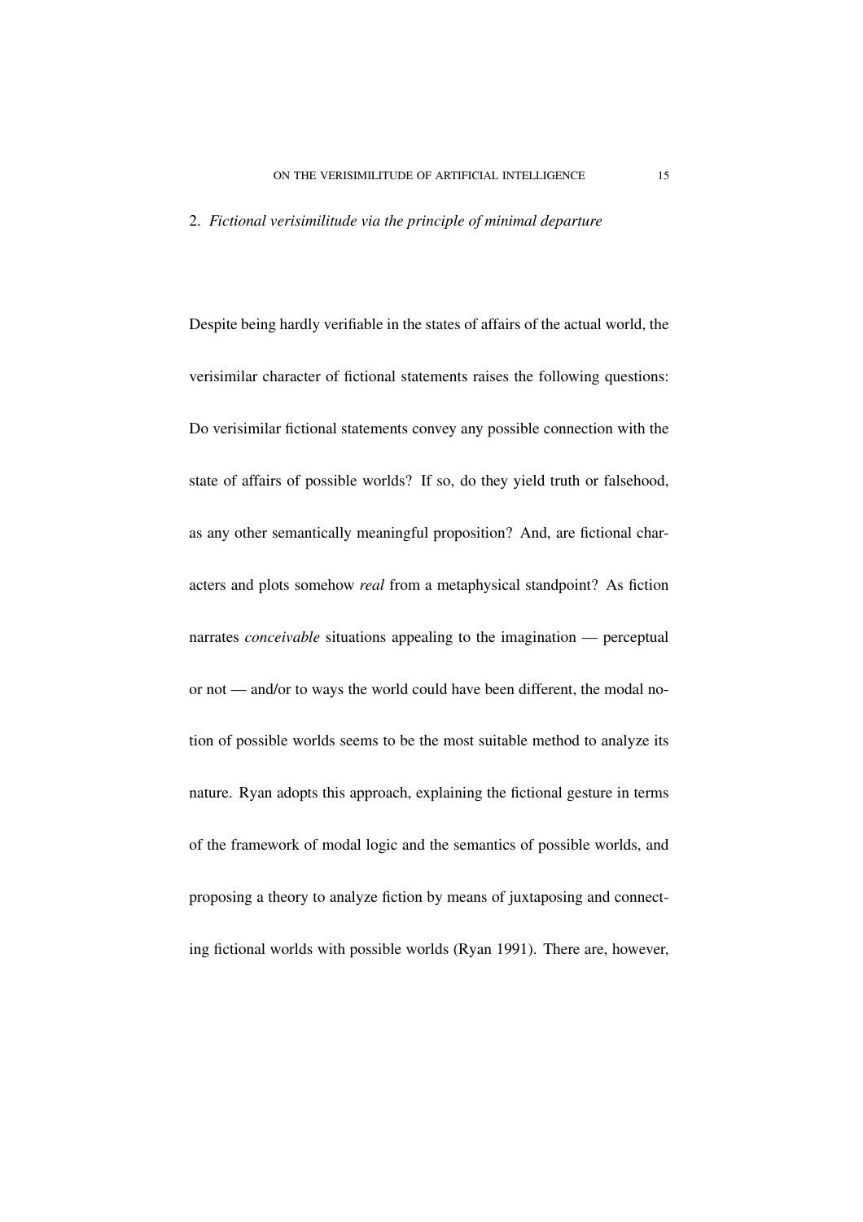## 2. *Fictional verisimilitude via the principle of minimal departure*

Despite being hardly verifiable in the states of affairs of the actual world, the verisimilar character of fictional statements raises the following questions: Do verisimilar fictional statements convey any possible connection with the state of affairs of possible worlds? If so, do they yield truth or falsehood, as any other semantically meaningful proposition? And, are fictional characters and plots somehow *real* from a metaphysical standpoint? As fiction narrates *conceivable* situations appealing to the imagination — perceptual or not — and/or to ways the world could have been different, the modal notion of possible worlds seems to be the most suitable method to analyze its nature. Ryan adopts this approach, explaining the fictional gesture in terms of the framework of modal logic and the semantics of possible worlds, and proposing a theory to analyze fiction by means of juxtaposing and connecting fictional worlds with possible worlds (Ryan 1991). There are, however,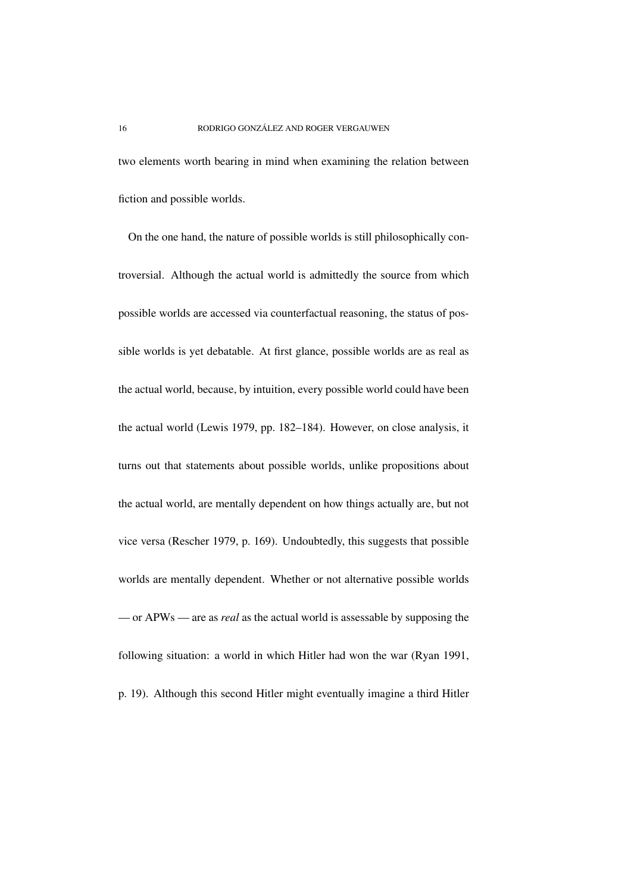two elements worth bearing in mind when examining the relation between fiction and possible worlds.

On the one hand, the nature of possible worlds is still philosophically controversial. Although the actual world is admittedly the source from which possible worlds are accessed via counterfactual reasoning, the status of possible worlds is yet debatable. At first glance, possible worlds are as real as the actual world, because, by intuition, every possible world could have been the actual world (Lewis 1979, pp. 182–184). However, on close analysis, it turns out that statements about possible worlds, unlike propositions about the actual world, are mentally dependent on how things actually are, but not vice versa (Rescher 1979, p. 169). Undoubtedly, this suggests that possible worlds are mentally dependent. Whether or not alternative possible worlds — or APWs — are as *real* as the actual world is assessable by supposing the following situation: a world in which Hitler had won the war (Ryan 1991, p. 19). Although this second Hitler might eventually imagine a third Hitler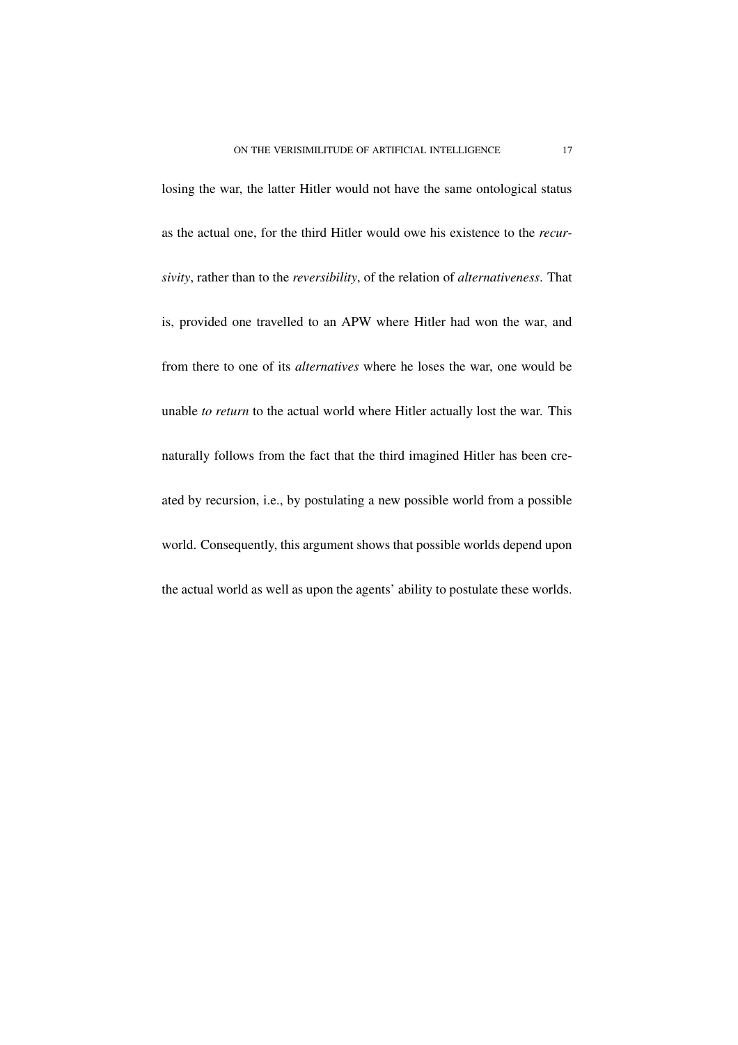losing the war, the latter Hitler would not have the same ontological status as the actual one, for the third Hitler would owe his existence to the *recursivity*, rather than to the *reversibility*, of the relation of *alternativeness*. That is, provided one travelled to an APW where Hitler had won the war, and from there to one of its *alternatives* where he loses the war, one would be unable *to return* to the actual world where Hitler actually lost the war. This naturally follows from the fact that the third imagined Hitler has been created by recursion, i.e., by postulating a new possible world from a possible world. Consequently, this argument shows that possible worlds depend upon the actual world as well as upon the agents' ability to postulate these worlds.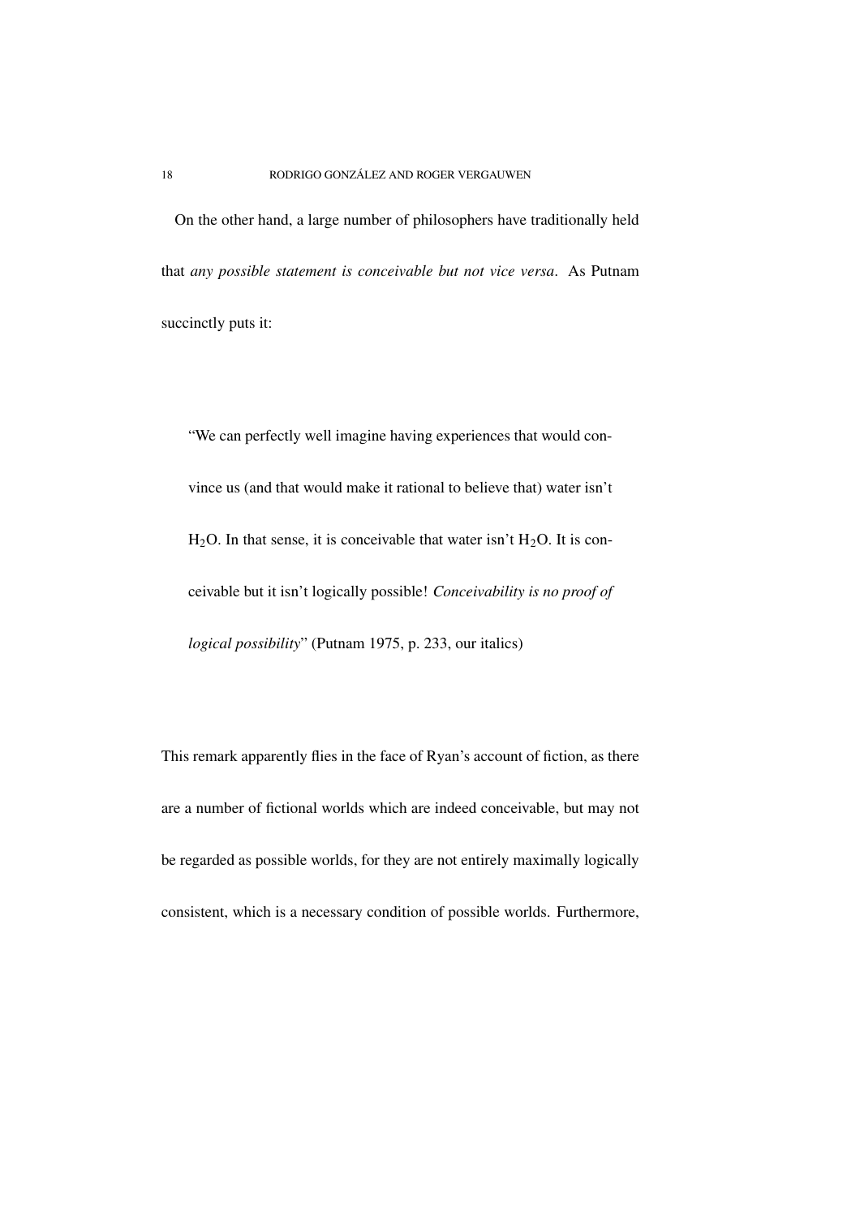On the other hand, a large number of philosophers have traditionally held that *any possible statement is conceivable but not vice versa*. As Putnam succinctly puts it:

> "We can perfectly well imagine having experiences that would convince us (and that would make it rational to believe that) water isn't $H_2O$. In that sense, it is conceivable that water isn't $H_2O$. It is conceivable but it isn't logically possible! *Conceivability is no proof of logical possibility*" (Putnam 1975, p. 233, our italics)

This remark apparently flies in the face of Ryan's account of fiction, as there are a number of fictional worlds which are indeed conceivable, but may not be regarded as possible worlds, for they are not entirely maximally logically consistent, which is a necessary condition of possible worlds. Furthermore,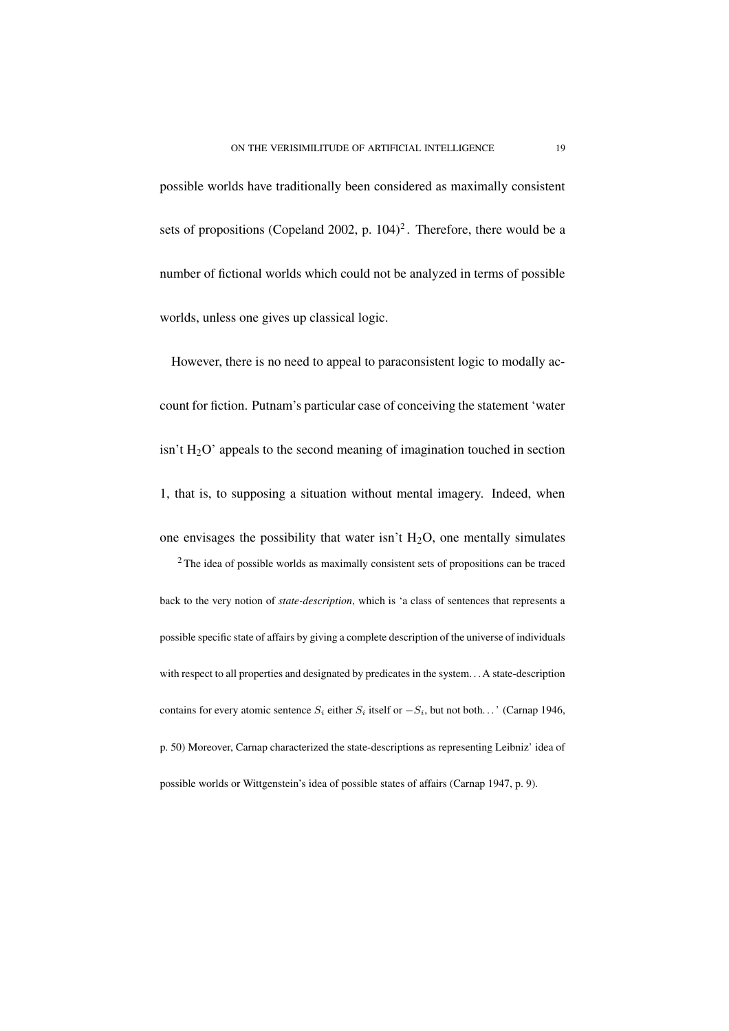possible worlds have traditionally been considered as maximally consistent sets of propositions (Copeland 2002, p. 104)[2]. Therefore, there would be a number of fictional worlds which could not be analyzed in terms of possible worlds, unless one gives up classical logic.

However, there is no need to appeal to paraconsistent logic to modally account for fiction. Putnam's particular case of conceiving the statement 'water isn't $H_2O$' appeals to the second meaning of imagination touched in section 1, that is, to supposing a situation without mental imagery. Indeed, when one envisages the possibility that water isn't $H_2O$, one mentally simulates

[2] The idea of possible worlds as maximally consistent sets of propositions can be traced back to the very notion of *state-description*, which is 'a class of sentences that represents a possible specific state of affairs by giving a complete description of the universe of individuals with respect to all properties and designated by predicates in the system... A state-description contains for every atomic sentence $S_i$ either $S_i$ itself or $-S_i$, but not both...' (Carnap 1946, p. 50) Moreover, Carnap characterized the state-descriptions as representing Leibniz' idea of possible worlds or Wittgenstein's idea of possible states of affairs (Carnap 1947, p. 9).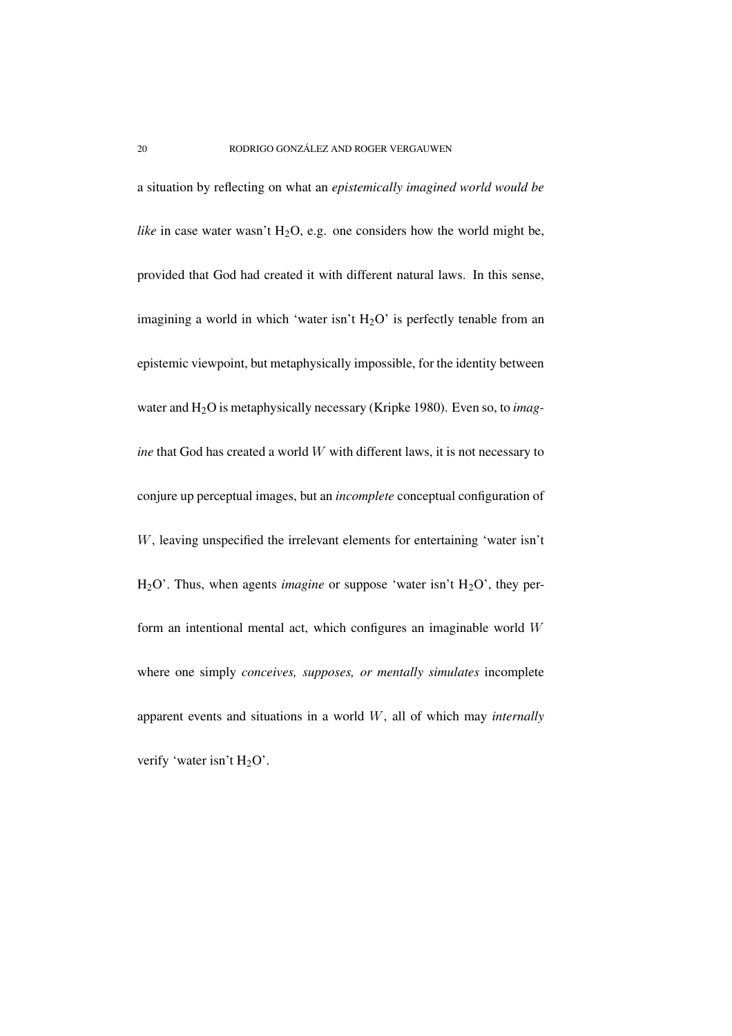a situation by reflecting on what an *epistemically imagined world would be like* in case water wasn't $H_2O$, e.g. one considers how the world might be, provided that God had created it with different natural laws. In this sense, imagining a world in which 'water isn't $H_2O$' is perfectly tenable from an epistemic viewpoint, but metaphysically impossible, for the identity between water and $H_2O$ is metaphysically necessary (Kripke 1980). Even so, to *imagine* that God has created a world $W$ with different laws, it is not necessary to conjure up perceptual images, but an *incomplete* conceptual configuration of $W$, leaving unspecified the irrelevant elements for entertaining 'water isn't $H_2O$'. Thus, when agents *imagine* or suppose 'water isn't $H_2O$', they perform an intentional mental act, which configures an imaginable world $W$ where one simply *conceives, supposes, or mentally simulates* incomplete apparent events and situations in a world $W$, all of which may *internally* verify 'water isn't $H_2O$'.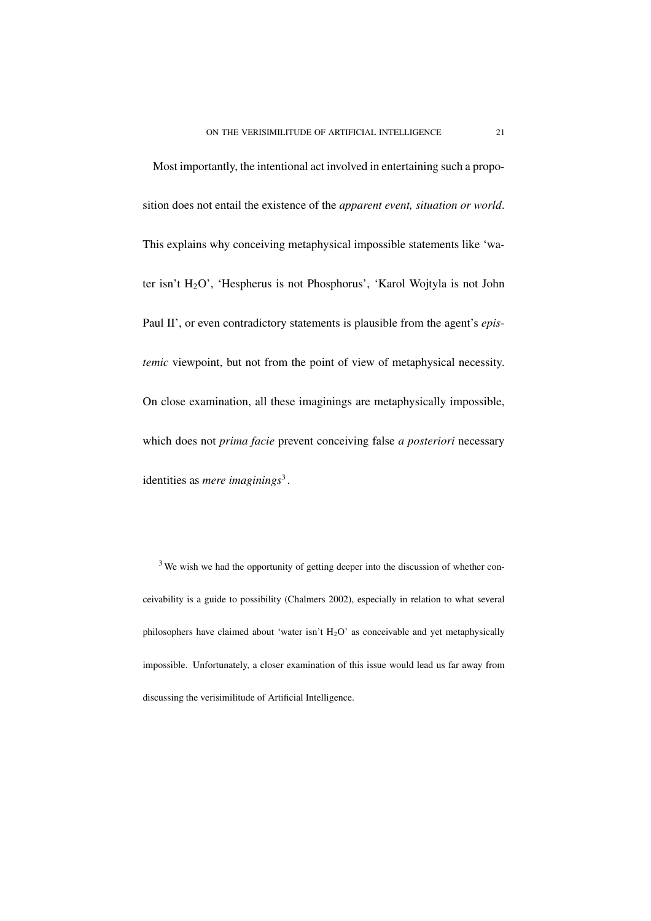Most importantly, the intentional act involved in entertaining such a proposition does not entail the existence of the *apparent event, situation or world*. This explains why conceiving metaphysical impossible statements like 'water isn't $H_2O$', 'Hespherus is not Phosphorus', 'Karol Wojtyla is not John Paul II', or even contradictory statements is plausible from the agent's *epistemic* viewpoint, but not from the point of view of metaphysical necessity. On close examination, all these imaginings are metaphysically impossible, which does not *prima facie* prevent conceiving false *a posteriori* necessary identities as *mere imaginings*[3].

[3] We wish we had the opportunity of getting deeper into the discussion of whether conceivability is a guide to possibility (Chalmers 2002), especially in relation to what several philosophers have claimed about 'water isn't $H_2O$' as conceivable and yet metaphysically impossible. Unfortunately, a closer examination of this issue would lead us far away from discussing the verisimilitude of Artificial Intelligence.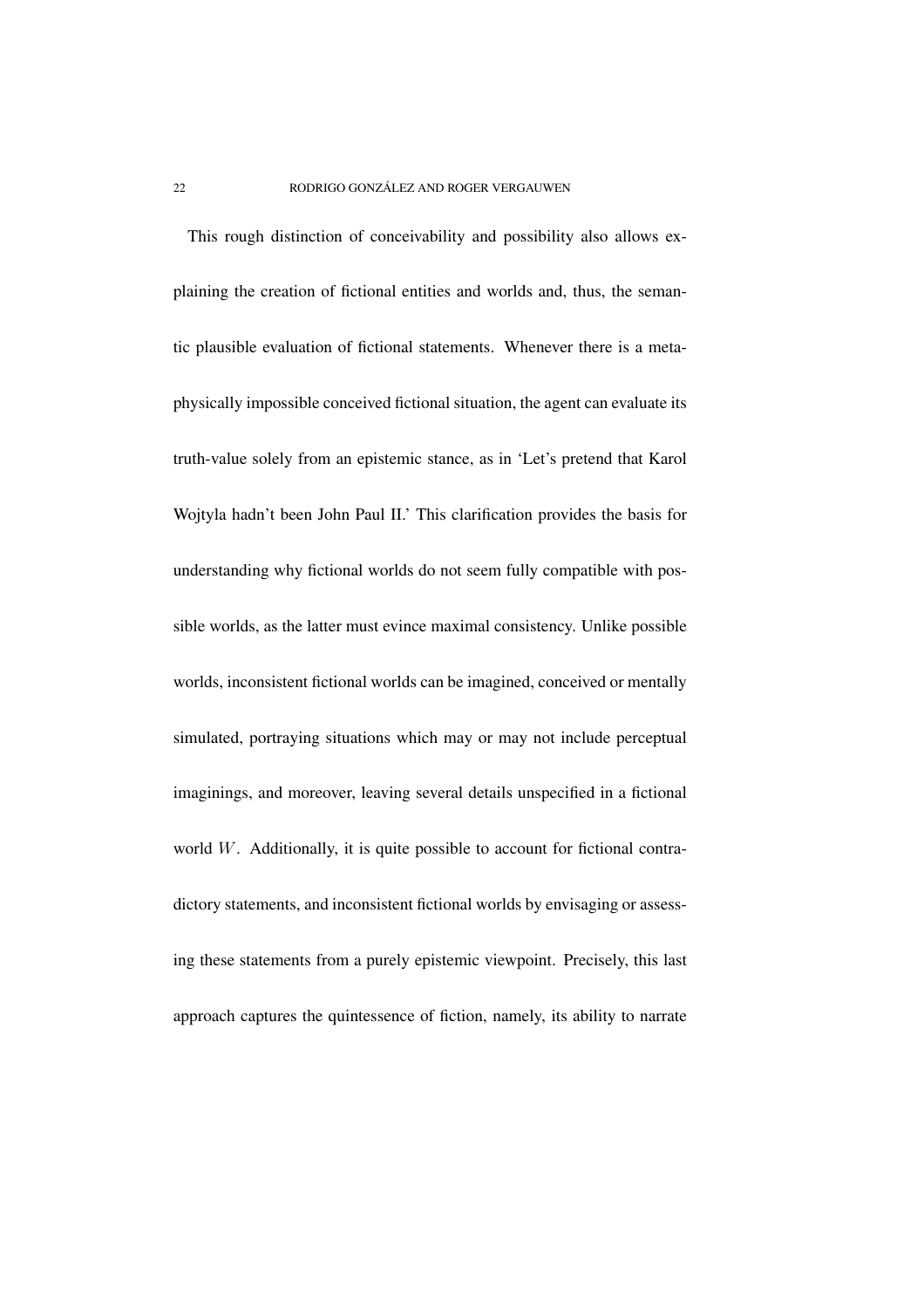This rough distinction of conceivability and possibility also allows explaining the creation of fictional entities and worlds and, thus, the semantic plausible evaluation of fictional statements. Whenever there is a metaphysically impossible conceived fictional situation, the agent can evaluate its truth-value solely from an epistemic stance, as in 'Let's pretend that Karol Wojtyla hadn't been John Paul II.' This clarification provides the basis for understanding why fictional worlds do not seem fully compatible with possible worlds, as the latter must evince maximal consistency. Unlike possible worlds, inconsistent fictional worlds can be imagined, conceived or mentally simulated, portraying situations which may or may not include perceptual imaginings, and moreover, leaving several details unspecified in a fictional world $W$. Additionally, it is quite possible to account for fictional contradictory statements, and inconsistent fictional worlds by envisaging or assessing these statements from a purely epistemic viewpoint. Precisely, this last approach captures the quintessence of fiction, namely, its ability to narrate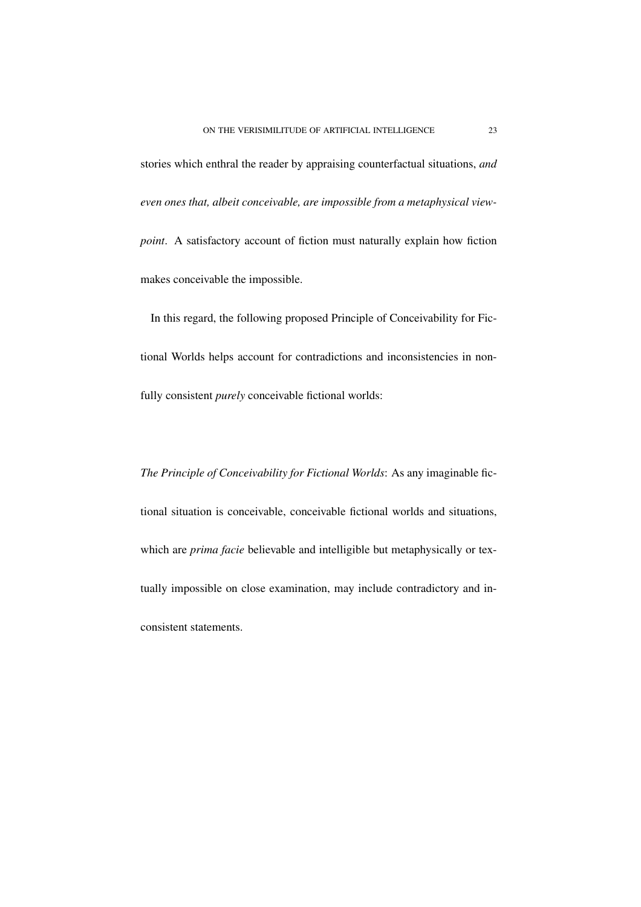stories which enthral the reader by appraising counterfactual situations, *and even ones that, albeit conceivable, are impossible from a metaphysical viewpoint*. A satisfactory account of fiction must naturally explain how fiction makes conceivable the impossible.

In this regard, the following proposed Principle of Conceivability for Fictional Worlds helps account for contradictions and inconsistencies in non-fully consistent *purely* conceivable fictional worlds:

*The Principle of Conceivability for Fictional Worlds*: As any imaginable fictional situation is conceivable, conceivable fictional worlds and situations, which are *prima facie* believable and intelligible but metaphysically or textually impossible on close examination, may include contradictory and inconsistent statements.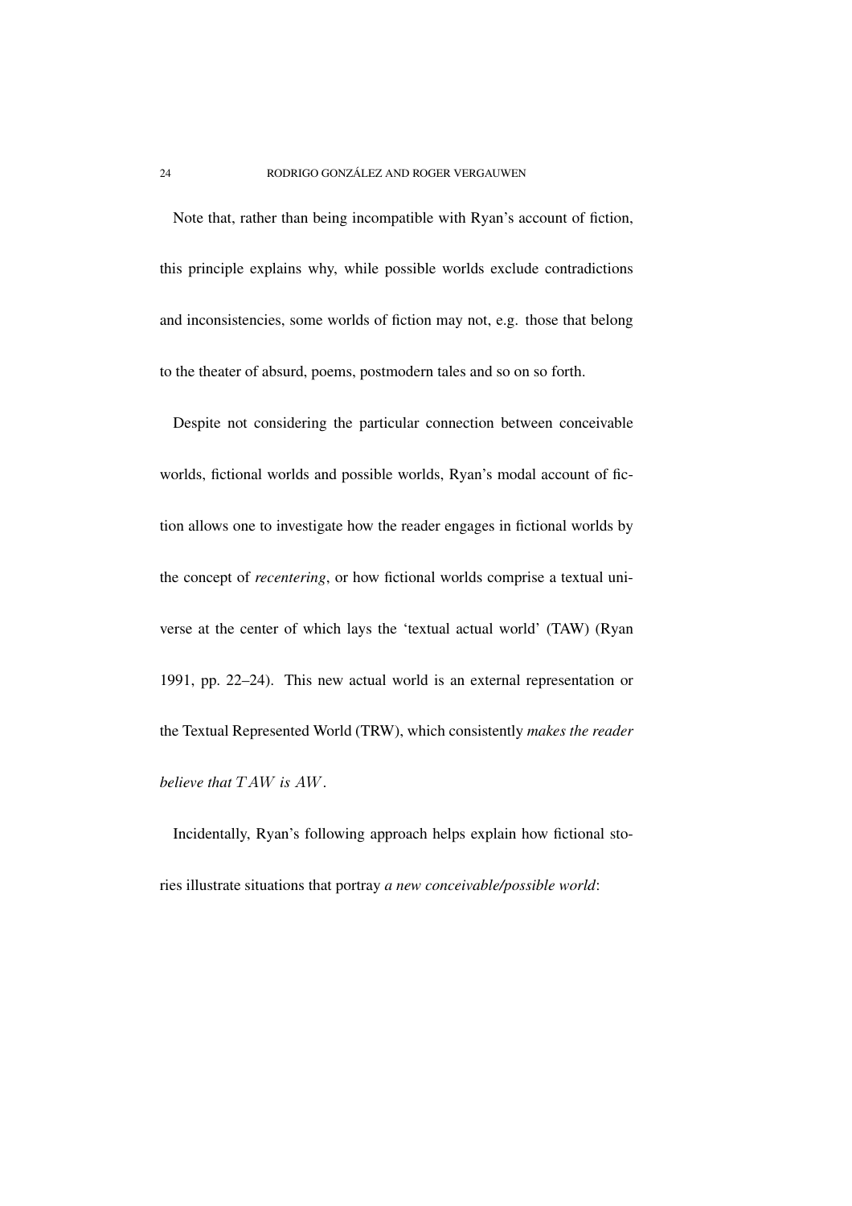Note that, rather than being incompatible with Ryan's account of fiction, this principle explains why, while possible worlds exclude contradictions and inconsistencies, some worlds of fiction may not, e.g. those that belong to the theater of absurd, poems, postmodern tales and so on so forth.

Despite not considering the particular connection between conceivable worlds, fictional worlds and possible worlds, Ryan's modal account of fiction allows one to investigate how the reader engages in fictional worlds by the concept of *recentering*, or how fictional worlds comprise a textual universe at the center of which lays the 'textual actual world' (TAW) (Ryan 1991, pp. 22–24). This new actual world is an external representation or the Textual Represented World (TRW), which consistently *makes the reader believe that $TAW$ is $AW$*.

Incidentally, Ryan's following approach helps explain how fictional stories illustrate situations that portray *a new conceivable/possible world*: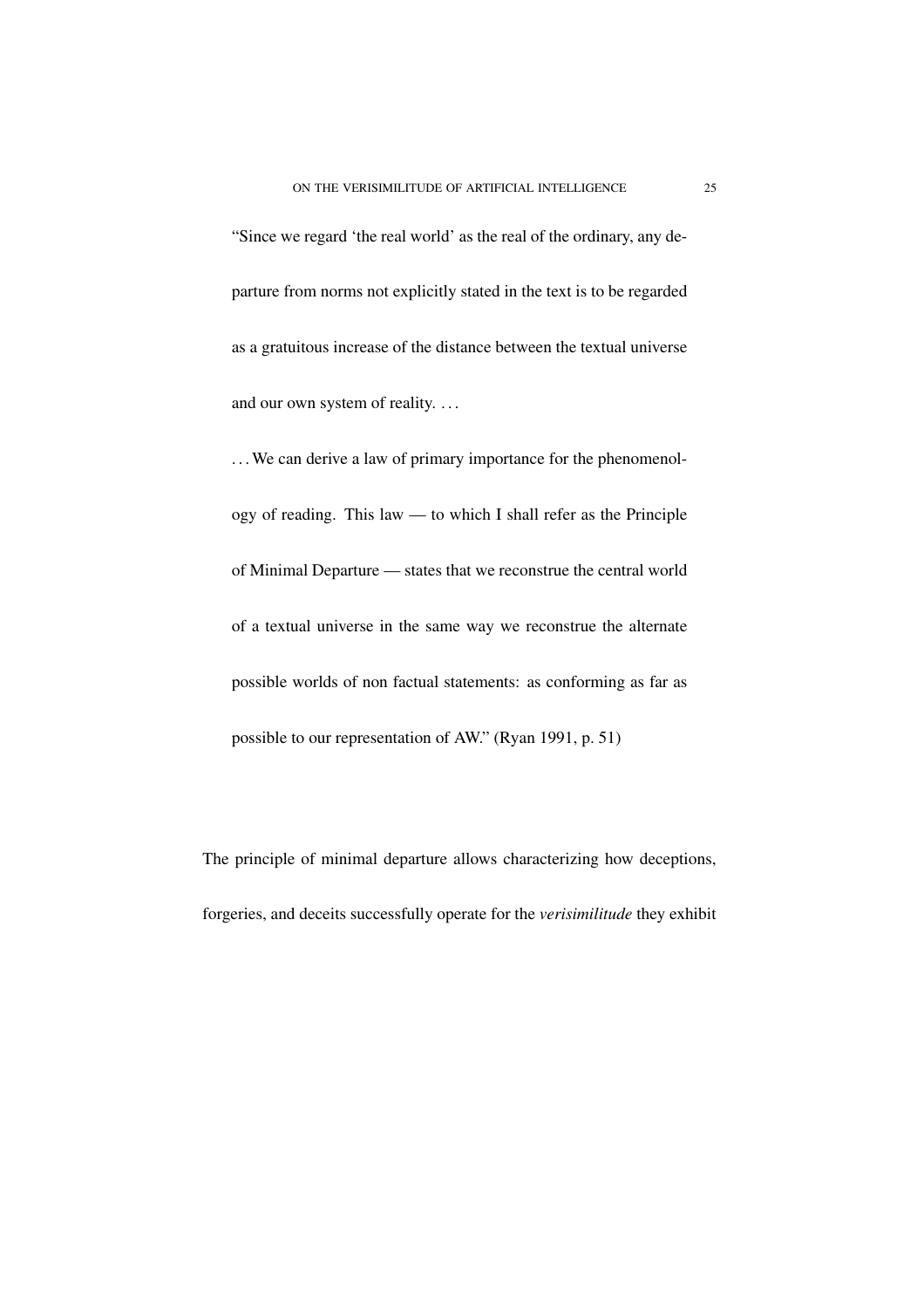> "Since we regard 'the real world' as the real of the ordinary, any departure from norms not explicitly stated in the text is to be regarded as a gratuitous increase of the distance between the textual universe and our own system of reality. . . .
>
> . . . We can derive a law of primary importance for the phenomenology of reading. This law — to which I shall refer as the Principle of Minimal Departure — states that we reconstrue the central world of a textual universe in the same way we reconstrue the alternate possible worlds of non factual statements: as conforming as far as possible to our representation of AW." (Ryan 1991, p. 51)

The principle of minimal departure allows characterizing how deceptions, forgeries, and deceits successfully operate for the *verisimilitude* they exhibit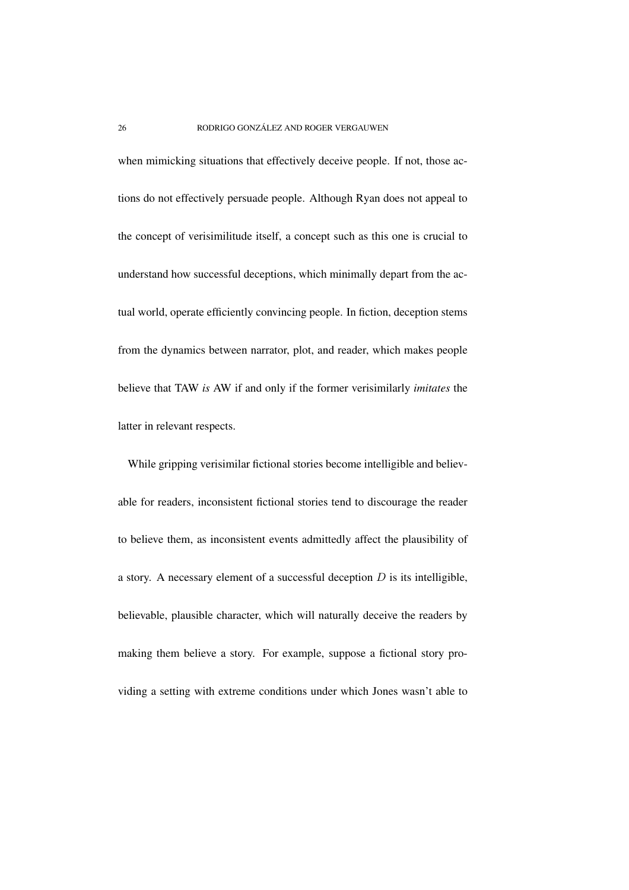when mimicking situations that effectively deceive people. If not, those actions do not effectively persuade people. Although Ryan does not appeal to the concept of verisimilitude itself, a concept such as this one is crucial to understand how successful deceptions, which minimally depart from the actual world, operate efficiently convincing people. In fiction, deception stems from the dynamics between narrator, plot, and reader, which makes people believe that TAW *is* AW if and only if the former verisimilarly *imitates* the latter in relevant respects.

While gripping verisimilar fictional stories become intelligible and believable for readers, inconsistent fictional stories tend to discourage the reader to believe them, as inconsistent events admittedly affect the plausibility of a story. A necessary element of a successful deception $D$ is its intelligible, believable, plausible character, which will naturally deceive the readers by making them believe a story. For example, suppose a fictional story providing a setting with extreme conditions under which Jones wasn't able to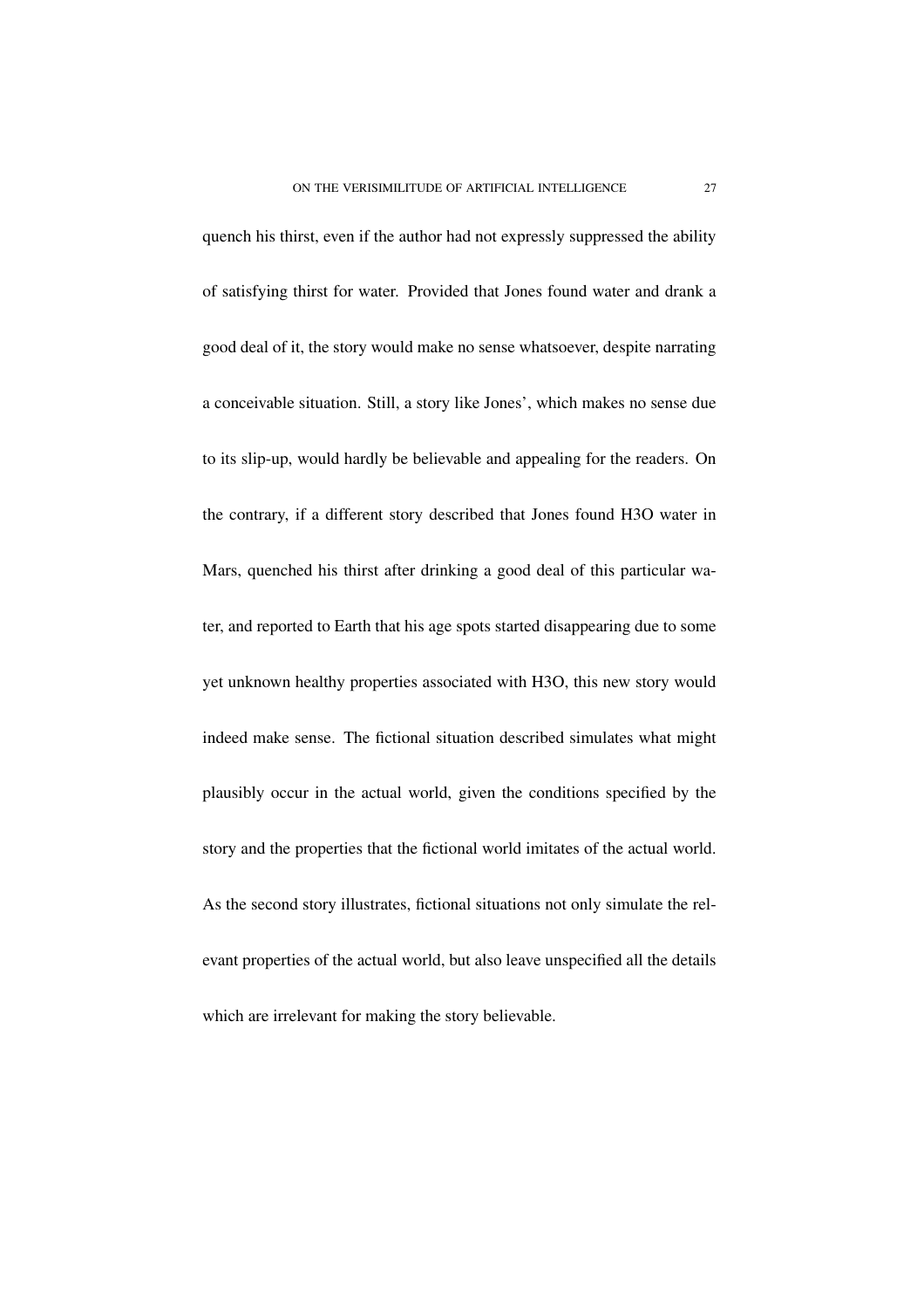quench his thirst, even if the author had not expressly suppressed the ability of satisfying thirst for water. Provided that Jones found water and drank a good deal of it, the story would make no sense whatsoever, despite narrating a conceivable situation. Still, a story like Jones', which makes no sense due to its slip-up, would hardly be believable and appealing for the readers. On the contrary, if a different story described that Jones found $H_3O$ water in Mars, quenched his thirst after drinking a good deal of this particular water, and reported to Earth that his age spots started disappearing due to some yet unknown healthy properties associated with $H_3O$, this new story would indeed make sense. The fictional situation described simulates what might plausibly occur in the actual world, given the conditions specified by the story and the properties that the fictional world imitates of the actual world. As the second story illustrates, fictional situations not only simulate the relevant properties of the actual world, but also leave unspecified all the details which are irrelevant for making the story believable.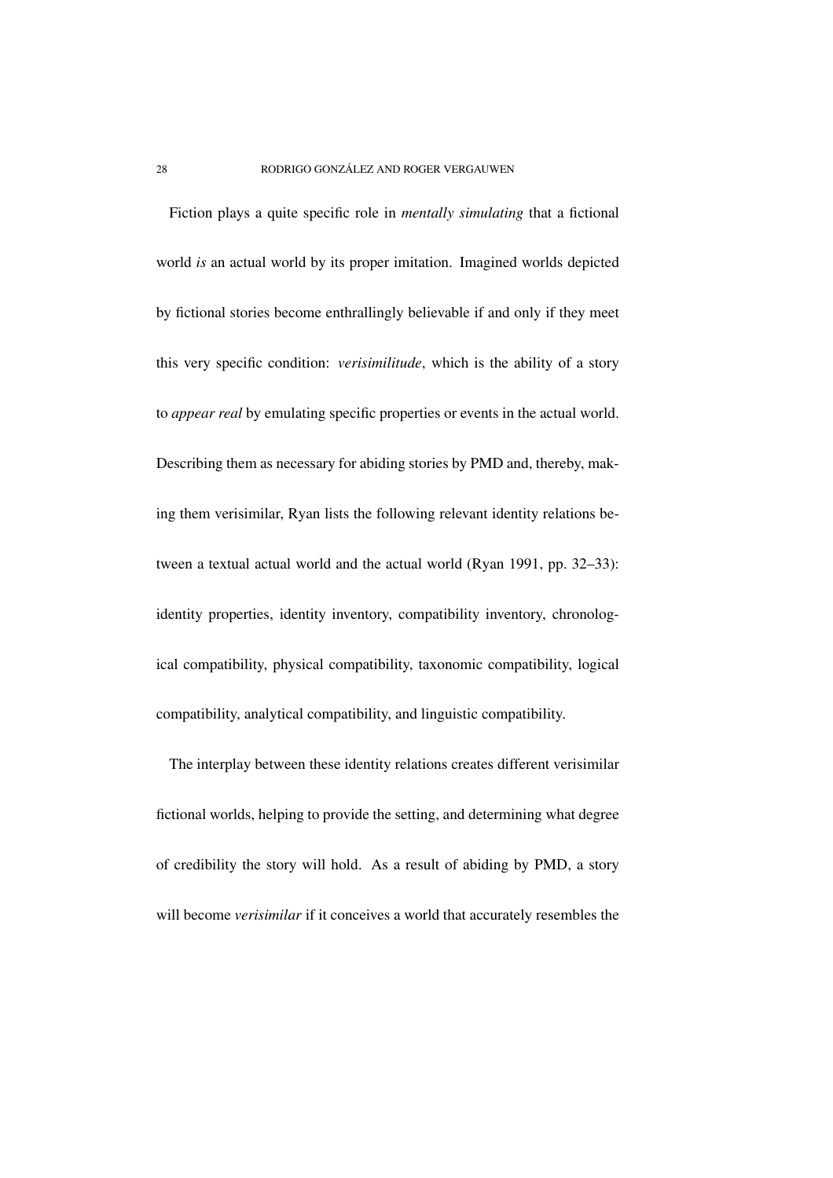Fiction plays a quite specific role in *mentally simulating* that a fictional world *is* an actual world by its proper imitation. Imagined worlds depicted by fictional stories become enthrallingly believable if and only if they meet this very specific condition: *verisimilitude*, which is the ability of a story to *appear real* by emulating specific properties or events in the actual world. Describing them as necessary for abiding stories by PMD and, thereby, making them verisimilar, Ryan lists the following relevant identity relations between a textual actual world and the actual world (Ryan 1991, pp. 32–33): identity properties, identity inventory, compatibility inventory, chronological compatibility, physical compatibility, taxonomic compatibility, logical compatibility, analytical compatibility, and linguistic compatibility.

The interplay between these identity relations creates different verisimilar fictional worlds, helping to provide the setting, and determining what degree of credibility the story will hold. As a result of abiding by PMD, a story will become *verisimilar* if it conceives a world that accurately resembles the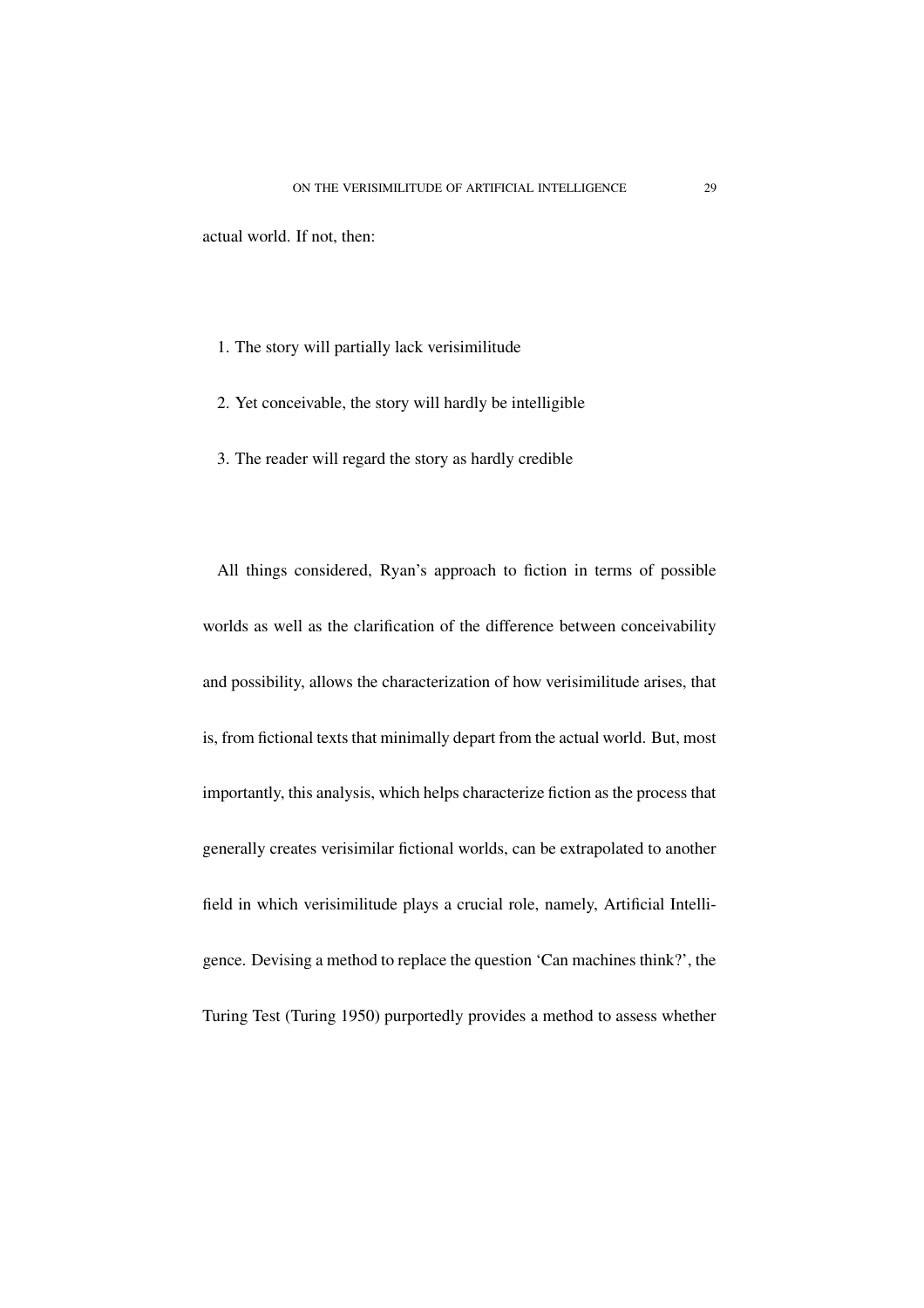actual world. If not, then:

1. The story will partially lack verisimilitude
2. Yet conceivable, the story will hardly be intelligible
3. The reader will regard the story as hardly credible

All things considered, Ryan's approach to fiction in terms of possible worlds as well as the clarification of the difference between conceivability and possibility, allows the characterization of how verisimilitude arises, that is, from fictional texts that minimally depart from the actual world. But, most importantly, this analysis, which helps characterize fiction as the process that generally creates verisimilar fictional worlds, can be extrapolated to another field in which verisimilitude plays a crucial role, namely, Artificial Intelligence. Devising a method to replace the question 'Can machines think?', the Turing Test (Turing 1950) purportedly provides a method to assess whether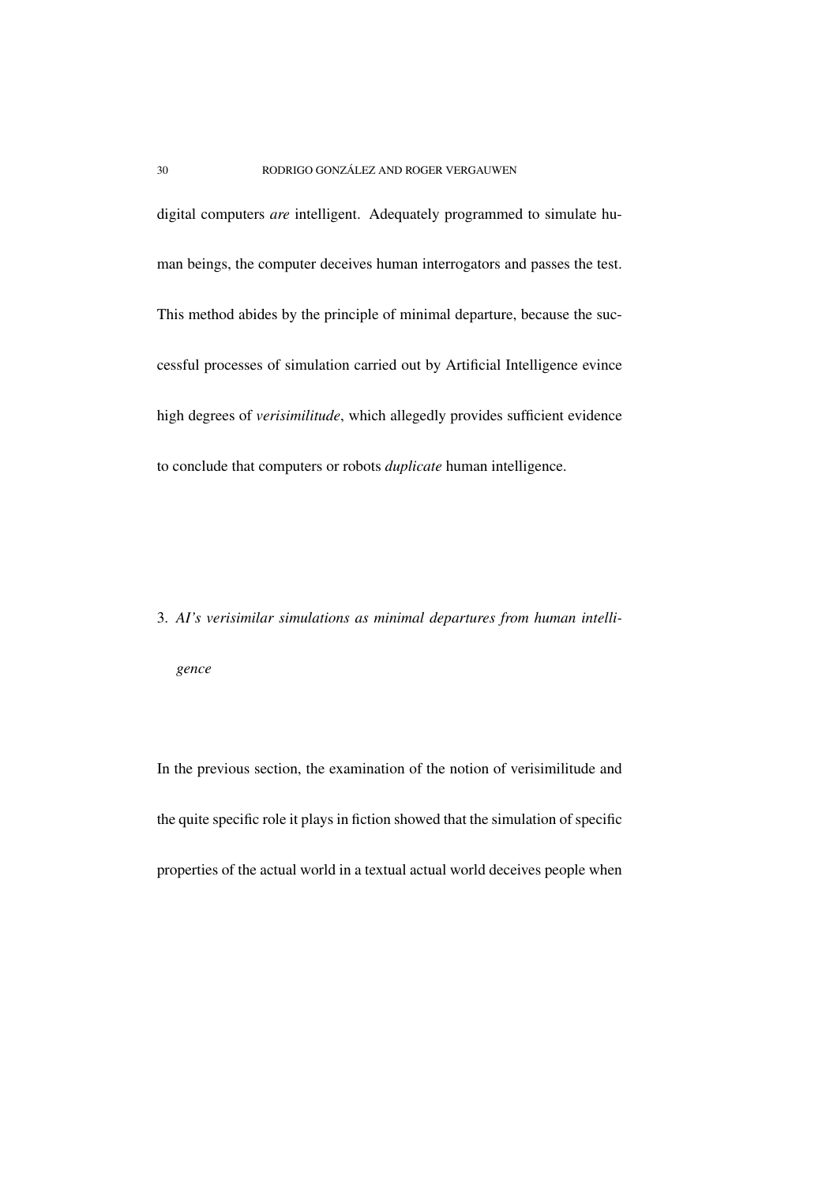digital computers *are* intelligent. Adequately programmed to simulate human beings, the computer deceives human interrogators and passes the test. This method abides by the principle of minimal departure, because the successful processes of simulation carried out by Artificial Intelligence evince high degrees of *verisimilitude*, which allegedly provides sufficient evidence to conclude that computers or robots *duplicate* human intelligence.

## 3. *AI's verisimilar simulations as minimal departures from human intelligence*

In the previous section, the examination of the notion of verisimilitude and the quite specific role it plays in fiction showed that the simulation of specific properties of the actual world in a textual actual world deceives people when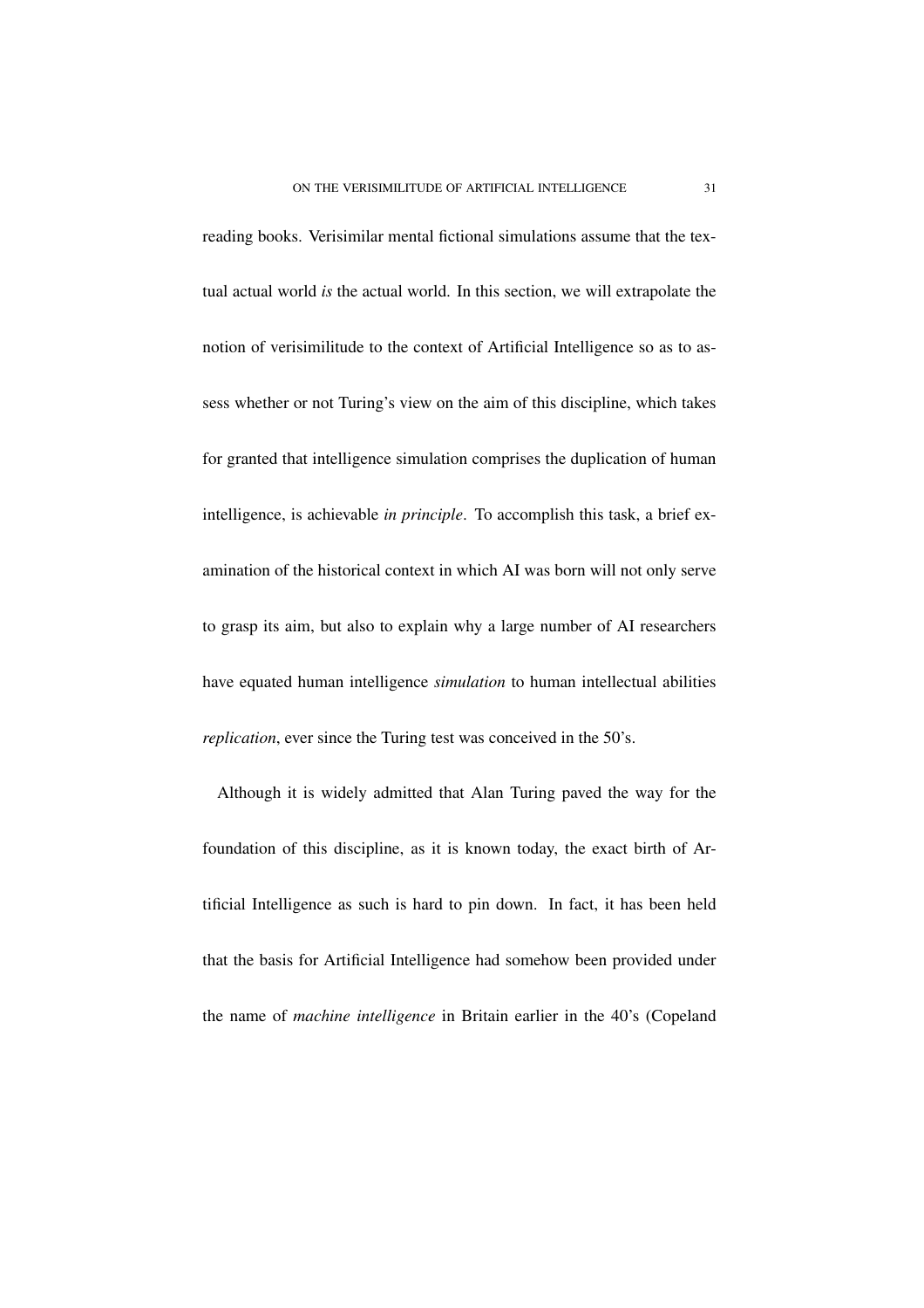reading books. Verisimilar mental fictional simulations assume that the textual actual world *is* the actual world. In this section, we will extrapolate the notion of verisimilitude to the context of Artificial Intelligence so as to assess whether or not Turing's view on the aim of this discipline, which takes for granted that intelligence simulation comprises the duplication of human intelligence, is achievable *in principle*. To accomplish this task, a brief examination of the historical context in which AI was born will not only serve to grasp its aim, but also to explain why a large number of AI researchers have equated human intelligence *simulation* to human intellectual abilities *replication*, ever since the Turing test was conceived in the 50's.

Although it is widely admitted that Alan Turing paved the way for the foundation of this discipline, as it is known today, the exact birth of Artificial Intelligence as such is hard to pin down. In fact, it has been held that the basis for Artificial Intelligence had somehow been provided under the name of *machine intelligence* in Britain earlier in the 40's (Copeland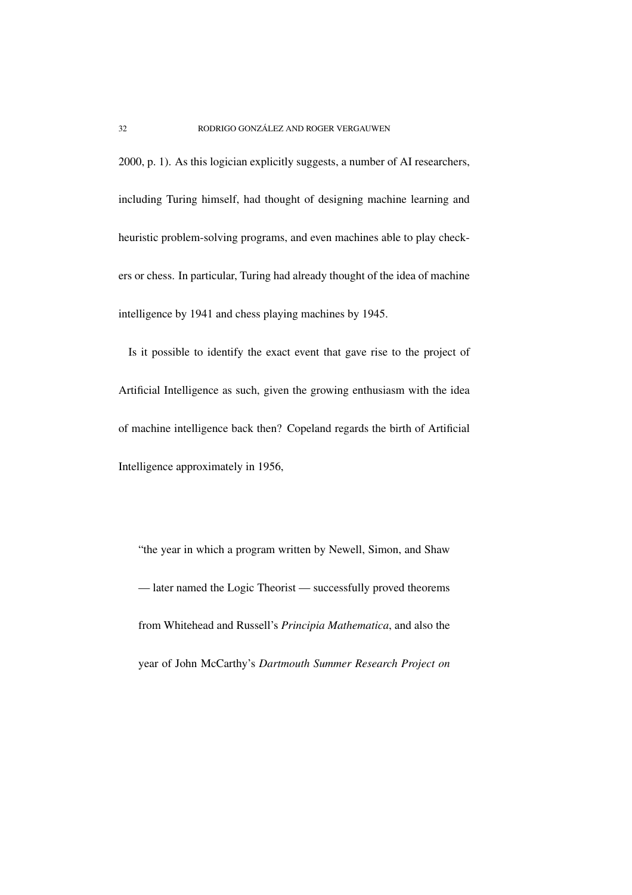2000, p. 1). As this logician explicitly suggests, a number of AI researchers, including Turing himself, had thought of designing machine learning and heuristic problem-solving programs, and even machines able to play checkers or chess. In particular, Turing had already thought of the idea of machine intelligence by 1941 and chess playing machines by 1945.

Is it possible to identify the exact event that gave rise to the project of Artificial Intelligence as such, given the growing enthusiasm with the idea of machine intelligence back then? Copeland regards the birth of Artificial Intelligence approximately in 1956,

> "the year in which a program written by Newell, Simon, and Shaw — later named the Logic Theorist — successfully proved theorems from Whitehead and Russell's *Principia Mathematica*, and also the year of John McCarthy's *Dartmouth Summer Research Project on*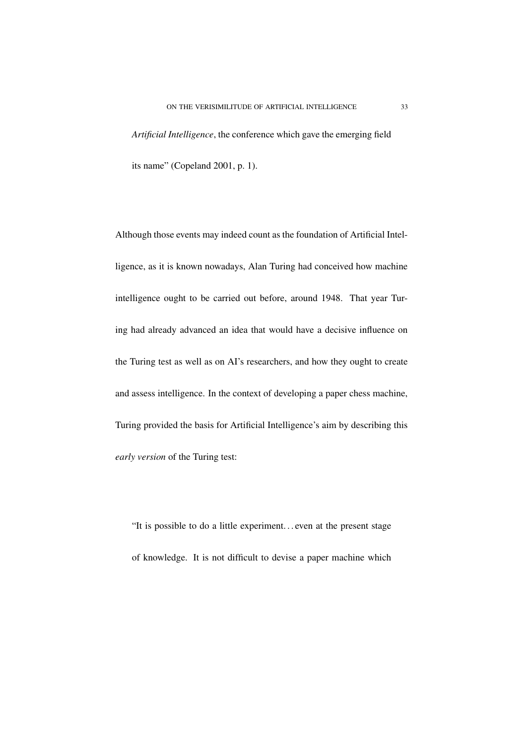> *Artificial Intelligence*, the conference which gave the emerging field its name" (Copeland 2001, p. 1).

Although those events may indeed count as the foundation of Artificial Intelligence, as it is known nowadays, Alan Turing had conceived how machine intelligence ought to be carried out before, around 1948. That year Turing had already advanced an idea that would have a decisive influence on the Turing test as well as on AI's researchers, and how they ought to create and assess intelligence. In the context of developing a paper chess machine, Turing provided the basis for Artificial Intelligence's aim by describing this *early version* of the Turing test:

> "It is possible to do a little experiment. . . even at the present stage of knowledge. It is not difficult to devise a paper machine which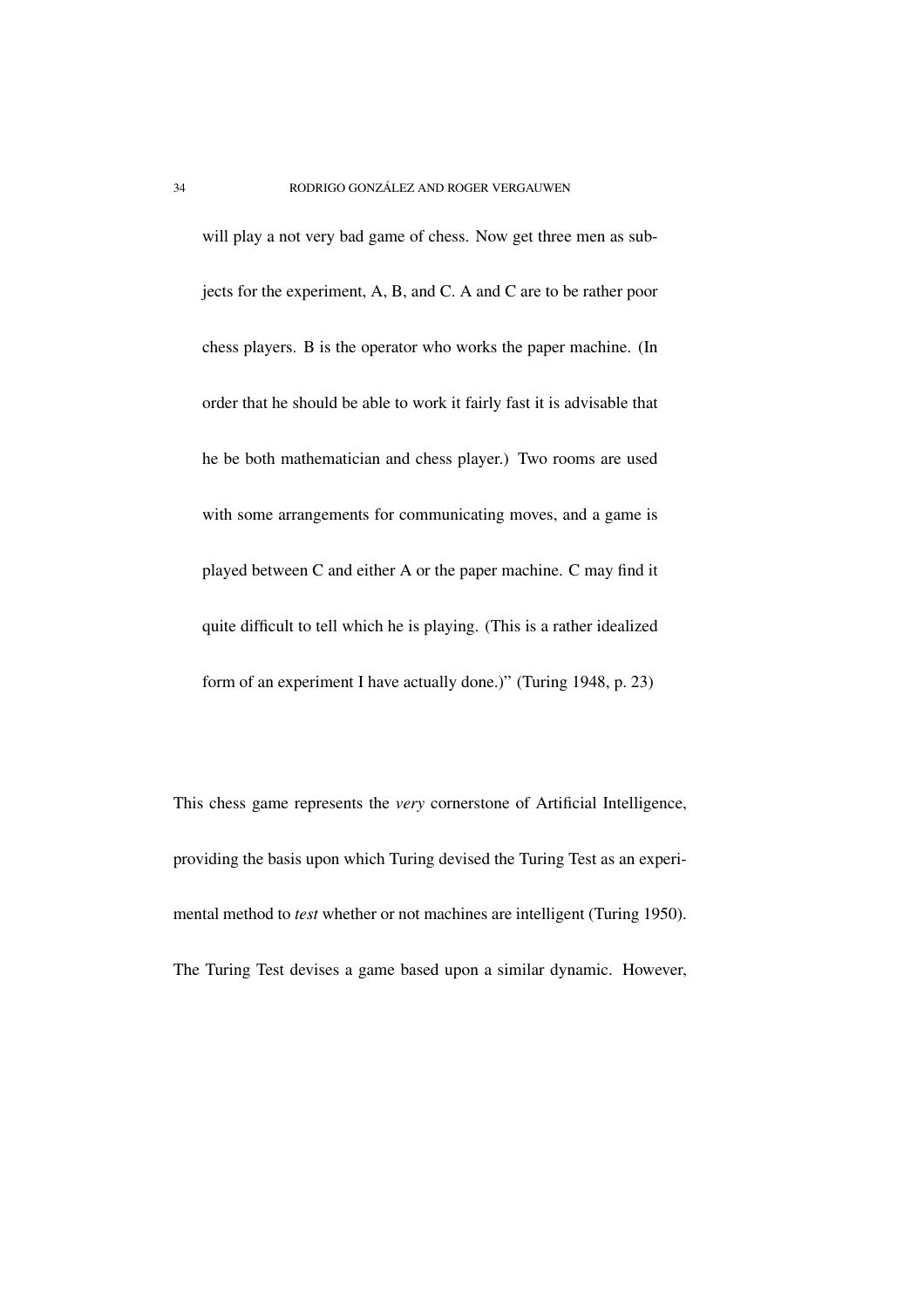> will play a not very bad game of chess. Now get three men as subjects for the experiment, A, B, and C. A and C are to be rather poor chess players. B is the operator who works the paper machine. (In order that he should be able to work it fairly fast it is advisable that he be both mathematician and chess player.) Two rooms are used with some arrangements for communicating moves, and a game is played between C and either A or the paper machine. C may find it quite difficult to tell which he is playing. (This is a rather idealized form of an experiment I have actually done.)" (Turing 1948, p. 23)

This chess game represents the *very* cornerstone of Artificial Intelligence, providing the basis upon which Turing devised the Turing Test as an experimental method to *test* whether or not machines are intelligent (Turing 1950). The Turing Test devises a game based upon a similar dynamic. However,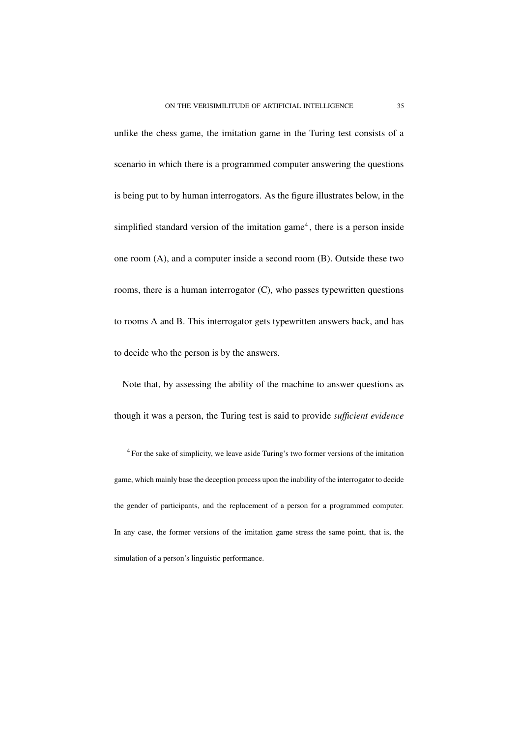unlike the chess game, the imitation game in the Turing test consists of a scenario in which there is a programmed computer answering the questions is being put to by human interrogators. As the figure illustrates below, in the simplified standard version of the imitation game[4], there is a person inside one room (A), and a computer inside a second room (B). Outside these two rooms, there is a human interrogator (C), who passes typewritten questions to rooms A and B. This interrogator gets typewritten answers back, and has to decide who the person is by the answers.

Note that, by assessing the ability of the machine to answer questions as though it was a person, the Turing test is said to provide *sufficient evidence*

[4] For the sake of simplicity, we leave aside Turing's two former versions of the imitation game, which mainly base the deception process upon the inability of the interrogator to decide the gender of participants, and the replacement of a person for a programmed computer. In any case, the former versions of the imitation game stress the same point, that is, the simulation of a person's linguistic performance.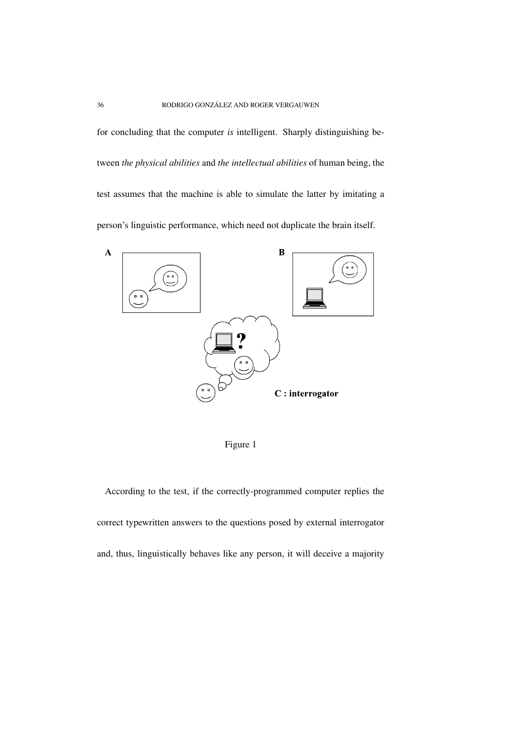for concluding that the computer *is* intelligent. Sharply distinguishing between *the physical abilities* and *the intellectual abilities* of human being, the test assumes that the machine is able to simulate the latter by imitating a person's linguistic performance, which need not duplicate the brain itself.

**A** **B**

**C : interrogator**

Figure 1

According to the test, if the correctly-programmed computer replies the correct typewritten answers to the questions posed by external interrogator and, thus, linguistically behaves like any person, it will deceive a majority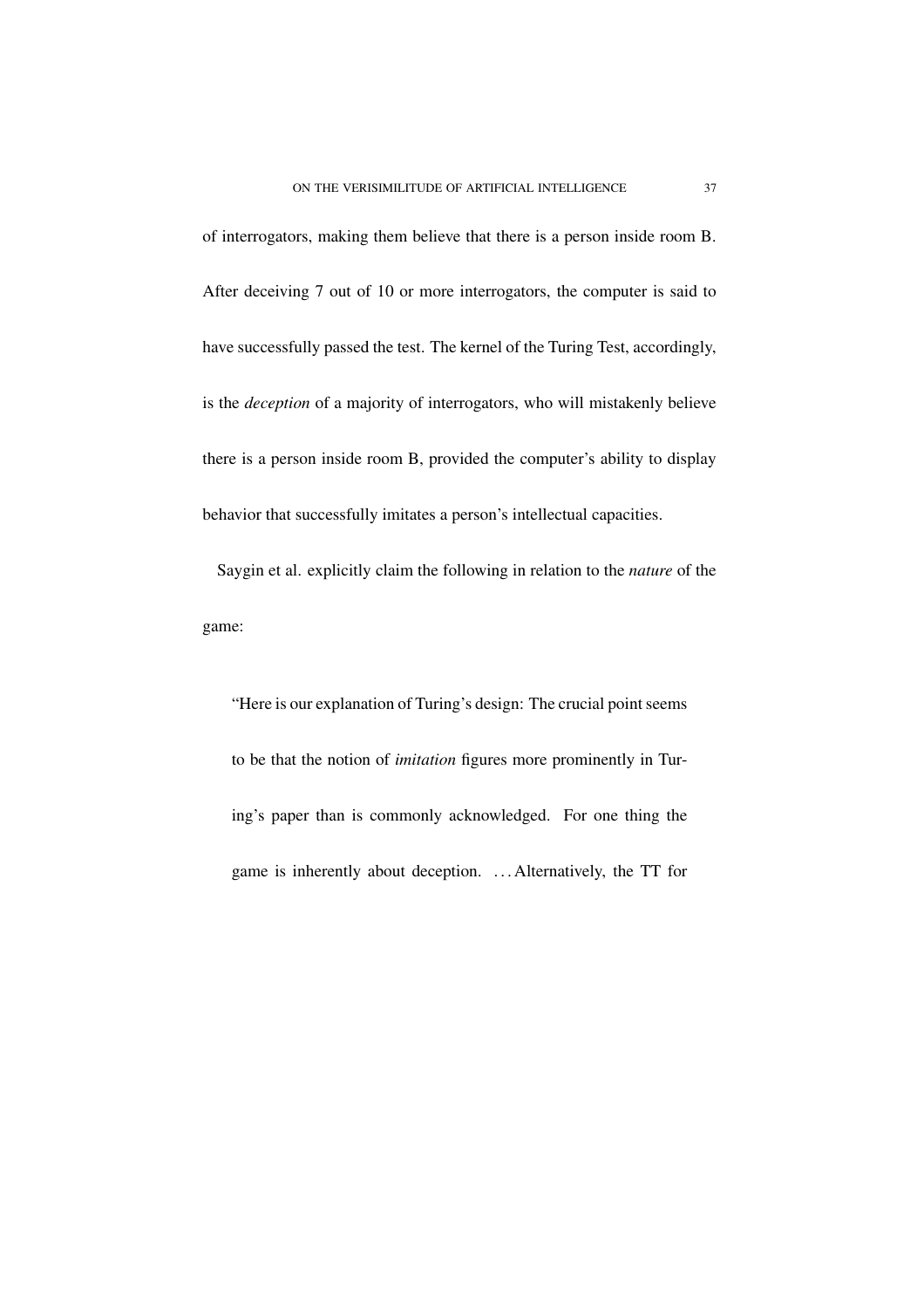of interrogators, making them believe that there is a person inside room B. After deceiving 7 out of 10 or more interrogators, the computer is said to have successfully passed the test. The kernel of the Turing Test, accordingly, is the *deception* of a majority of interrogators, who will mistakenly believe there is a person inside room B, provided the computer's ability to display behavior that successfully imitates a person's intellectual capacities.

Saygin et al. explicitly claim the following in relation to the *nature* of the game:

> "Here is our explanation of Turing's design: The crucial point seems to be that the notion of *imitation* figures more prominently in Turing's paper than is commonly acknowledged. For one thing the game is inherently about deception. ... Alternatively, the TT for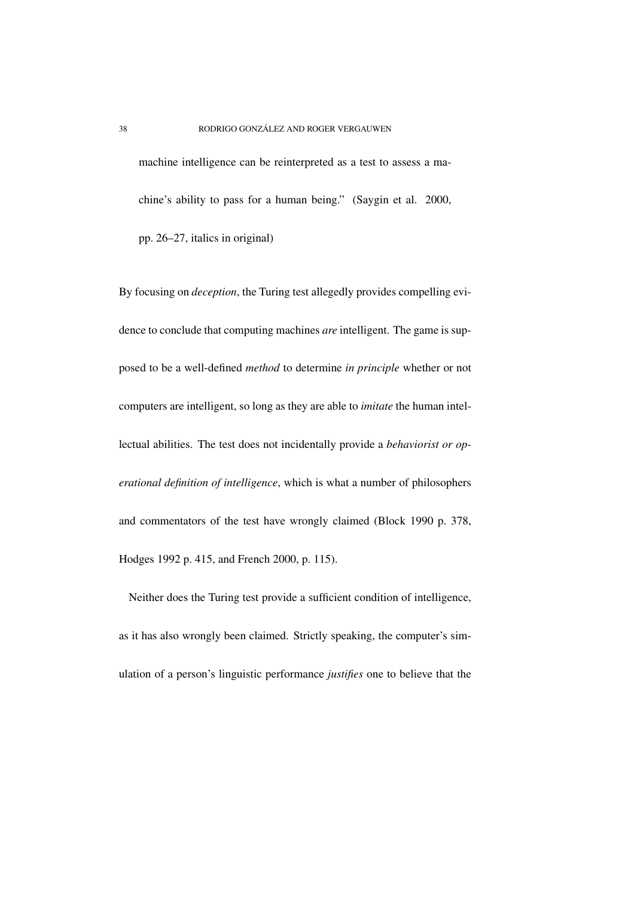machine intelligence can be reinterpreted as a test to assess a machine's ability to pass for a human being." (Saygin et al. 2000, pp. 26–27, italics in original)

By focusing on *deception*, the Turing test allegedly provides compelling evidence to conclude that computing machines *are* intelligent. The game is supposed to be a well-defined *method* to determine *in principle* whether or not computers are intelligent, so long as they are able to *imitate* the human intellectual abilities. The test does not incidentally provide a *behaviorist or operational definition of intelligence*, which is what a number of philosophers and commentators of the test have wrongly claimed (Block 1990 p. 378, Hodges 1992 p. 415, and French 2000, p. 115).

Neither does the Turing test provide a sufficient condition of intelligence, as it has also wrongly been claimed. Strictly speaking, the computer's simulation of a person's linguistic performance *justifies* one to believe that the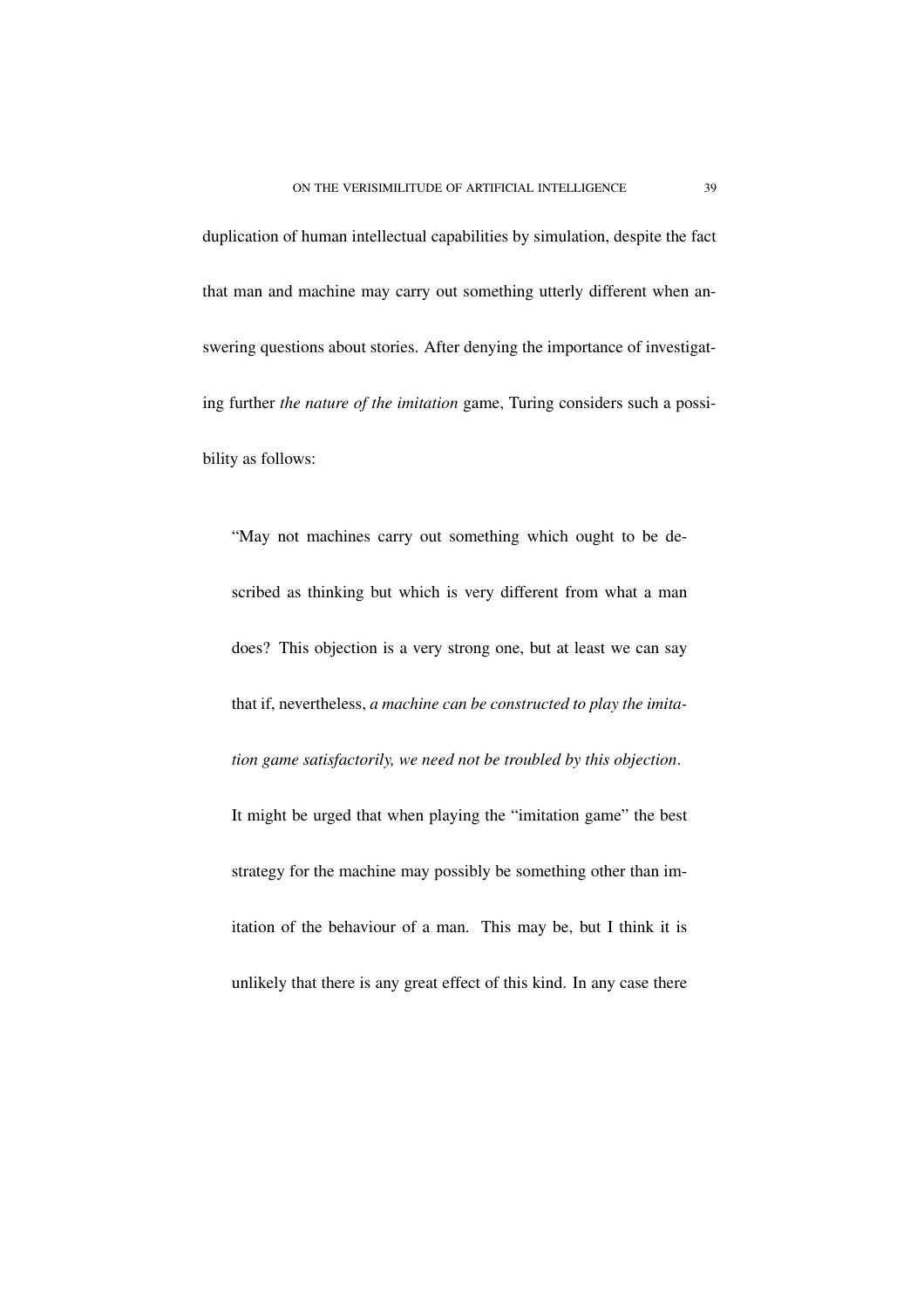duplication of human intellectual capabilities by simulation, despite the fact that man and machine may carry out something utterly different when answering questions about stories. After denying the importance of investigating further *the nature of the imitation* game, Turing considers such a possibility as follows:

> "May not machines carry out something which ought to be described as thinking but which is very different from what a man does? This objection is a very strong one, but at least we can say that if, nevertheless, *a machine can be constructed to play the imitation game satisfactorily, we need not be troubled by this objection*. It might be urged that when playing the "imitation game" the best strategy for the machine may possibly be something other than imitation of the behaviour of a man. This may be, but I think it is unlikely that there is any great effect of this kind. In any case there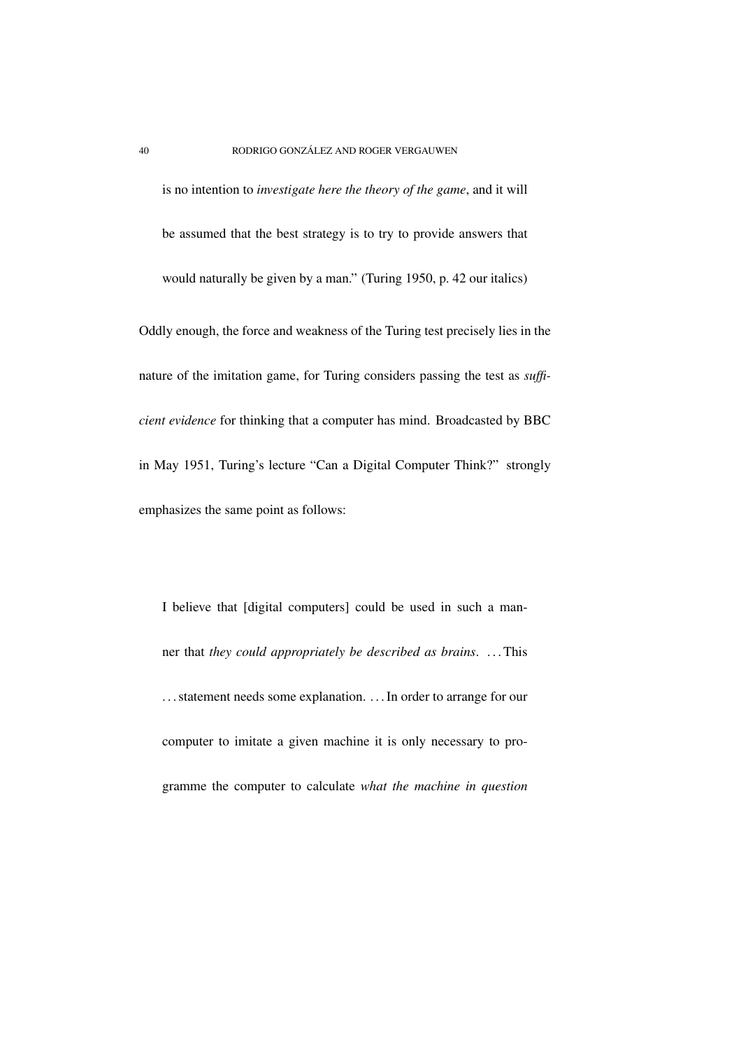is no intention to *investigate here the theory of the game*, and it will be assumed that the best strategy is to try to provide answers that would naturally be given by a man." (Turing 1950, p. 42 our italics)

Oddly enough, the force and weakness of the Turing test precisely lies in the nature of the imitation game, for Turing considers passing the test as *sufficient evidence* for thinking that a computer has mind. Broadcasted by BBC in May 1951, Turing's lecture "Can a Digital Computer Think?" strongly emphasizes the same point as follows:

> I believe that [digital computers] could be used in such a manner that *they could appropriately be described as brains*. . . . This . . . statement needs some explanation. . . . In order to arrange for our computer to imitate a given machine it is only necessary to programme the computer to calculate *what the machine in question*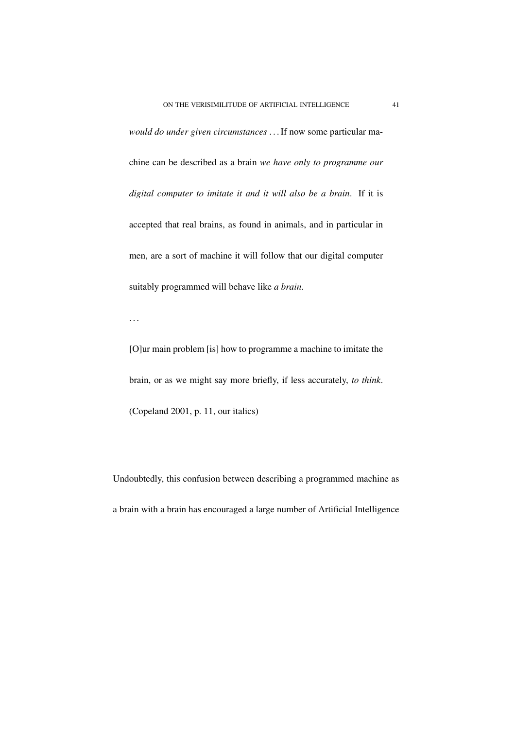> *would do under given circumstances* . . . If now some particular machine can be described as a brain *we have only to programme our digital computer to imitate it and it will also be a brain*. If it is accepted that real brains, as found in animals, and in particular in men, are a sort of machine it will follow that our digital computer suitably programmed will behave like *a brain*.
>
> . . .
>
> [O]ur main problem [is] how to programme a machine to imitate the brain, or as we might say more briefly, if less accurately, *to think*. (Copeland 2001, p. 11, our italics)

Undoubtedly, this confusion between describing a programmed machine as a brain with a brain has encouraged a large number of Artificial Intelligence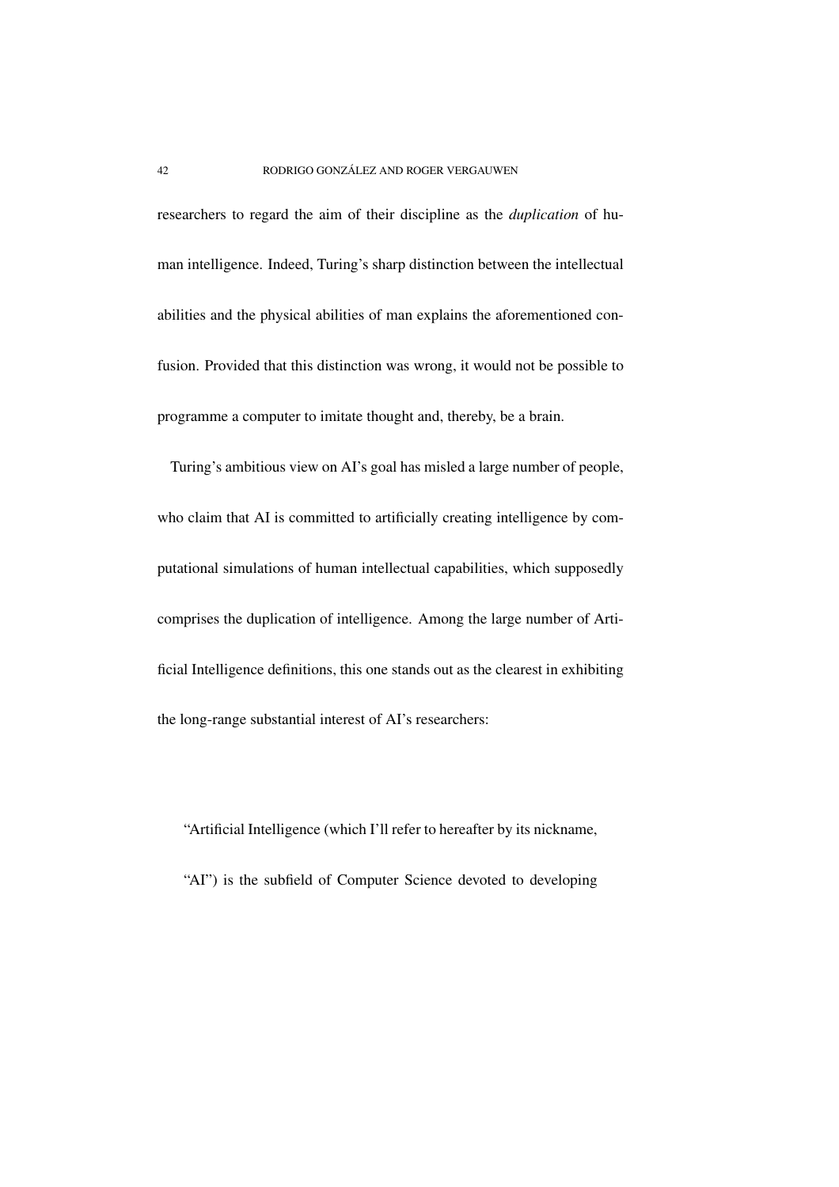researchers to regard the aim of their discipline as the *duplication* of human intelligence. Indeed, Turing's sharp distinction between the intellectual abilities and the physical abilities of man explains the aforementioned confusion. Provided that this distinction was wrong, it would not be possible to programme a computer to imitate thought and, thereby, be a brain.

Turing's ambitious view on AI's goal has misled a large number of people, who claim that AI is committed to artificially creating intelligence by computational simulations of human intellectual capabilities, which supposedly comprises the duplication of intelligence. Among the large number of Artificial Intelligence definitions, this one stands out as the clearest in exhibiting the long-range substantial interest of AI's researchers:

> "Artificial Intelligence (which I'll refer to hereafter by its nickname, "AI") is the subfield of Computer Science devoted to developing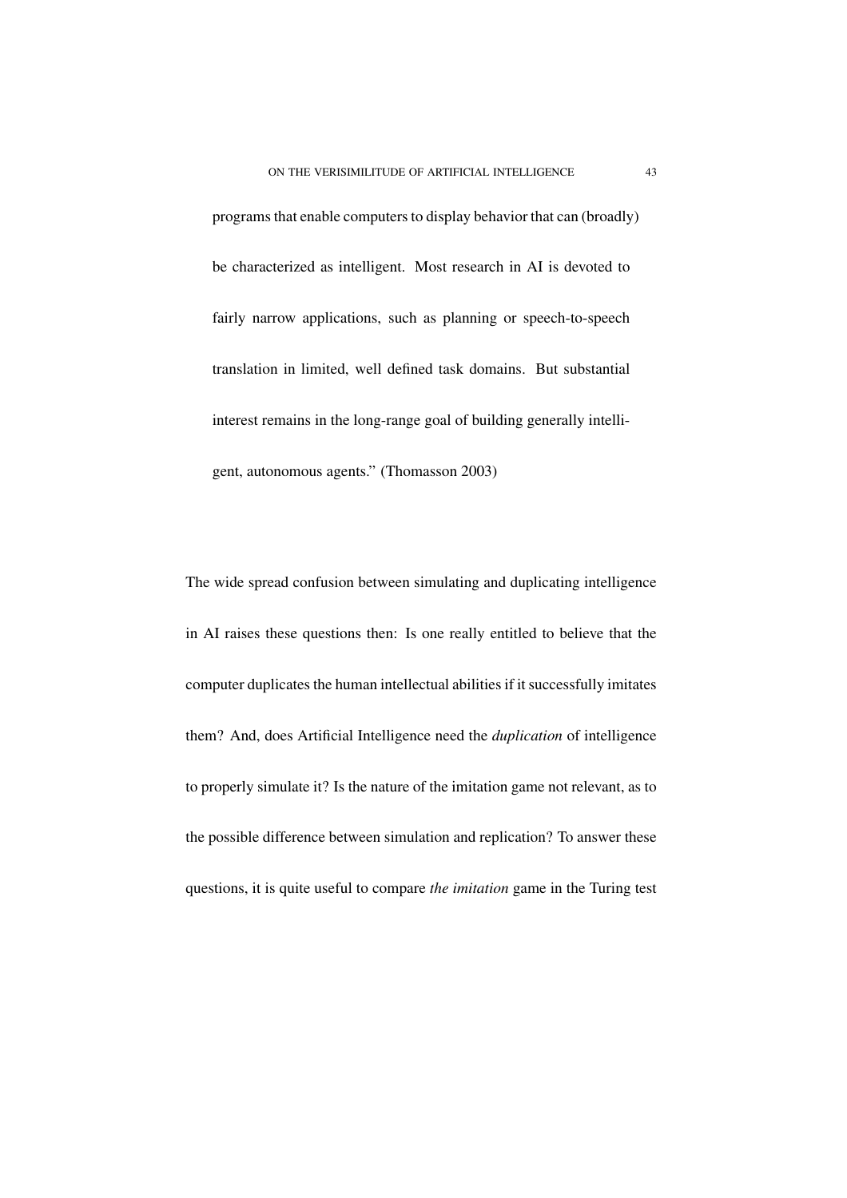programs that enable computers to display behavior that can (broadly) be characterized as intelligent. Most research in AI is devoted to fairly narrow applications, such as planning or speech-to-speech translation in limited, well defined task domains. But substantial interest remains in the long-range goal of building generally intelligent, autonomous agents." (Thomasson 2003)

The wide spread confusion between simulating and duplicating intelligence in AI raises these questions then: Is one really entitled to believe that the computer duplicates the human intellectual abilities if it successfully imitates them? And, does Artificial Intelligence need the *duplication* of intelligence to properly simulate it? Is the nature of the imitation game not relevant, as to the possible difference between simulation and replication? To answer these questions, it is quite useful to compare *the imitation* game in the Turing test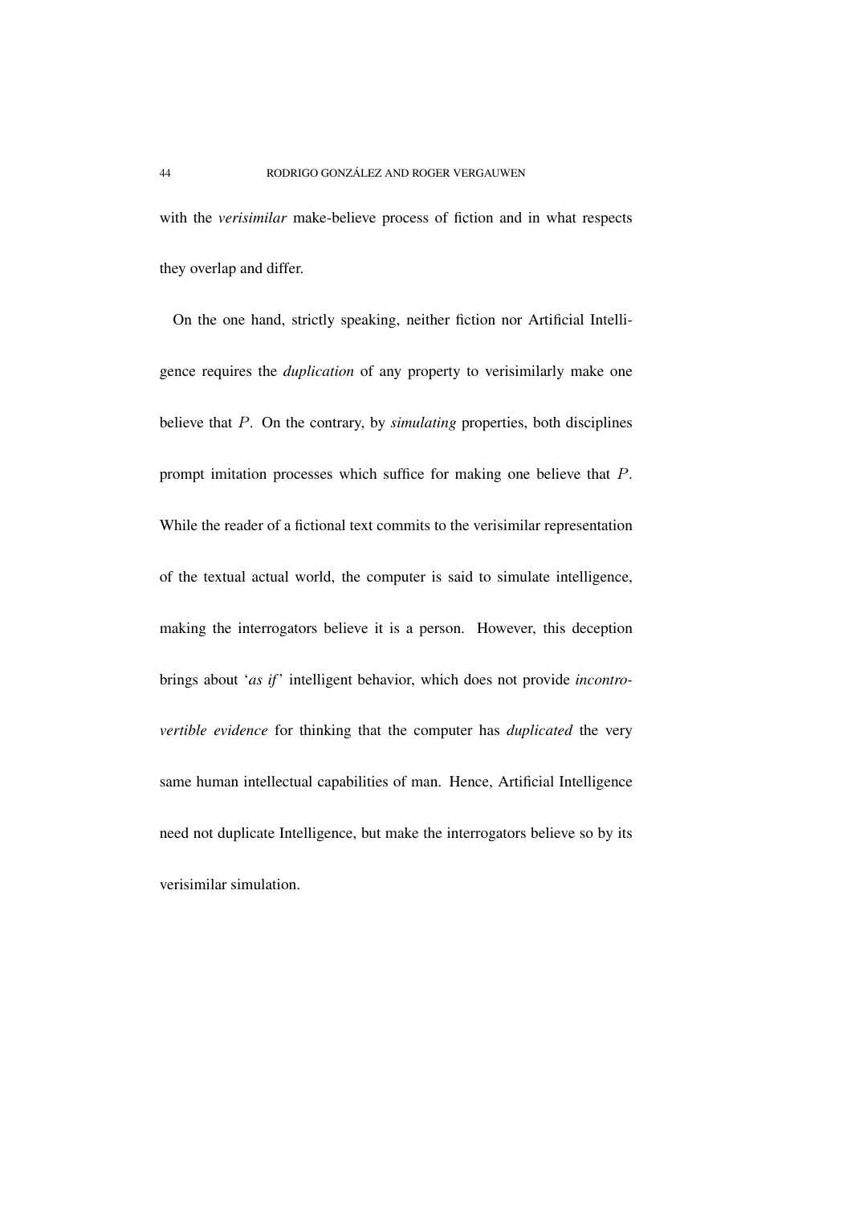with the *verisimilar* make-believe process of fiction and in what respects they overlap and differ.

On the one hand, strictly speaking, neither fiction nor Artificial Intelligence requires the *duplication* of any property to verisimilarly make one believe that $P$. On the contrary, by *simulating* properties, both disciplines prompt imitation processes which suffice for making one believe that $P$. While the reader of a fictional text commits to the verisimilar representation of the textual actual world, the computer is said to simulate intelligence, making the interrogators believe it is a person. However, this deception brings about '*as if*' intelligent behavior, which does not provide *incontrovertible evidence* for thinking that the computer has *duplicated* the very same human intellectual capabilities of man. Hence, Artificial Intelligence need not duplicate Intelligence, but make the interrogators believe so by its verisimilar simulation.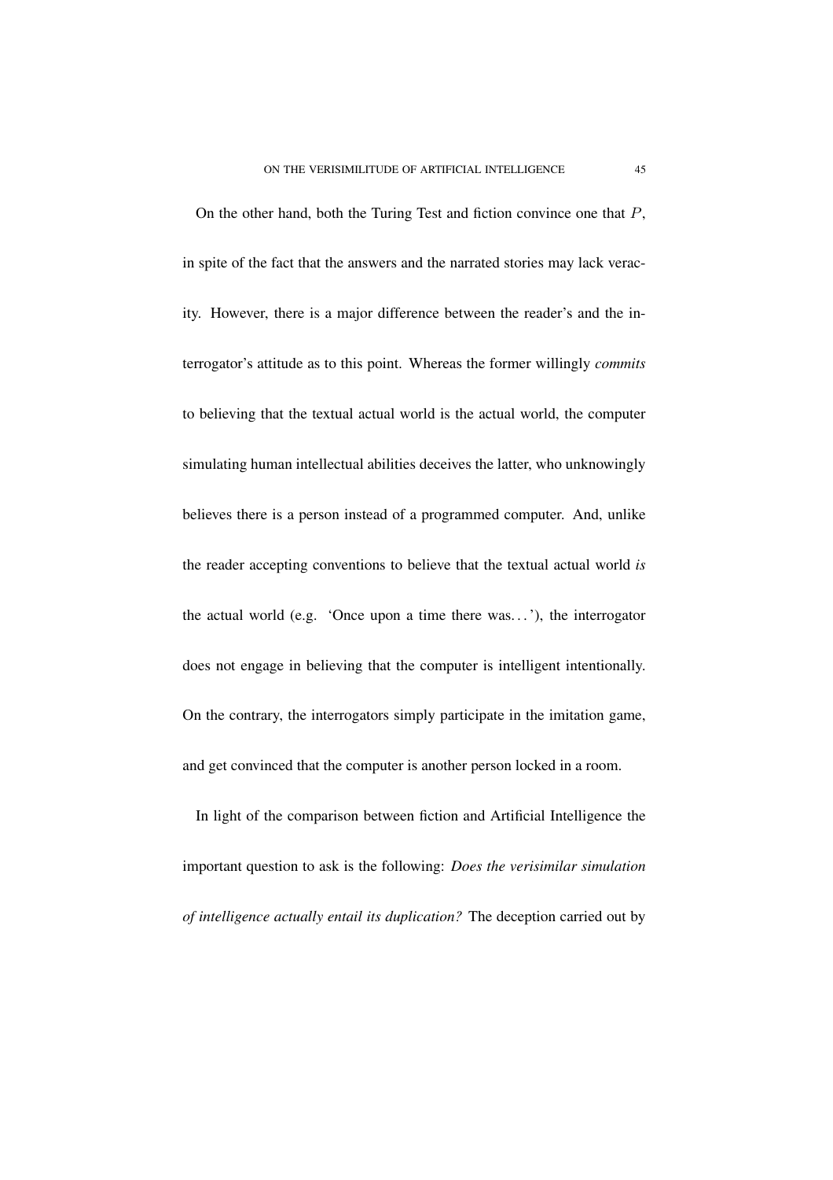On the other hand, both the Turing Test and fiction convince one that $P$, in spite of the fact that the answers and the narrated stories may lack veracity. However, there is a major difference between the reader's and the interrogator's attitude as to this point. Whereas the former willingly *commits* to believing that the textual actual world is the actual world, the computer simulating human intellectual abilities deceives the latter, who unknowingly believes there is a person instead of a programmed computer. And, unlike the reader accepting conventions to believe that the textual actual world *is* the actual world (e.g. 'Once upon a time there was…'), the interrogator does not engage in believing that the computer is intelligent intentionally. On the contrary, the interrogators simply participate in the imitation game, and get convinced that the computer is another person locked in a room.

In light of the comparison between fiction and Artificial Intelligence the important question to ask is the following: *Does the verisimilar simulation of intelligence actually entail its duplication?* The deception carried out by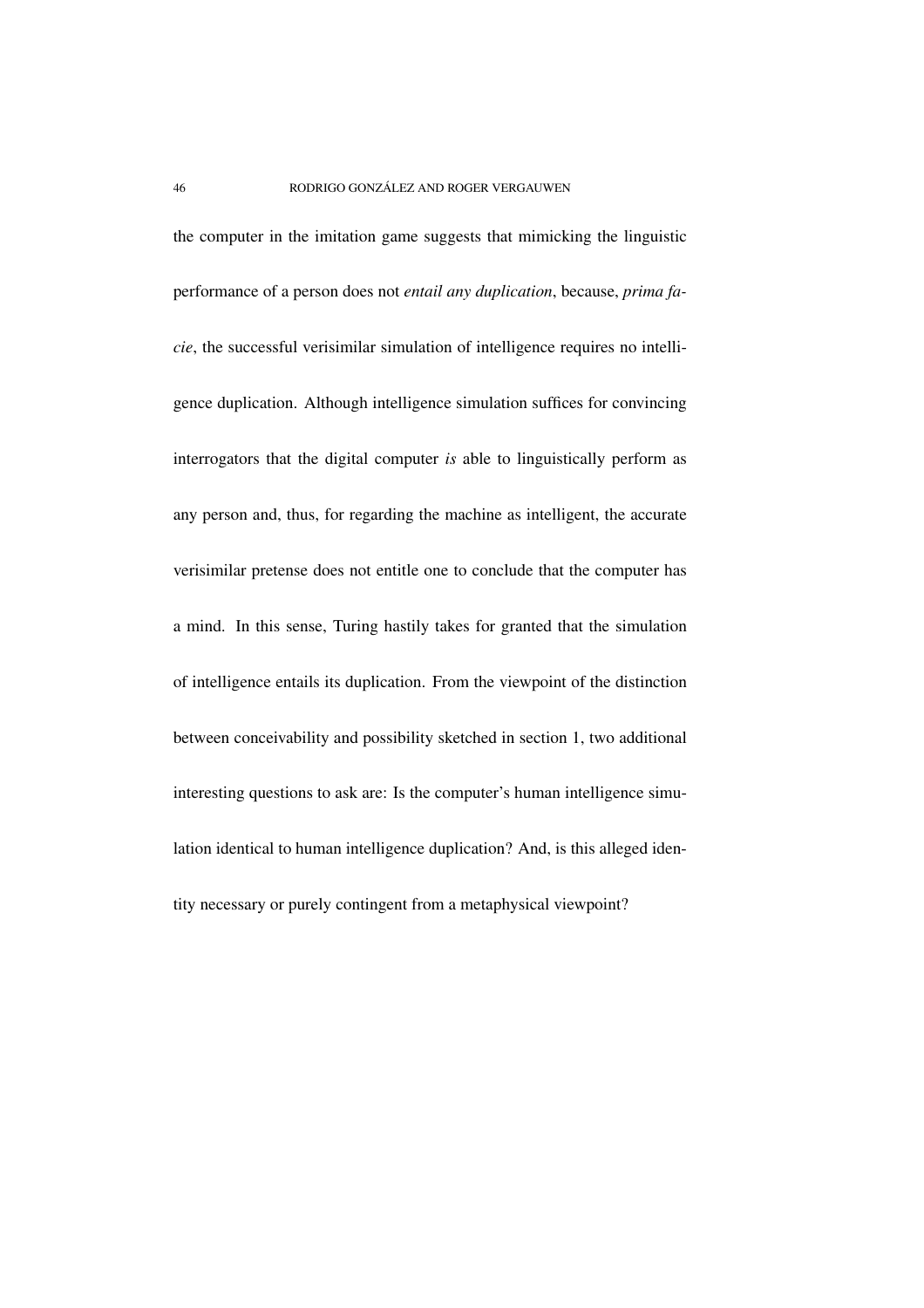the computer in the imitation game suggests that mimicking the linguistic performance of a person does not *entail any duplication*, because, *prima facie*, the successful verisimilar simulation of intelligence requires no intelligence duplication. Although intelligence simulation suffices for convincing interrogators that the digital computer *is* able to linguistically perform as any person and, thus, for regarding the machine as intelligent, the accurate verisimilar pretense does not entitle one to conclude that the computer has a mind. In this sense, Turing hastily takes for granted that the simulation of intelligence entails its duplication. From the viewpoint of the distinction between conceivability and possibility sketched in section 1, two additional interesting questions to ask are: Is the computer's human intelligence simulation identical to human intelligence duplication? And, is this alleged identity necessary or purely contingent from a metaphysical viewpoint?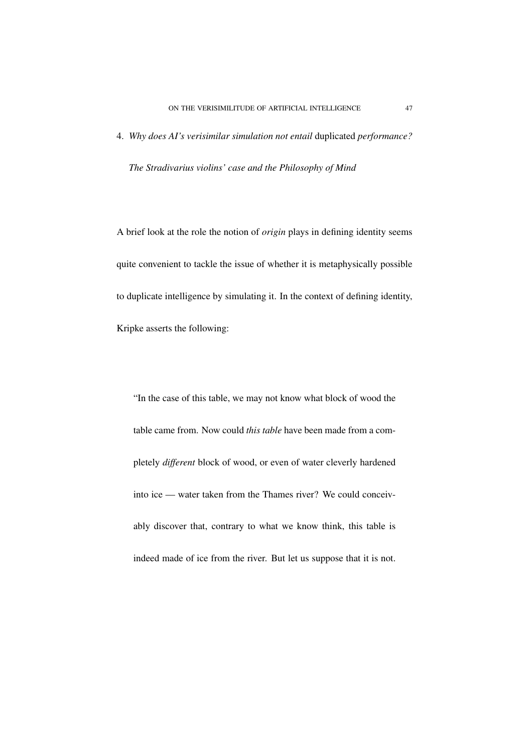## 4. *Why does AI's verisimilar simulation not entail* duplicated *performance? The Stradivarius violins' case and the Philosophy of Mind*

A brief look at the role the notion of *origin* plays in defining identity seems quite convenient to tackle the issue of whether it is metaphysically possible to duplicate intelligence by simulating it. In the context of defining identity, Kripke asserts the following:

> "In the case of this table, we may not know what block of wood the table came from. Now could *this table* have been made from a completely *different* block of wood, or even of water cleverly hardened into ice — water taken from the Thames river? We could conceivably discover that, contrary to what we know think, this table is indeed made of ice from the river. But let us suppose that it is not.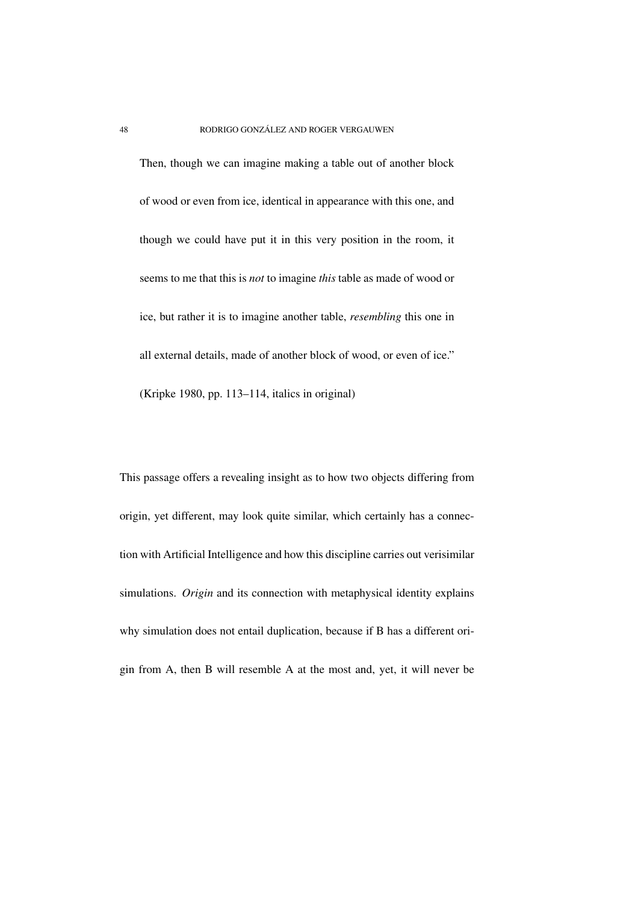> Then, though we can imagine making a table out of another block of wood or even from ice, identical in appearance with this one, and though we could have put it in this very position in the room, it seems to me that this is *not* to imagine *this* table as made of wood or ice, but rather it is to imagine another table, *resembling* this one in all external details, made of another block of wood, or even of ice."
> (Kripke 1980, pp. 113–114, italics in original)

This passage offers a revealing insight as to how two objects differing from origin, yet different, may look quite similar, which certainly has a connection with Artificial Intelligence and how this discipline carries out verisimilar simulations. *Origin* and its connection with metaphysical identity explains why simulation does not entail duplication, because if B has a different origin from A, then B will resemble A at the most and, yet, it will never be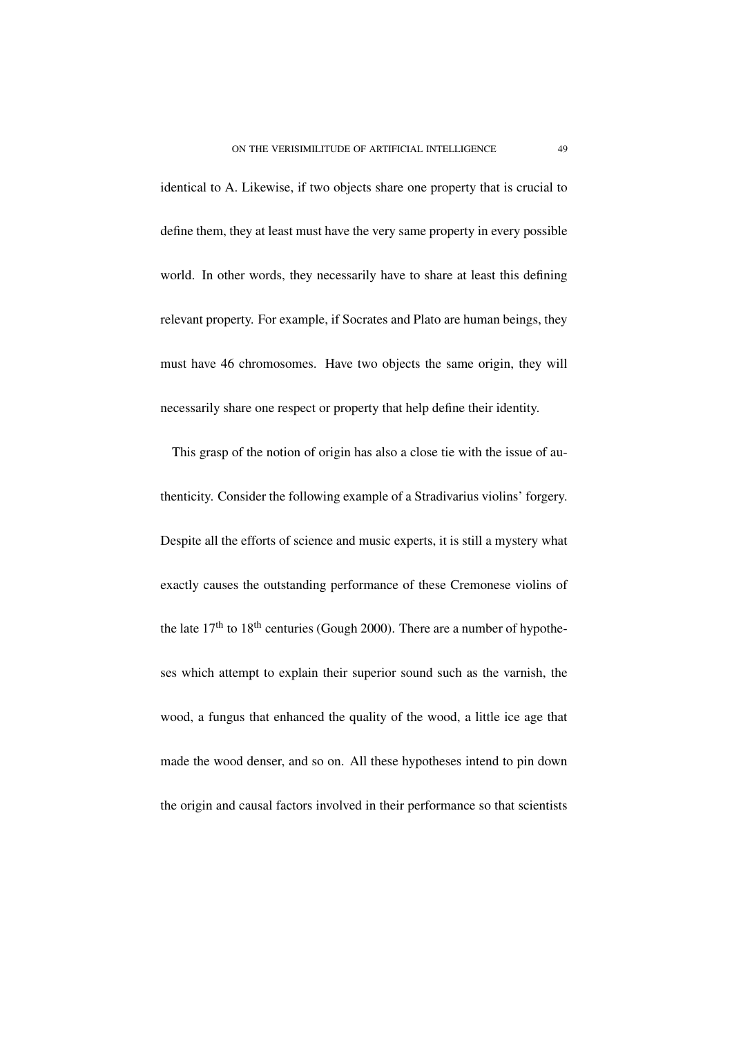identical to A. Likewise, if two objects share one property that is crucial to define them, they at least must have the very same property in every possible world. In other words, they necessarily have to share at least this defining relevant property. For example, if Socrates and Plato are human beings, they must have 46 chromosomes. Have two objects the same origin, they will necessarily share one respect or property that help define their identity.

This grasp of the notion of origin has also a close tie with the issue of authenticity. Consider the following example of a Stradivarius violins' forgery. Despite all the efforts of science and music experts, it is still a mystery what exactly causes the outstanding performance of these Cremonese violins of the late $17^{\text{th}}$ to $18^{\text{th}}$ centuries (Gough 2000). There are a number of hypotheses which attempt to explain their superior sound such as the varnish, the wood, a fungus that enhanced the quality of the wood, a little ice age that made the wood denser, and so on. All these hypotheses intend to pin down the origin and causal factors involved in their performance so that scientists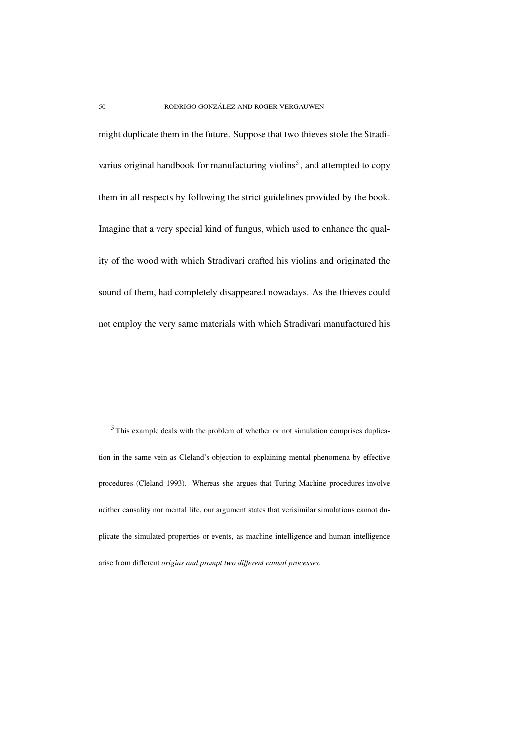might duplicate them in the future. Suppose that two thieves stole the Stradivarius original handbook for manufacturing violins[5], and attempted to copy them in all respects by following the strict guidelines provided by the book. Imagine that a very special kind of fungus, which used to enhance the quality of the wood with which Stradivari crafted his violins and originated the sound of them, had completely disappeared nowadays. As the thieves could not employ the very same materials with which Stradivari manufactured his

[5] This example deals with the problem of whether or not simulation comprises duplication in the same vein as Cleland's objection to explaining mental phenomena by effective procedures (Cleland 1993). Whereas she argues that Turing Machine procedures involve neither causality nor mental life, our argument states that verisimilar simulations cannot duplicate the simulated properties or events, as machine intelligence and human intelligence arise from different *origins and prompt two different causal processes*.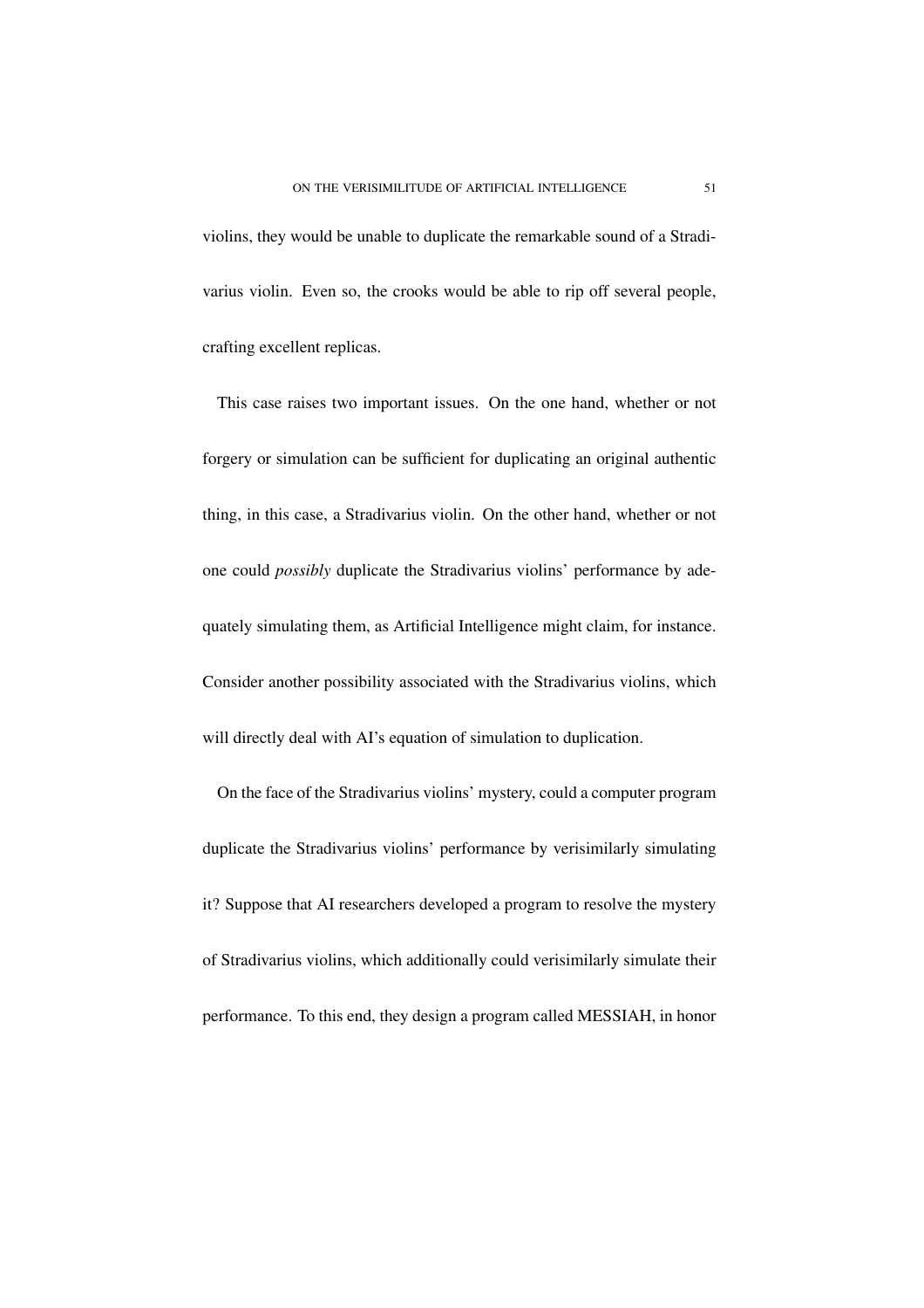violins, they would be unable to duplicate the remarkable sound of a Stradivarius violin. Even so, the crooks would be able to rip off several people, crafting excellent replicas.

This case raises two important issues. On the one hand, whether or not forgery or simulation can be sufficient for duplicating an original authentic thing, in this case, a Stradivarius violin. On the other hand, whether or not one could *possibly* duplicate the Stradivarius violins' performance by adequately simulating them, as Artificial Intelligence might claim, for instance. Consider another possibility associated with the Stradivarius violins, which will directly deal with AI's equation of simulation to duplication.

On the face of the Stradivarius violins' mystery, could a computer program duplicate the Stradivarius violins' performance by verisimilarly simulating it? Suppose that AI researchers developed a program to resolve the mystery of Stradivarius violins, which additionally could verisimilarly simulate their performance. To this end, they design a program called MESSIAH, in honor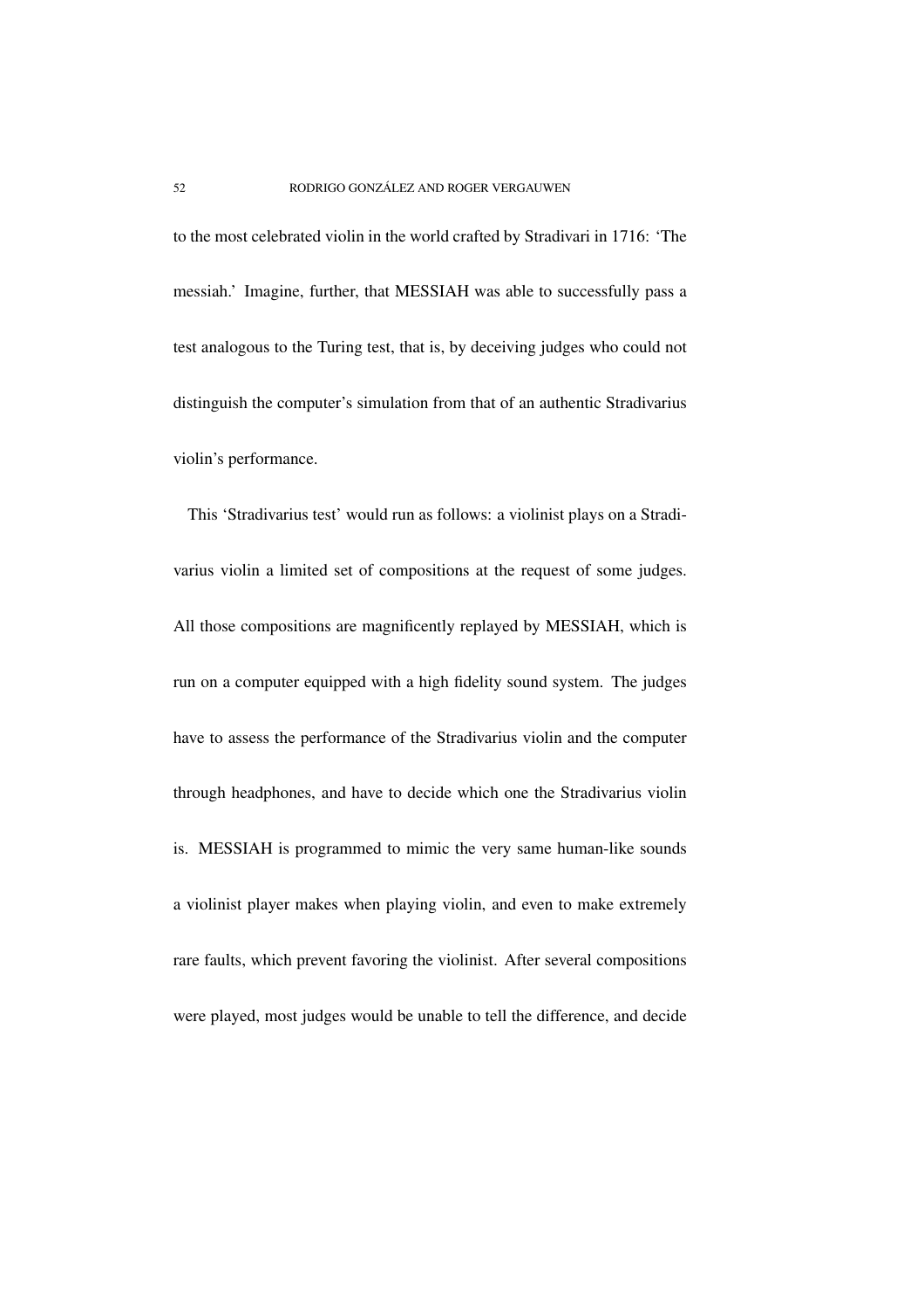to the most celebrated violin in the world crafted by Stradivari in 1716: 'The messiah.' Imagine, further, that MESSIAH was able to successfully pass a test analogous to the Turing test, that is, by deceiving judges who could not distinguish the computer's simulation from that of an authentic Stradivarius violin's performance.

This 'Stradivarius test' would run as follows: a violinist plays on a Stradivarius violin a limited set of compositions at the request of some judges. All those compositions are magnificently replayed by MESSIAH, which is run on a computer equipped with a high fidelity sound system. The judges have to assess the performance of the Stradivarius violin and the computer through headphones, and have to decide which one the Stradivarius violin is. MESSIAH is programmed to mimic the very same human-like sounds a violinist player makes when playing violin, and even to make extremely rare faults, which prevent favoring the violinist. After several compositions were played, most judges would be unable to tell the difference, and decide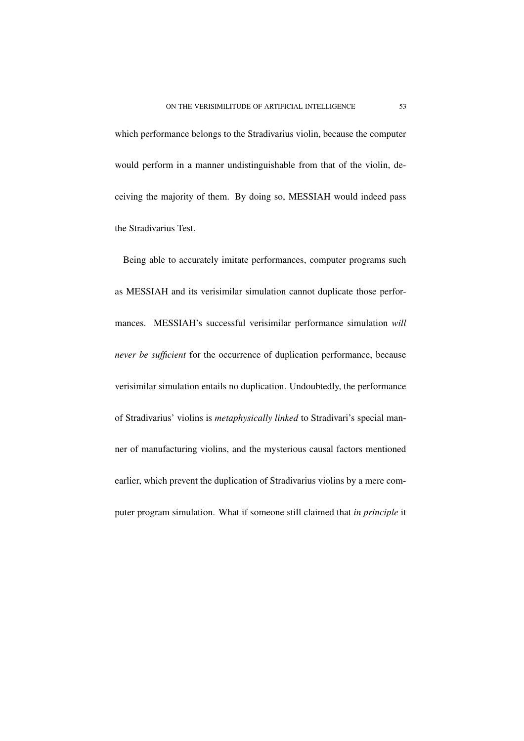which performance belongs to the Stradivarius violin, because the computer would perform in a manner undistinguishable from that of the violin, deceiving the majority of them. By doing so, MESSIAH would indeed pass the Stradivarius Test.

Being able to accurately imitate performances, computer programs such as MESSIAH and its verisimilar simulation cannot duplicate those performances. MESSIAH's successful verisimilar performance simulation *will never be sufficient* for the occurrence of duplication performance, because verisimilar simulation entails no duplication. Undoubtedly, the performance of Stradivarius' violins is *metaphysically linked* to Stradivari's special manner of manufacturing violins, and the mysterious causal factors mentioned earlier, which prevent the duplication of Stradivarius violins by a mere computer program simulation. What if someone still claimed that *in principle* it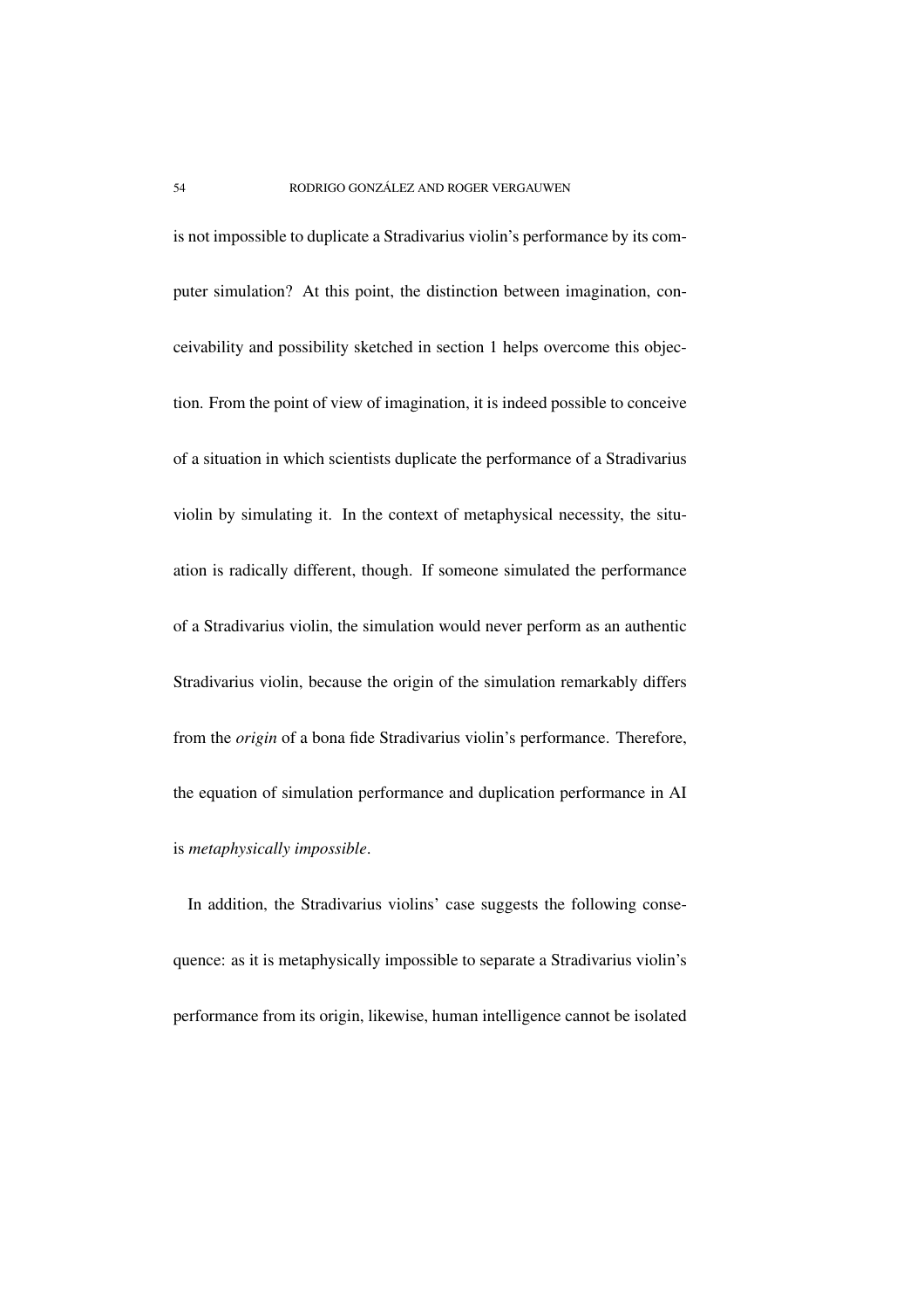is not impossible to duplicate a Stradivarius violin's performance by its computer simulation? At this point, the distinction between imagination, conceivability and possibility sketched in section 1 helps overcome this objection. From the point of view of imagination, it is indeed possible to conceive of a situation in which scientists duplicate the performance of a Stradivarius violin by simulating it. In the context of metaphysical necessity, the situation is radically different, though. If someone simulated the performance of a Stradivarius violin, the simulation would never perform as an authentic Stradivarius violin, because the origin of the simulation remarkably differs from the *origin* of a bona fide Stradivarius violin's performance. Therefore, the equation of simulation performance and duplication performance in AI is *metaphysically impossible*.

In addition, the Stradivarius violins' case suggests the following consequence: as it is metaphysically impossible to separate a Stradivarius violin's performance from its origin, likewise, human intelligence cannot be isolated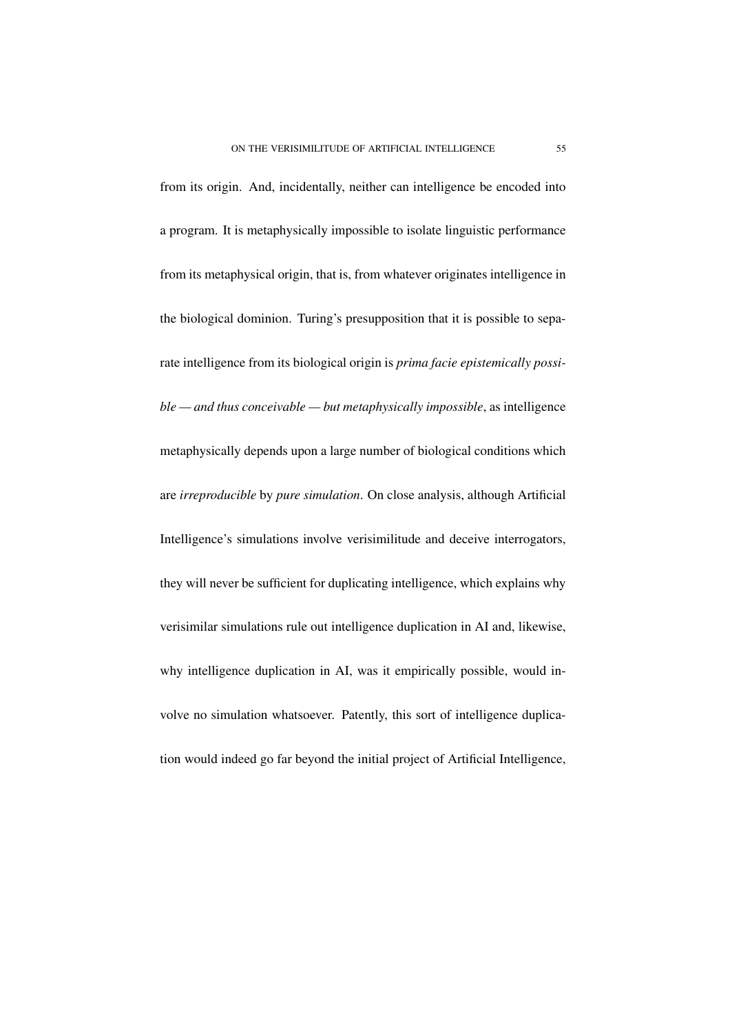from its origin. And, incidentally, neither can intelligence be encoded into a program. It is metaphysically impossible to isolate linguistic performance from its metaphysical origin, that is, from whatever originates intelligence in the biological dominion. Turing's presupposition that it is possible to separate intelligence from its biological origin is *prima facie epistemically possible — and thus conceivable — but metaphysically impossible*, as intelligence metaphysically depends upon a large number of biological conditions which are *irreproducible* by *pure simulation*. On close analysis, although Artificial Intelligence's simulations involve verisimilitude and deceive interrogators, they will never be sufficient for duplicating intelligence, which explains why verisimilar simulations rule out intelligence duplication in AI and, likewise, why intelligence duplication in AI, was it empirically possible, would involve no simulation whatsoever. Patently, this sort of intelligence duplication would indeed go far beyond the initial project of Artificial Intelligence,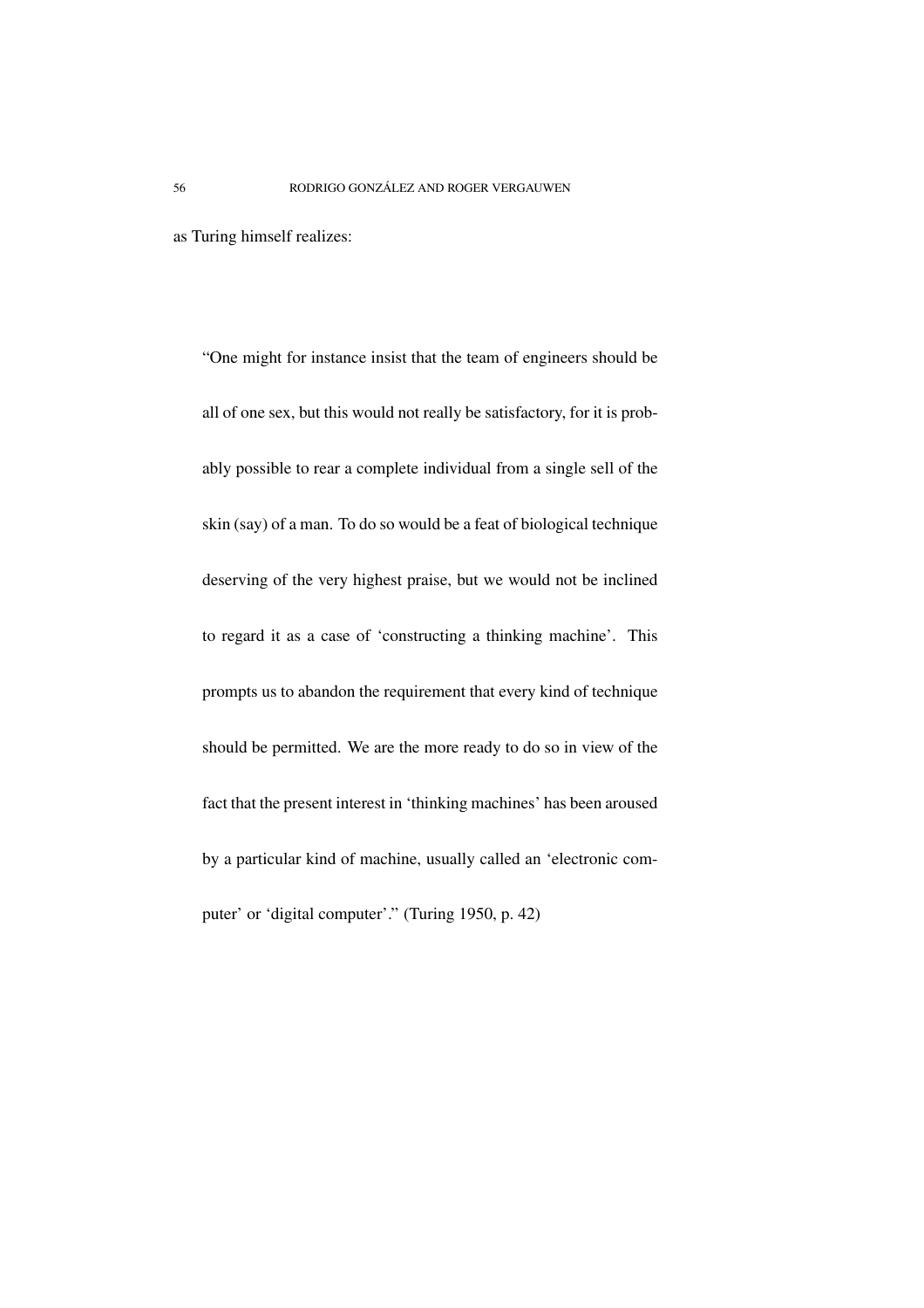as Turing himself realizes:

> "One might for instance insist that the team of engineers should be all of one sex, but this would not really be satisfactory, for it is probably possible to rear a complete individual from a single sell of the skin (say) of a man. To do so would be a feat of biological technique deserving of the very highest praise, but we would not be inclined to regard it as a case of 'constructing a thinking machine'. This prompts us to abandon the requirement that every kind of technique should be permitted. We are the more ready to do so in view of the fact that the present interest in 'thinking machines' has been aroused by a particular kind of machine, usually called an 'electronic computer' or 'digital computer'." (Turing 1950, p. 42)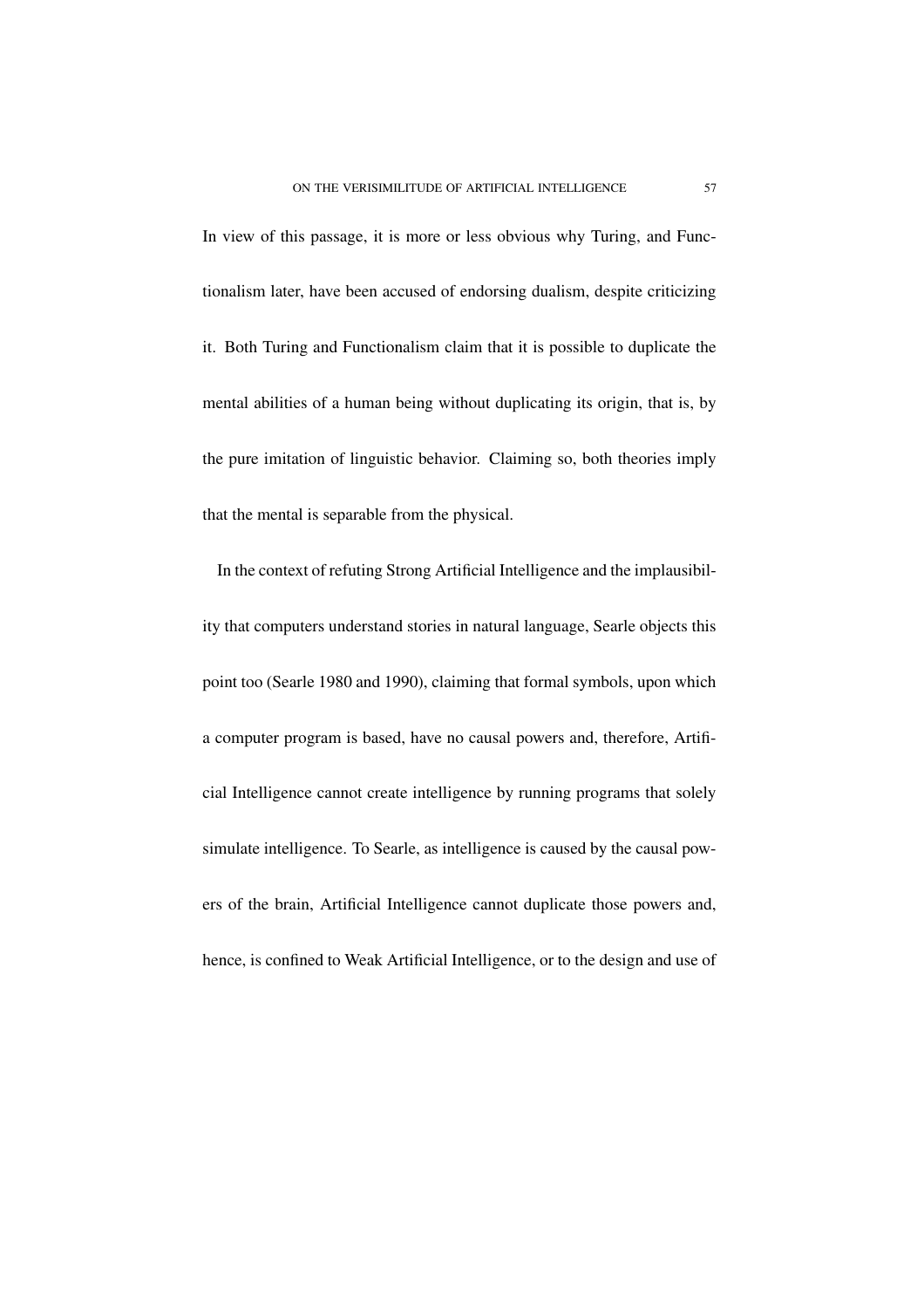In view of this passage, it is more or less obvious why Turing, and Functionalism later, have been accused of endorsing dualism, despite criticizing it. Both Turing and Functionalism claim that it is possible to duplicate the mental abilities of a human being without duplicating its origin, that is, by the pure imitation of linguistic behavior. Claiming so, both theories imply that the mental is separable from the physical.

In the context of refuting Strong Artificial Intelligence and the implausibility that computers understand stories in natural language, Searle objects this point too (Searle 1980 and 1990), claiming that formal symbols, upon which a computer program is based, have no causal powers and, therefore, Artificial Intelligence cannot create intelligence by running programs that solely simulate intelligence. To Searle, as intelligence is caused by the causal powers of the brain, Artificial Intelligence cannot duplicate those powers and, hence, is confined to Weak Artificial Intelligence, or to the design and use of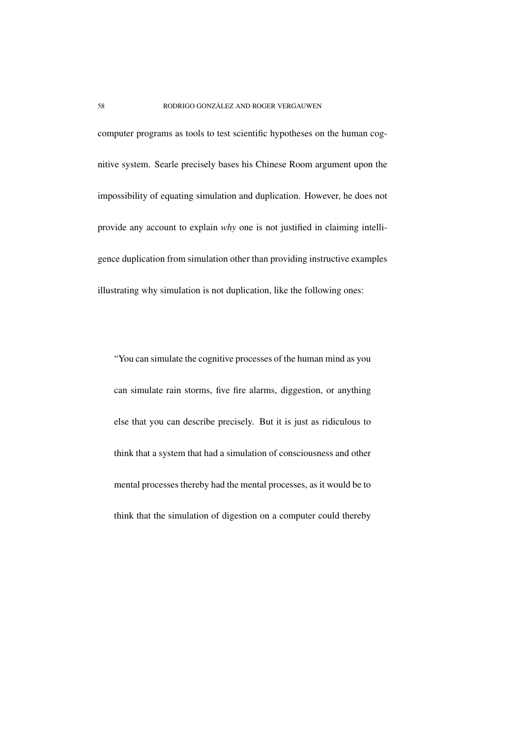computer programs as tools to test scientific hypotheses on the human cognitive system. Searle precisely bases his Chinese Room argument upon the impossibility of equating simulation and duplication. However, he does not provide any account to explain *why* one is not justified in claiming intelligence duplication from simulation other than providing instructive examples illustrating why simulation is not duplication, like the following ones:

> "You can simulate the cognitive processes of the human mind as you can simulate rain storms, five fire alarms, diggestion, or anything else that you can describe precisely. But it is just as ridiculous to think that a system that had a simulation of consciousness and other mental processes thereby had the mental processes, as it would be to think that the simulation of digestion on a computer could thereby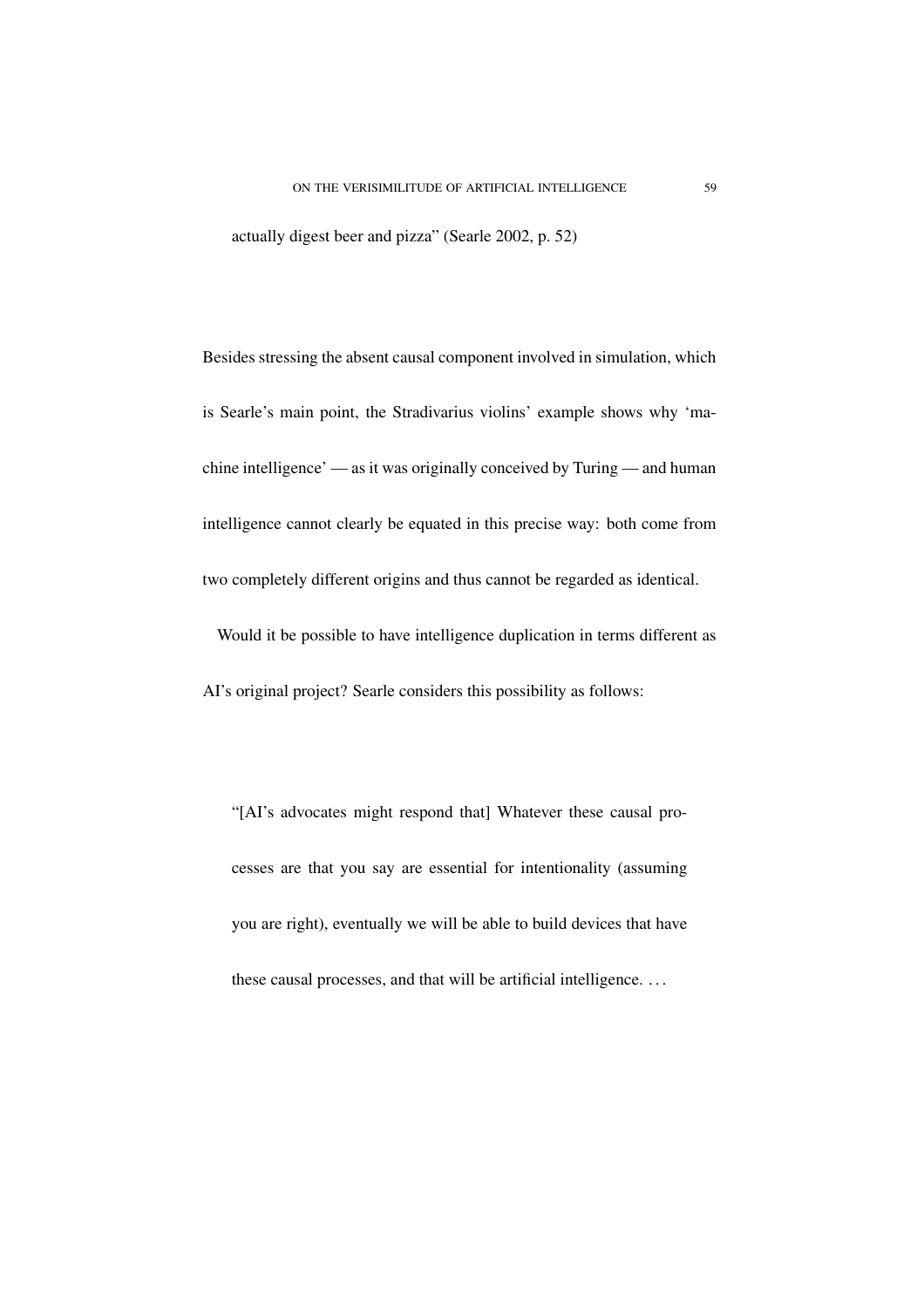> actually digest beer and pizza" (Searle 2002, p. 52)

Besides stressing the absent causal component involved in simulation, which is Searle's main point, the Stradivarius violins' example shows why 'machine intelligence' — as it was originally conceived by Turing — and human intelligence cannot clearly be equated in this precise way: both come from two completely different origins and thus cannot be regarded as identical.

Would it be possible to have intelligence duplication in terms different as AI's original project? Searle considers this possibility as follows:

> "[AI's advocates might respond that] Whatever these causal processes are that you say are essential for intentionality (assuming you are right), eventually we will be able to build devices that have these causal processes, and that will be artificial intelligence. . . .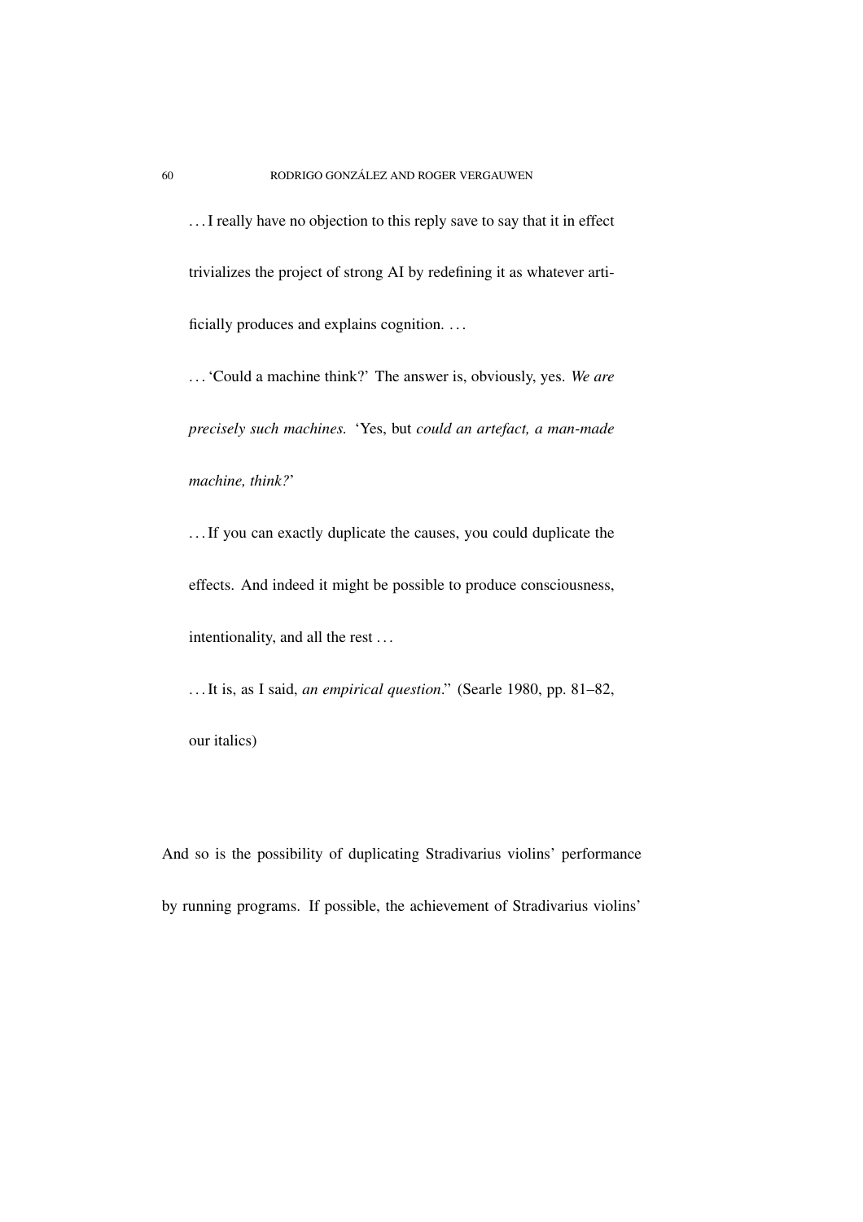> . . . I really have no objection to this reply save to say that it in effect trivializes the project of strong AI by redefining it as whatever artificially produces and explains cognition. . . .
>
> . . . 'Could a machine think?' The answer is, obviously, yes. *We are precisely such machines.* 'Yes, but *could an artefact, a man-made machine, think?*'
>
> . . . If you can exactly duplicate the causes, you could duplicate the effects. And indeed it might be possible to produce consciousness, intentionality, and all the rest . . .
>
> . . . It is, as I said, *an empirical question*." (Searle 1980, pp. 81–82, our italics)

And so is the possibility of duplicating Stradivarius violins' performance by running programs. If possible, the achievement of Stradivarius violins'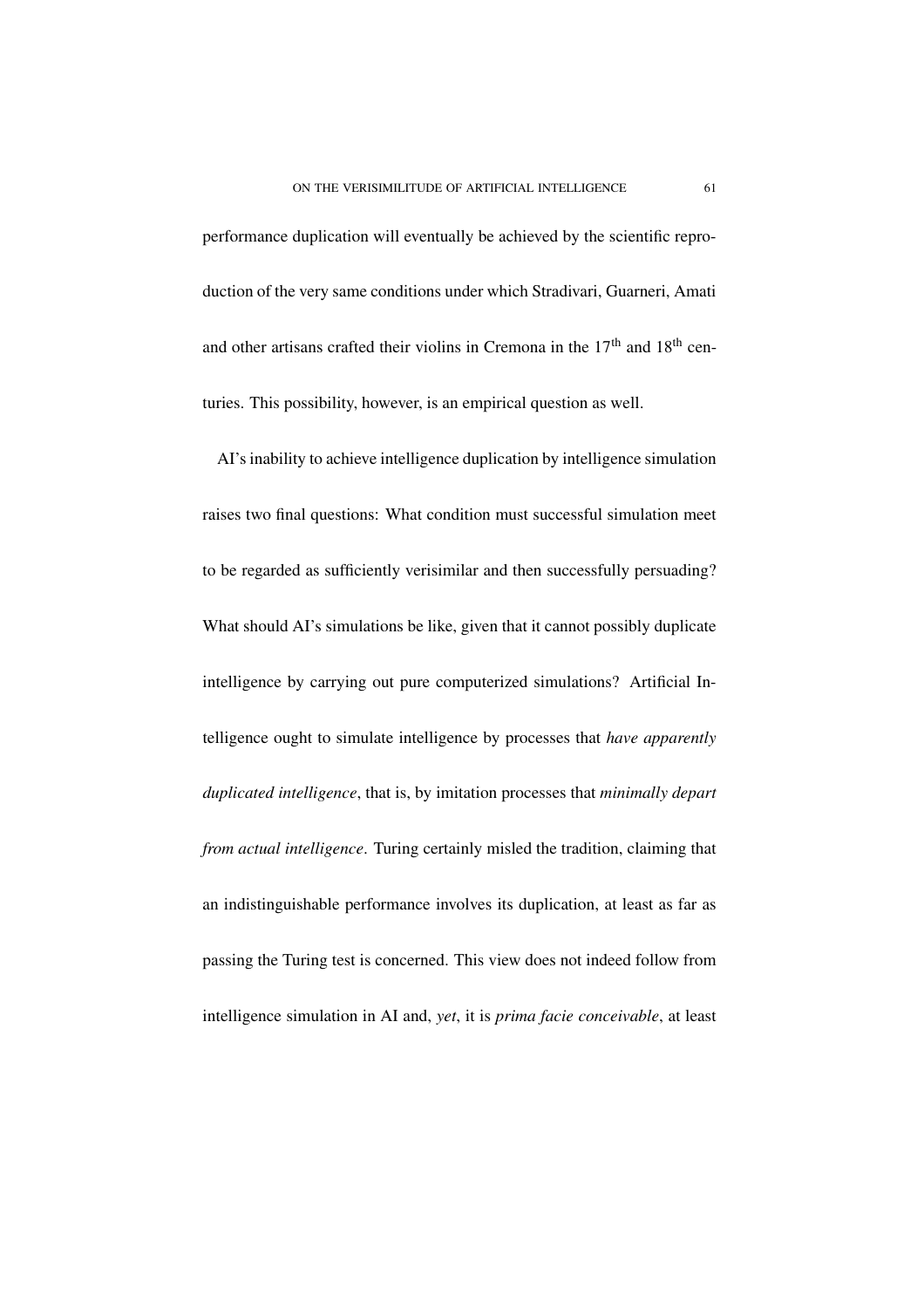performance duplication will eventually be achieved by the scientific reproduction of the very same conditions under which Stradivari, Guarneri, Amati and other artisans crafted their violins in Cremona in the 17th and 18th centuries. This possibility, however, is an empirical question as well.

AI's inability to achieve intelligence duplication by intelligence simulation raises two final questions: What condition must successful simulation meet to be regarded as sufficiently verisimilar and then successfully persuading? What should AI's simulations be like, given that it cannot possibly duplicate intelligence by carrying out pure computerized simulations? Artificial Intelligence ought to simulate intelligence by processes that *have apparently duplicated intelligence*, that is, by imitation processes that *minimally depart from actual intelligence*. Turing certainly misled the tradition, claiming that an indistinguishable performance involves its duplication, at least as far as passing the Turing test is concerned. This view does not indeed follow from intelligence simulation in AI and, *yet*, it is *prima facie conceivable*, at least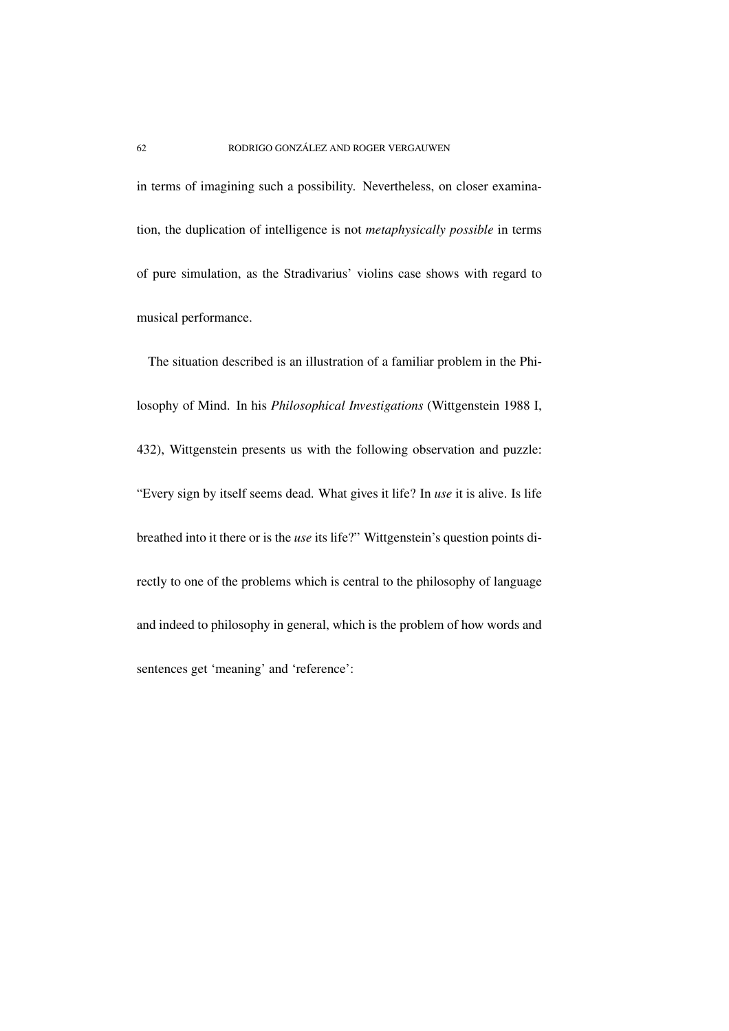in terms of imagining such a possibility. Nevertheless, on closer examination, the duplication of intelligence is not *metaphysically possible* in terms of pure simulation, as the Stradivarius' violins case shows with regard to musical performance.

The situation described is an illustration of a familiar problem in the Philosophy of Mind. In his *Philosophical Investigations* (Wittgenstein 1988 I, 432), Wittgenstein presents us with the following observation and puzzle: "Every sign by itself seems dead. What gives it life? In *use* it is alive. Is life breathed into it there or is the *use* its life?" Wittgenstein's question points directly to one of the problems which is central to the philosophy of language and indeed to philosophy in general, which is the problem of how words and sentences get 'meaning' and 'reference':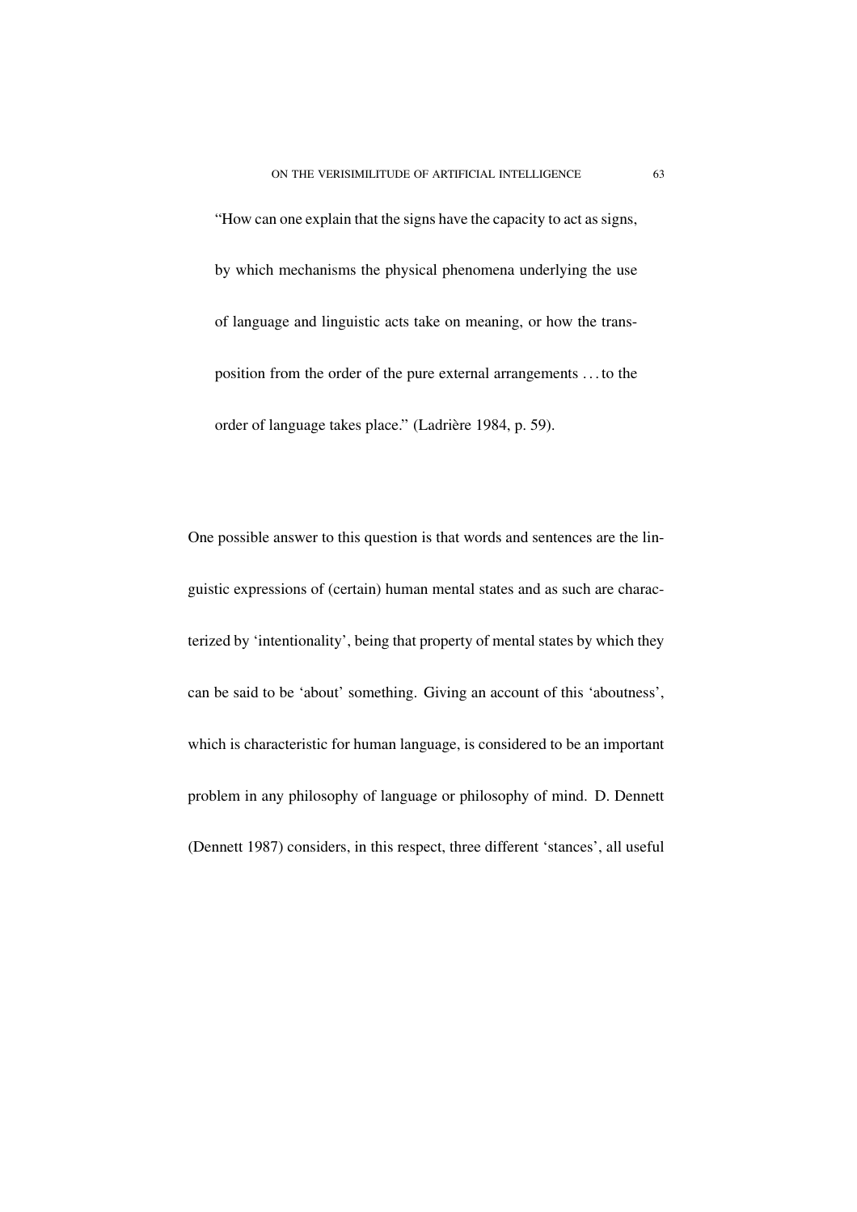> "How can one explain that the signs have the capacity to act as signs, by which mechanisms the physical phenomena underlying the use of language and linguistic acts take on meaning, or how the transposition from the order of the pure external arrangements ... to the order of language takes place." (Ladrière 1984, p. 59).

One possible answer to this question is that words and sentences are the linguistic expressions of (certain) human mental states and as such are characterized by 'intentionality', being that property of mental states by which they can be said to be 'about' something. Giving an account of this 'aboutness', which is characteristic for human language, is considered to be an important problem in any philosophy of language or philosophy of mind. D. Dennett (Dennett 1987) considers, in this respect, three different 'stances', all useful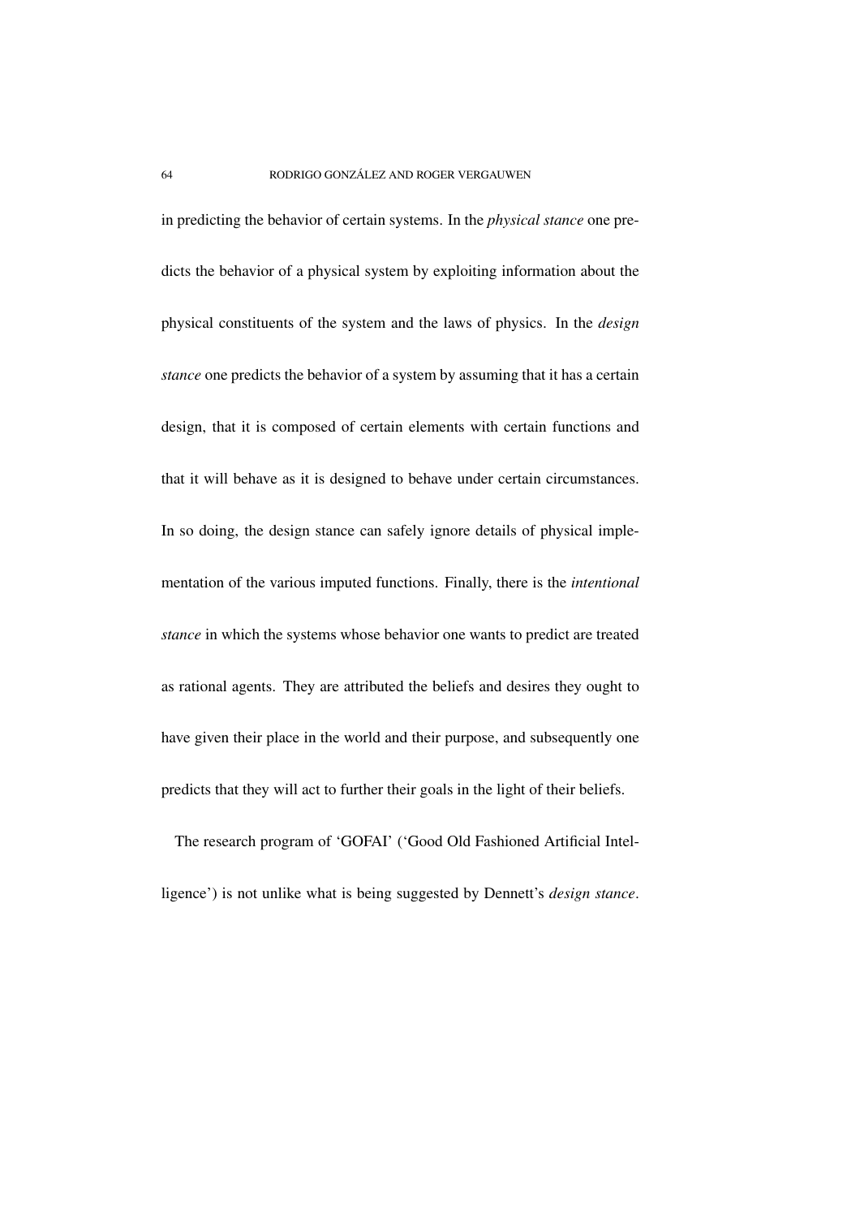in predicting the behavior of certain systems. In the *physical stance* one predicts the behavior of a physical system by exploiting information about the physical constituents of the system and the laws of physics. In the *design stance* one predicts the behavior of a system by assuming that it has a certain design, that it is composed of certain elements with certain functions and that it will behave as it is designed to behave under certain circumstances. In so doing, the design stance can safely ignore details of physical implementation of the various imputed functions. Finally, there is the *intentional stance* in which the systems whose behavior one wants to predict are treated as rational agents. They are attributed the beliefs and desires they ought to have given their place in the world and their purpose, and subsequently one predicts that they will act to further their goals in the light of their beliefs.

The research program of 'GOFAI' ('Good Old Fashioned Artificial Intelligence') is not unlike what is being suggested by Dennett's *design stance*.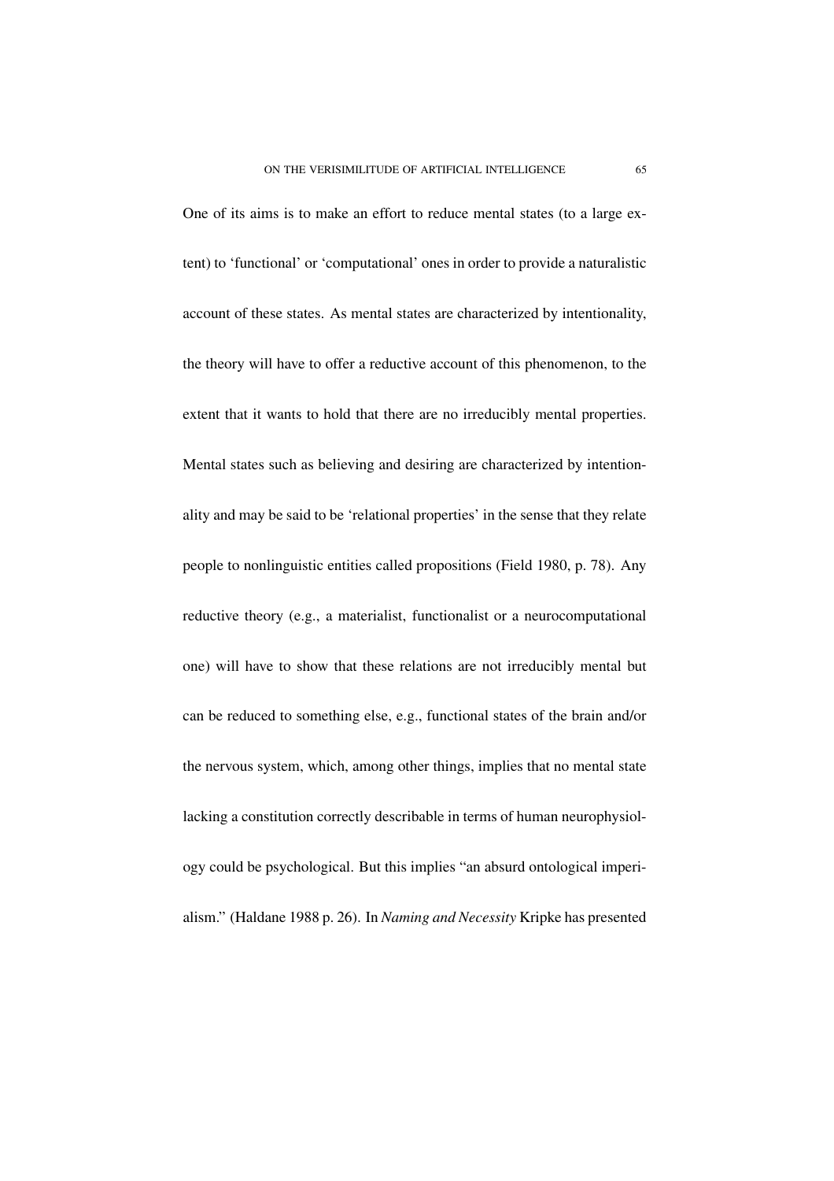One of its aims is to make an effort to reduce mental states (to a large extent) to 'functional' or 'computational' ones in order to provide a naturalistic account of these states. As mental states are characterized by intentionality, the theory will have to offer a reductive account of this phenomenon, to the extent that it wants to hold that there are no irreducibly mental properties. Mental states such as believing and desiring are characterized by intentionality and may be said to be 'relational properties' in the sense that they relate people to nonlinguistic entities called propositions (Field 1980, p. 78). Any reductive theory (e.g., a materialist, functionalist or a neurocomputational one) will have to show that these relations are not irreducibly mental but can be reduced to something else, e.g., functional states of the brain and/or the nervous system, which, among other things, implies that no mental state lacking a constitution correctly describable in terms of human neurophysiology could be psychological. But this implies "an absurd ontological imperialism." (Haldane 1988 p. 26). In *Naming and Necessity* Kripke has presented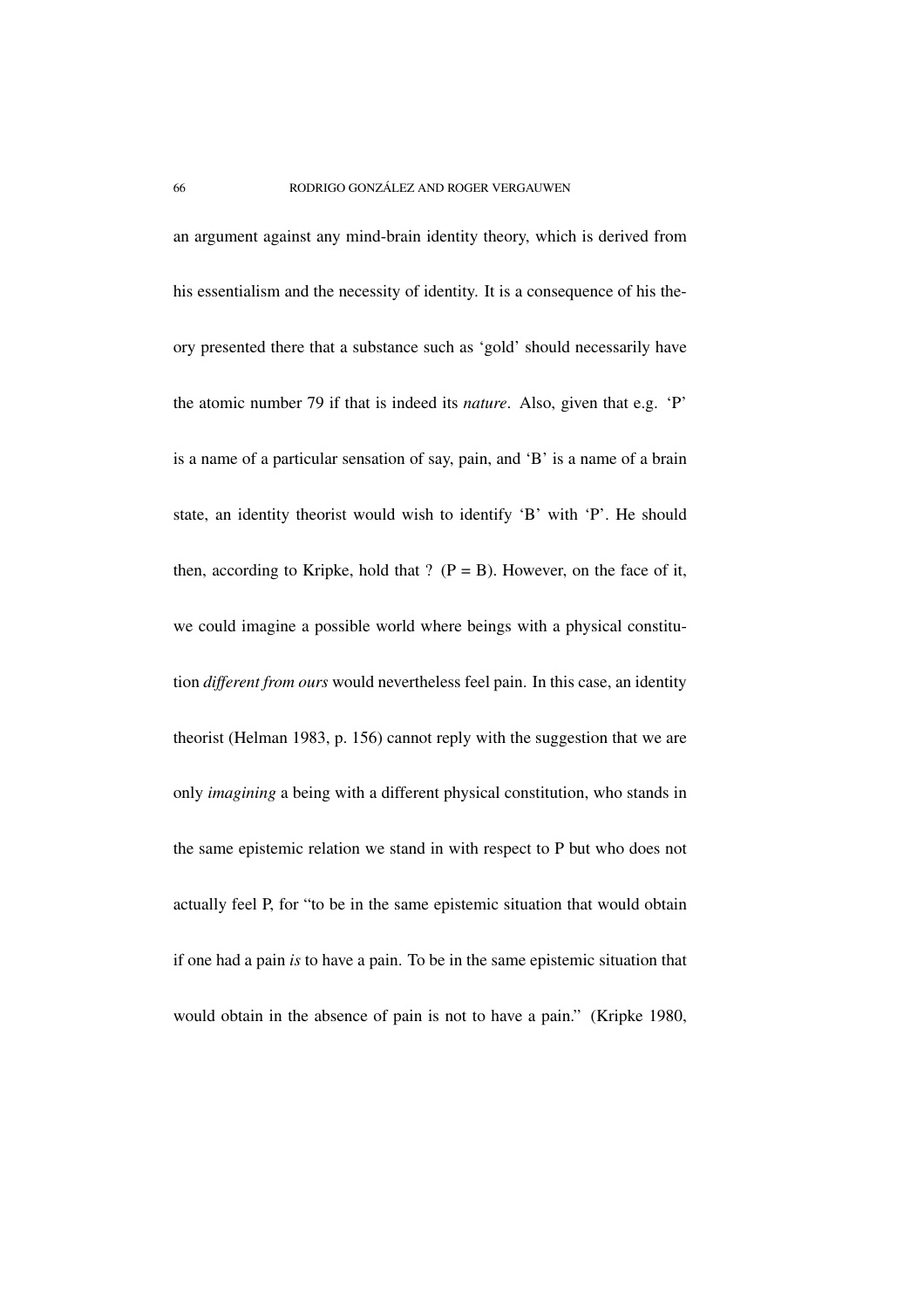an argument against any mind-brain identity theory, which is derived from his essentialism and the necessity of identity. It is a consequence of his theory presented there that a substance such as 'gold' should necessarily have the atomic number 79 if that is indeed its *nature*. Also, given that e.g. 'P' is a name of a particular sensation of say, pain, and 'B' is a name of a brain state, an identity theorist would wish to identify 'B' with 'P'. He should then, according to Kripke, hold that ? (P = B). However, on the face of it, we could imagine a possible world where beings with a physical constitution *different from ours* would nevertheless feel pain. In this case, an identity theorist (Helman 1983, p. 156) cannot reply with the suggestion that we are only *imagining* a being with a different physical constitution, who stands in the same epistemic relation we stand in with respect to P but who does not actually feel P, for "to be in the same epistemic situation that would obtain if one had a pain *is* to have a pain. To be in the same epistemic situation that would obtain in the absence of pain is not to have a pain." (Kripke 1980,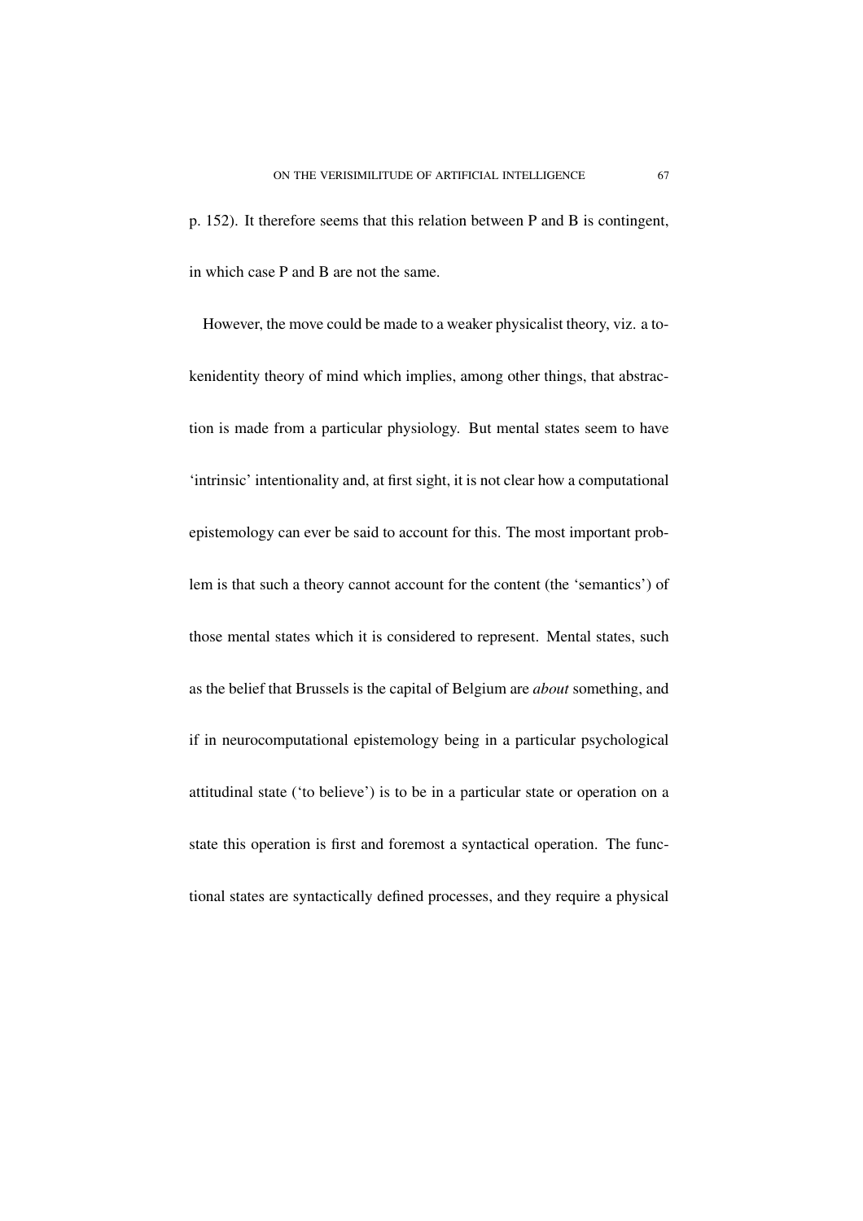p. 152). It therefore seems that this relation between P and B is contingent, in which case P and B are not the same.

However, the move could be made to a weaker physicalist theory, viz. a tokenidentity theory of mind which implies, among other things, that abstraction is made from a particular physiology. But mental states seem to have 'intrinsic' intentionality and, at first sight, it is not clear how a computational epistemology can ever be said to account for this. The most important problem is that such a theory cannot account for the content (the 'semantics') of those mental states which it is considered to represent. Mental states, such as the belief that Brussels is the capital of Belgium are *about* something, and if in neurocomputational epistemology being in a particular psychological attitudinal state ('to believe') is to be in a particular state or operation on a state this operation is first and foremost a syntactical operation. The functional states are syntactically defined processes, and they require a physical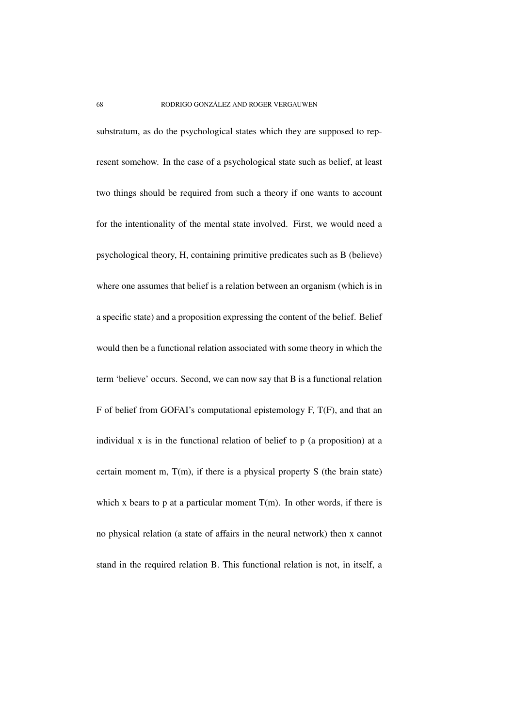substratum, as do the psychological states which they are supposed to represent somehow. In the case of a psychological state such as belief, at least two things should be required from such a theory if one wants to account for the intentionality of the mental state involved. First, we would need a psychological theory, H, containing primitive predicates such as B (believe) where one assumes that belief is a relation between an organism (which is in a specific state) and a proposition expressing the content of the belief. Belief would then be a functional relation associated with some theory in which the term 'believe' occurs. Second, we can now say that B is a functional relation F of belief from GOFAI's computational epistemology F, T(F), and that an individual x is in the functional relation of belief to p (a proposition) at a certain moment m, T(m), if there is a physical property S (the brain state) which x bears to p at a particular moment T(m). In other words, if there is no physical relation (a state of affairs in the neural network) then x cannot stand in the required relation B. This functional relation is not, in itself, a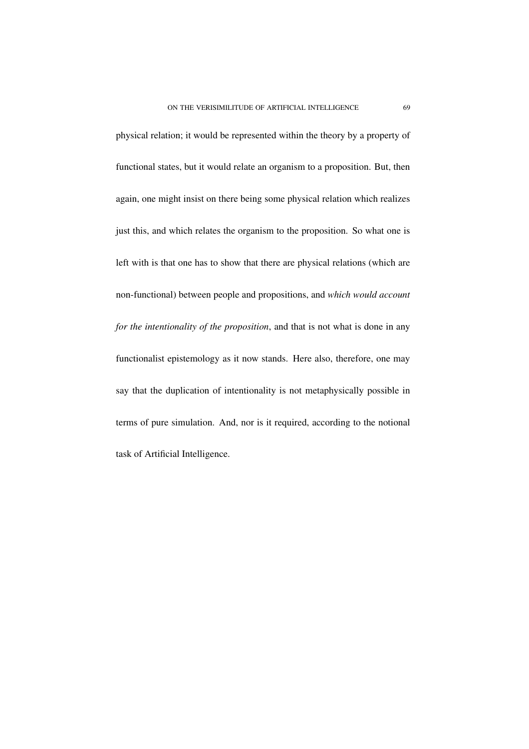physical relation; it would be represented within the theory by a property of functional states, but it would relate an organism to a proposition. But, then again, one might insist on there being some physical relation which realizes just this, and which relates the organism to the proposition. So what one is left with is that one has to show that there are physical relations (which are non-functional) between people and propositions, and *which would account for the intentionality of the proposition*, and that is not what is done in any functionalist epistemology as it now stands. Here also, therefore, one may say that the duplication of intentionality is not metaphysically possible in terms of pure simulation. And, nor is it required, according to the notional task of Artificial Intelligence.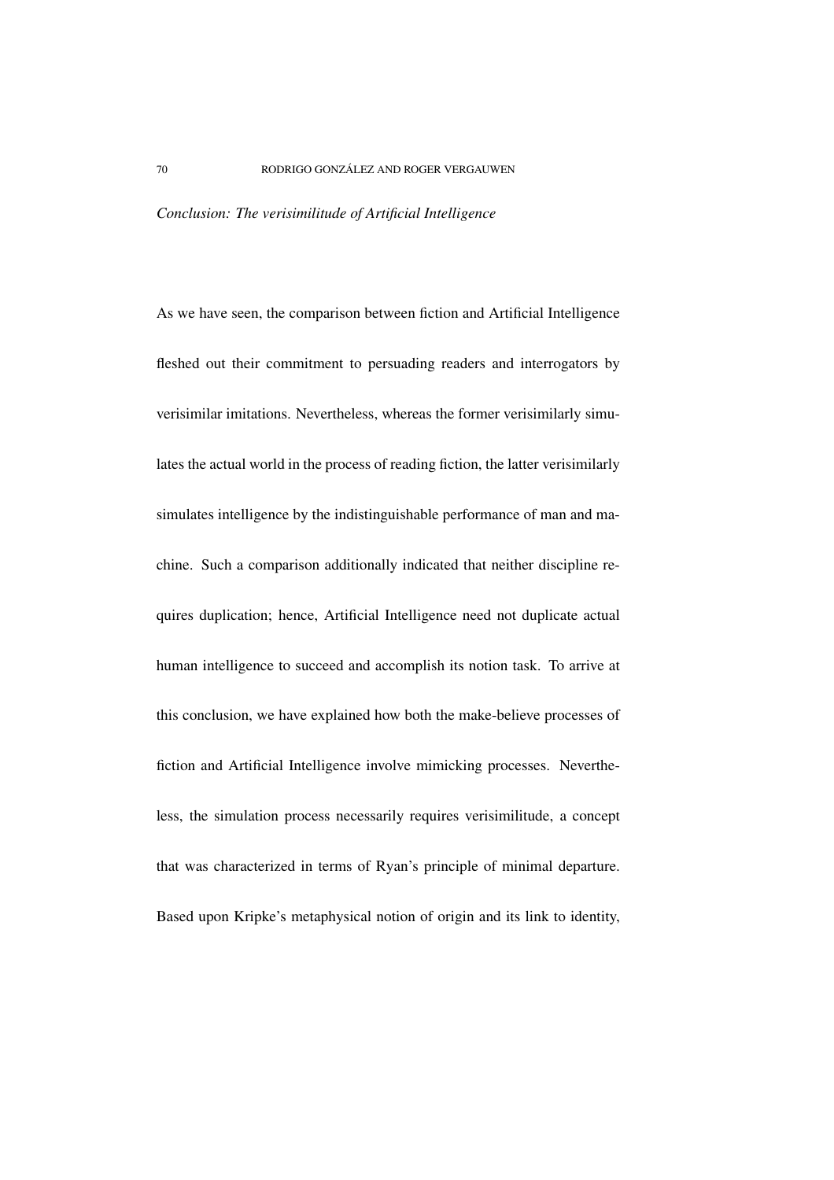*Conclusion: The verisimilitude of Artificial Intelligence*

As we have seen, the comparison between fiction and Artificial Intelligence fleshed out their commitment to persuading readers and interrogators by verisimilar imitations. Nevertheless, whereas the former verisimilarly simulates the actual world in the process of reading fiction, the latter verisimilarly simulates intelligence by the indistinguishable performance of man and machine. Such a comparison additionally indicated that neither discipline requires duplication; hence, Artificial Intelligence need not duplicate actual human intelligence to succeed and accomplish its notion task. To arrive at this conclusion, we have explained how both the make-believe processes of fiction and Artificial Intelligence involve mimicking processes. Nevertheless, the simulation process necessarily requires verisimilitude, a concept that was characterized in terms of Ryan's principle of minimal departure. Based upon Kripke's metaphysical notion of origin and its link to identity,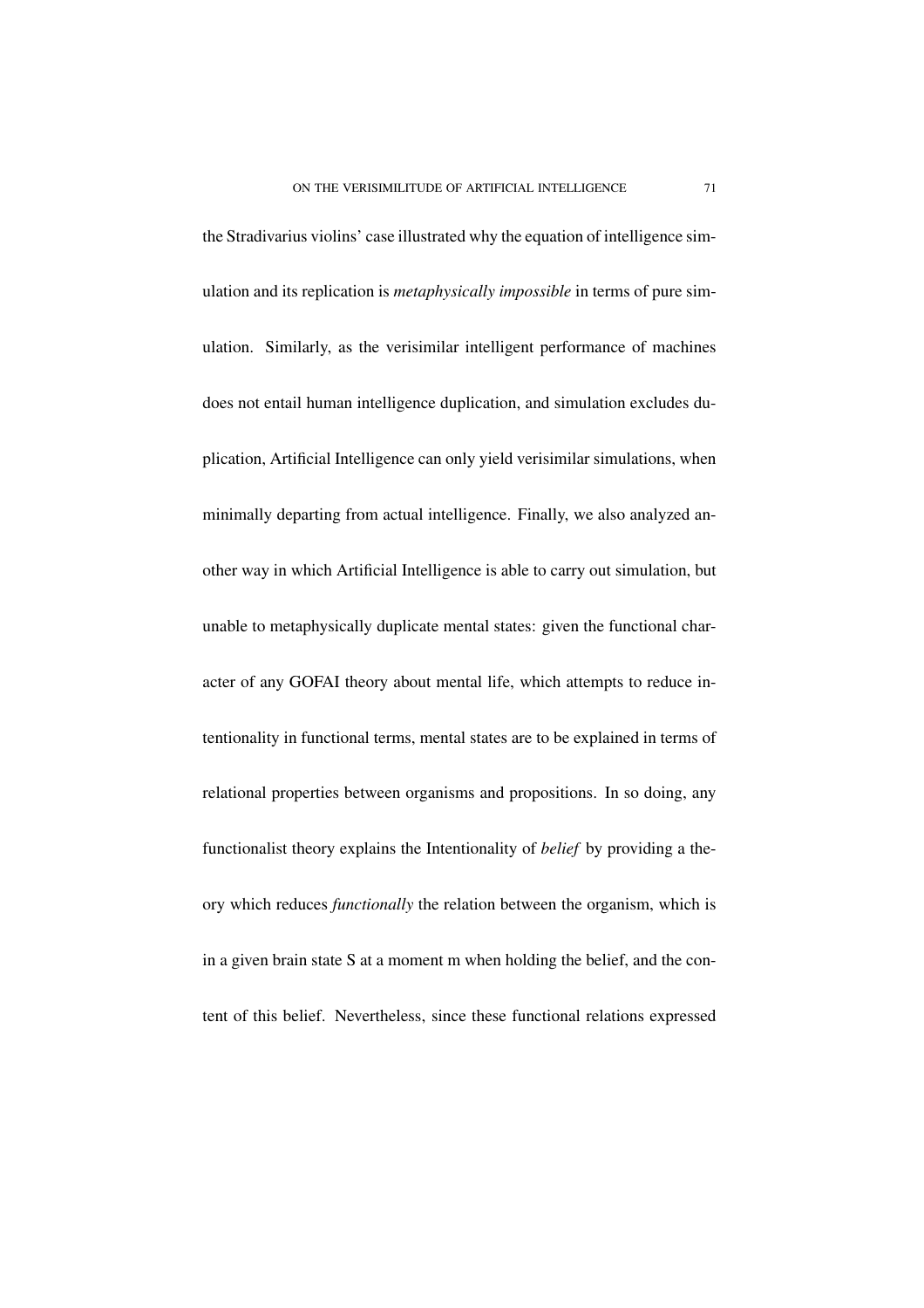the Stradivarius violins' case illustrated why the equation of intelligence simulation and its replication is *metaphysically impossible* in terms of pure simulation. Similarly, as the verisimilar intelligent performance of machines does not entail human intelligence duplication, and simulation excludes duplication, Artificial Intelligence can only yield verisimilar simulations, when minimally departing from actual intelligence. Finally, we also analyzed another way in which Artificial Intelligence is able to carry out simulation, but unable to metaphysically duplicate mental states: given the functional character of any GOFAI theory about mental life, which attempts to reduce intentionality in functional terms, mental states are to be explained in terms of relational properties between organisms and propositions. In so doing, any functionalist theory explains the Intentionality of *belief* by providing a theory which reduces *functionally* the relation between the organism, which is in a given brain state S at a moment m when holding the belief, and the content of this belief. Nevertheless, since these functional relations expressed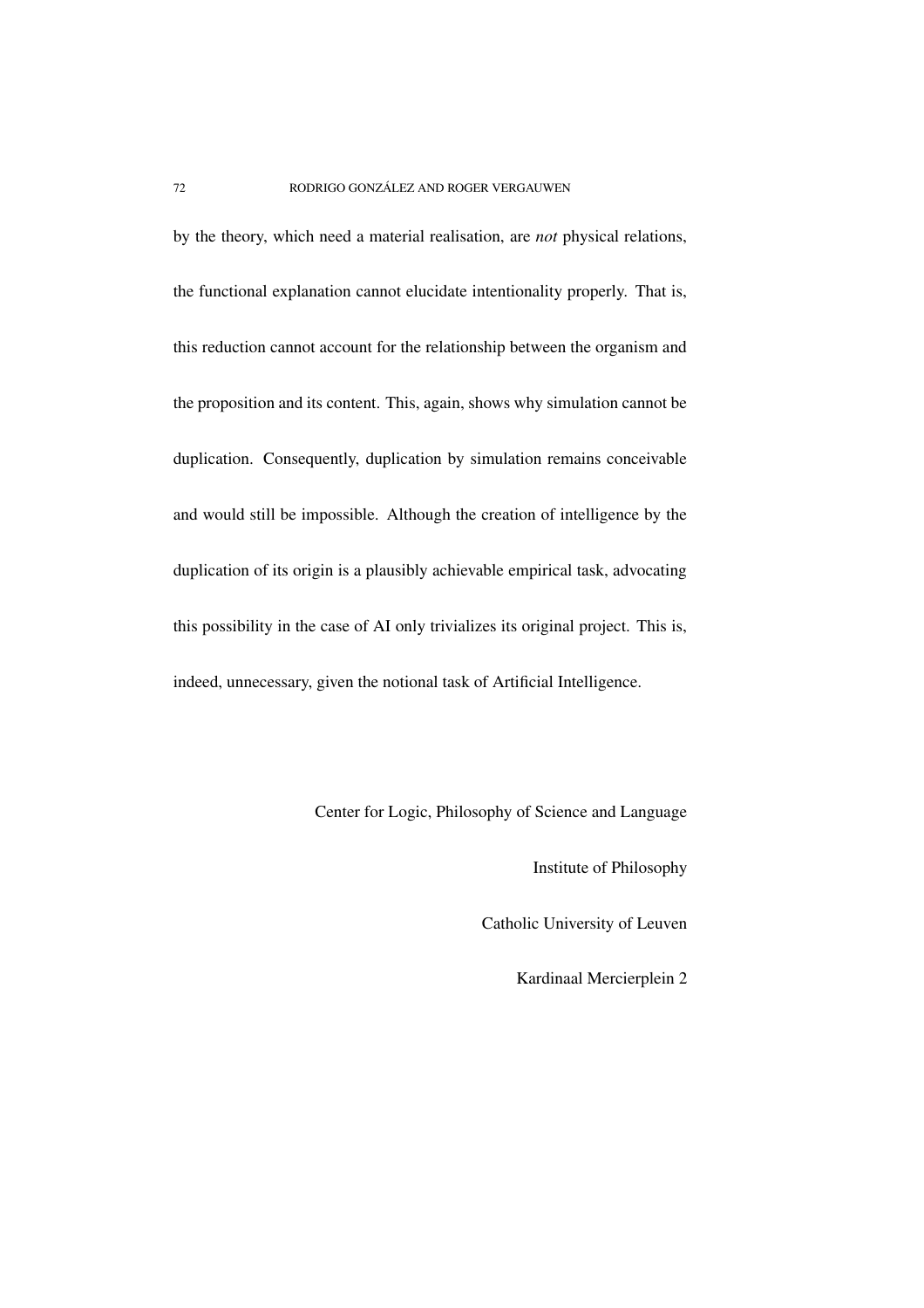by the theory, which need a material realisation, are *not* physical relations, the functional explanation cannot elucidate intentionality properly. That is, this reduction cannot account for the relationship between the organism and the proposition and its content. This, again, shows why simulation cannot be duplication. Consequently, duplication by simulation remains conceivable and would still be impossible. Although the creation of intelligence by the duplication of its origin is a plausibly achievable empirical task, advocating this possibility in the case of AI only trivializes its original project. This is, indeed, unnecessary, given the notional task of Artificial Intelligence.

Center for Logic, Philosophy of Science and Language

Institute of Philosophy

Catholic University of Leuven

Kardinaal Mercierplein 2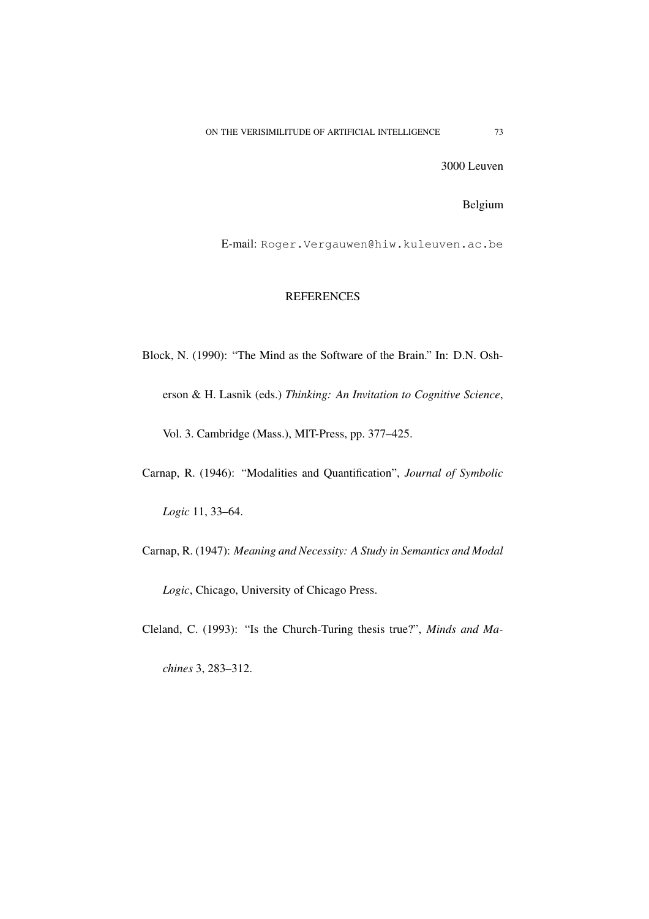3000 Leuven

Belgium

E-mail: `Roger.Vergauwen@hiw.kuleuven.ac.be`

## REFERENCES

Block, N. (1990): "The Mind as the Software of the Brain." In: D.N. Osherson & H. Lasnik (eds.) *Thinking: An Invitation to Cognitive Science*, Vol. 3. Cambridge (Mass.), MIT-Press, pp. 377–425.

Carnap, R. (1946): "Modalities and Quantification", *Journal of Symbolic Logic* 11, 33–64.

Carnap, R. (1947): *Meaning and Necessity: A Study in Semantics and Modal Logic*, Chicago, University of Chicago Press.

Cleland, C. (1993): "Is the Church-Turing thesis true?", *Minds and Machines* 3, 283–312.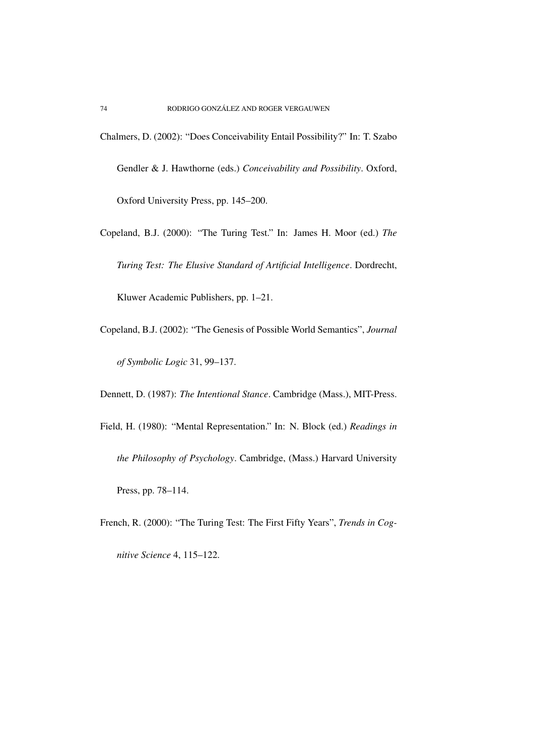Chalmers, D. (2002): "Does Conceivability Entail Possibility?" In: T. Szabo Gendler & J. Hawthorne (eds.) *Conceivability and Possibility*. Oxford, Oxford University Press, pp. 145–200.

Copeland, B.J. (2000): "The Turing Test." In: James H. Moor (ed.) *The Turing Test: The Elusive Standard of Artificial Intelligence*. Dordrecht, Kluwer Academic Publishers, pp. 1–21.

Copeland, B.J. (2002): "The Genesis of Possible World Semantics", *Journal of Symbolic Logic* 31, 99–137.

Dennett, D. (1987): *The Intentional Stance*. Cambridge (Mass.), MIT-Press.

Field, H. (1980): "Mental Representation." In: N. Block (ed.) *Readings in the Philosophy of Psychology*. Cambridge, (Mass.) Harvard University Press, pp. 78–114.

French, R. (2000): "The Turing Test: The First Fifty Years", *Trends in Cognitive Science* 4, 115–122.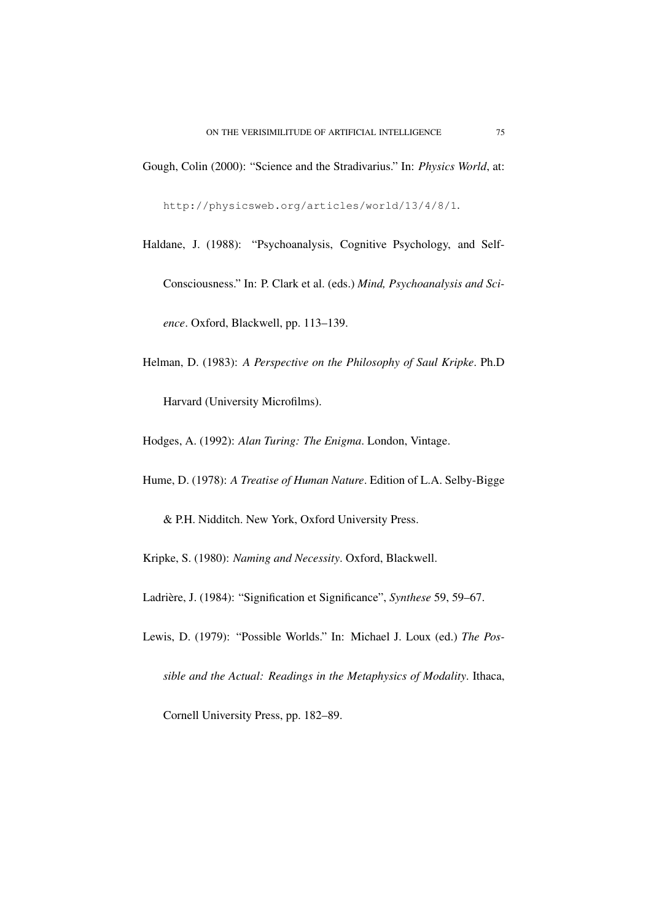Gough, Colin (2000): "Science and the Stradivarius." In: *Physics World*, at: http://physicsweb.org/articles/world/13/4/8/1.

Haldane, J. (1988): "Psychoanalysis, Cognitive Psychology, and Self-Consciousness." In: P. Clark et al. (eds.) *Mind, Psychoanalysis and Science*. Oxford, Blackwell, pp. 113–139.

Helman, D. (1983): *A Perspective on the Philosophy of Saul Kripke*. Ph.D Harvard (University Microfilms).

Hodges, A. (1992): *Alan Turing: The Enigma*. London, Vintage.

Hume, D. (1978): *A Treatise of Human Nature*. Edition of L.A. Selby-Bigge & P.H. Nidditch. New York, Oxford University Press.

Kripke, S. (1980): *Naming and Necessity*. Oxford, Blackwell.

Ladrière, J. (1984): "Signification et Significance", *Synthese* 59, 59–67.

Lewis, D. (1979): "Possible Worlds." In: Michael J. Loux (ed.) *The Possible and the Actual: Readings in the Metaphysics of Modality*. Ithaca, Cornell University Press, pp. 182–89.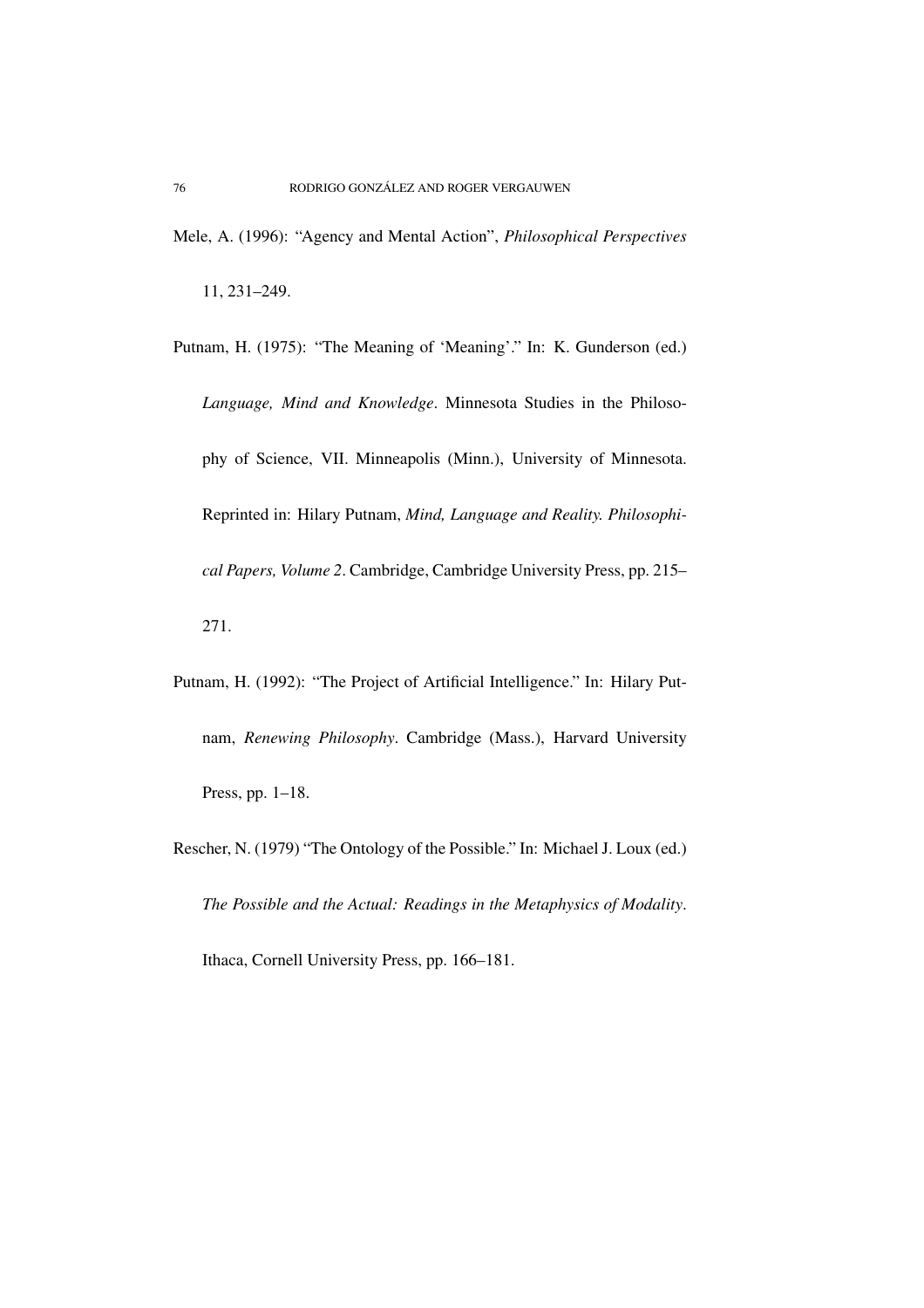Mele, A. (1996): "Agency and Mental Action", *Philosophical Perspectives* 11, 231–249.

Putnam, H. (1975): "The Meaning of 'Meaning'." In: K. Gunderson (ed.) *Language, Mind and Knowledge*. Minnesota Studies in the Philosophy of Science, VII. Minneapolis (Minn.), University of Minnesota. Reprinted in: Hilary Putnam, *Mind, Language and Reality. Philosophical Papers, Volume 2*. Cambridge, Cambridge University Press, pp. 215–271.

Putnam, H. (1992): "The Project of Artificial Intelligence." In: Hilary Putnam, *Renewing Philosophy*. Cambridge (Mass.), Harvard University Press, pp. 1–18.

Rescher, N. (1979) "The Ontology of the Possible." In: Michael J. Loux (ed.) *The Possible and the Actual: Readings in the Metaphysics of Modality*. Ithaca, Cornell University Press, pp. 166–181.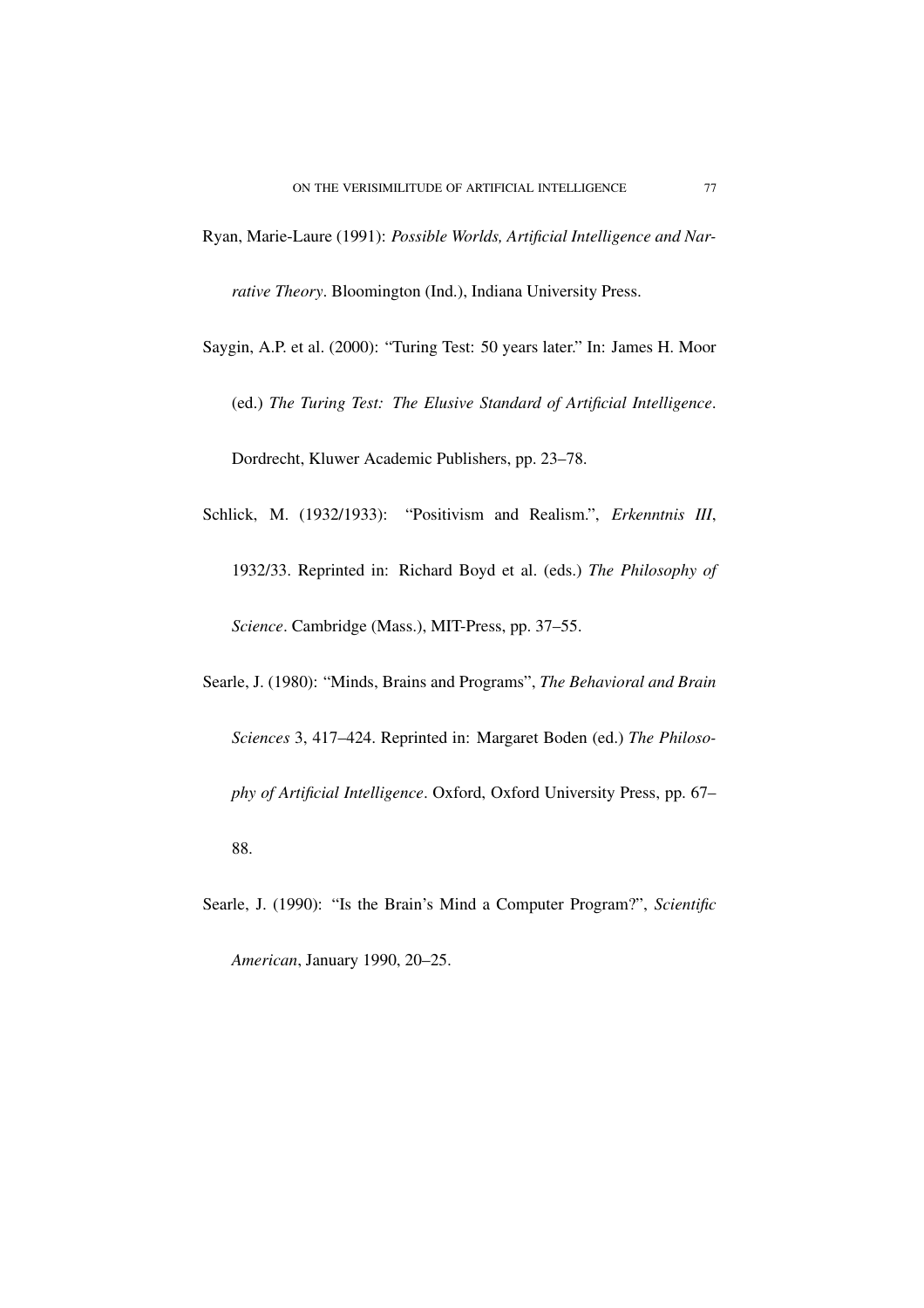Ryan, Marie-Laure (1991): *Possible Worlds, Artificial Intelligence and Narrative Theory*. Bloomington (Ind.), Indiana University Press.

Saygin, A.P. et al. (2000): "Turing Test: 50 years later." In: James H. Moor (ed.) *The Turing Test: The Elusive Standard of Artificial Intelligence*. Dordrecht, Kluwer Academic Publishers, pp. 23–78.

Schlick, M. (1932/1933): "Positivism and Realism.", *Erkenntnis III*, 1932/33. Reprinted in: Richard Boyd et al. (eds.) *The Philosophy of Science*. Cambridge (Mass.), MIT-Press, pp. 37–55.

Searle, J. (1980): "Minds, Brains and Programs", *The Behavioral and Brain Sciences* 3, 417–424. Reprinted in: Margaret Boden (ed.) *The Philosophy of Artificial Intelligence*. Oxford, Oxford University Press, pp. 67–88.

Searle, J. (1990): "Is the Brain's Mind a Computer Program?", *Scientific American*, January 1990, 20–25.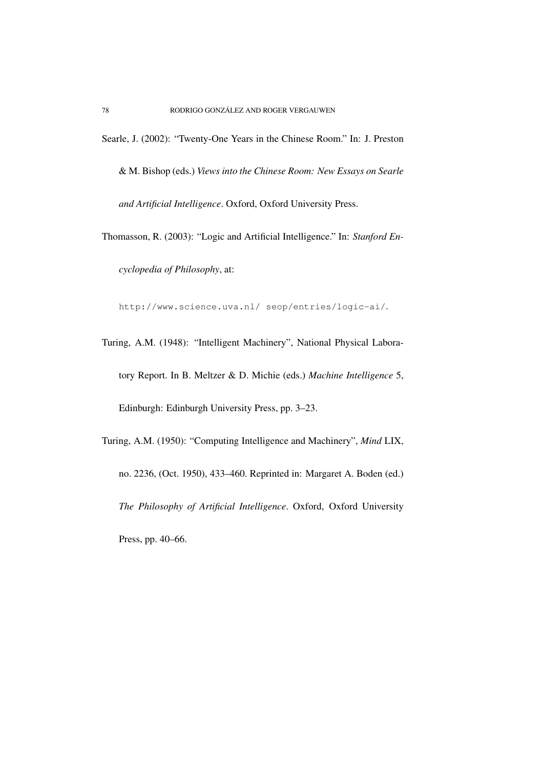Searle, J. (2002): "Twenty-One Years in the Chinese Room." In: J. Preston & M. Bishop (eds.) *Views into the Chinese Room: New Essays on Searle and Artificial Intelligence*. Oxford, Oxford University Press.

Thomasson, R. (2003): "Logic and Artificial Intelligence." In: *Stanford Encyclopedia of Philosophy*, at:

http://www.science.uva.nl/ seop/entries/logic-ai/.

Turing, A.M. (1948): "Intelligent Machinery", National Physical Laboratory Report. In B. Meltzer & D. Michie (eds.) *Machine Intelligence* 5, Edinburgh: Edinburgh University Press, pp. 3–23.

Turing, A.M. (1950): "Computing Intelligence and Machinery", *Mind* LIX, no. 2236, (Oct. 1950), 433–460. Reprinted in: Margaret A. Boden (ed.) *The Philosophy of Artificial Intelligence*. Oxford, Oxford University Press, pp. 40–66.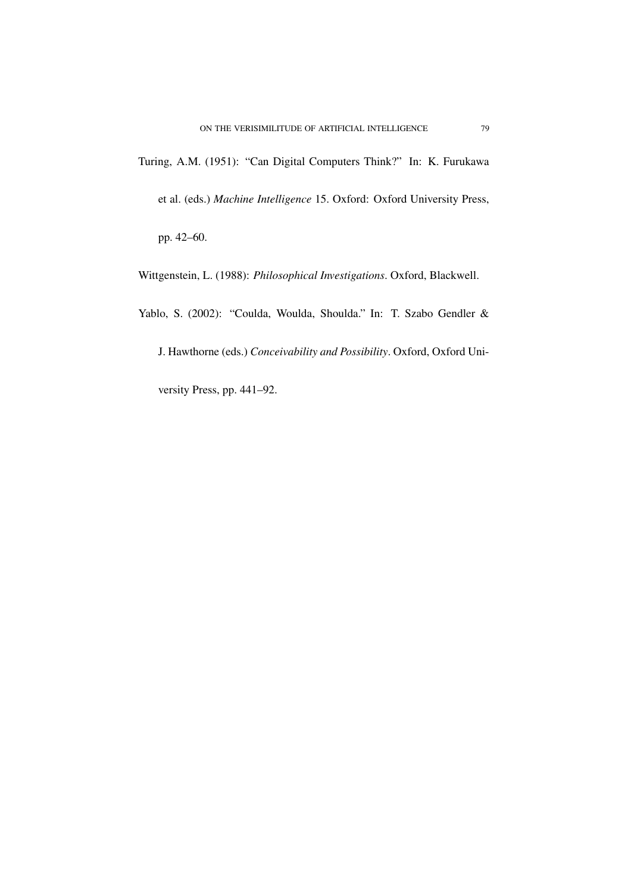Turing, A.M. (1951): "Can Digital Computers Think?" In: K. Furukawa et al. (eds.) *Machine Intelligence* 15. Oxford: Oxford University Press, pp. 42–60.

Wittgenstein, L. (1988): *Philosophical Investigations*. Oxford, Blackwell.

Yablo, S. (2002): "Coulda, Woulda, Shoulda." In: T. Szabo Gendler & J. Hawthorne (eds.) *Conceivability and Possibility*. Oxford, Oxford University Press, pp. 441–92.